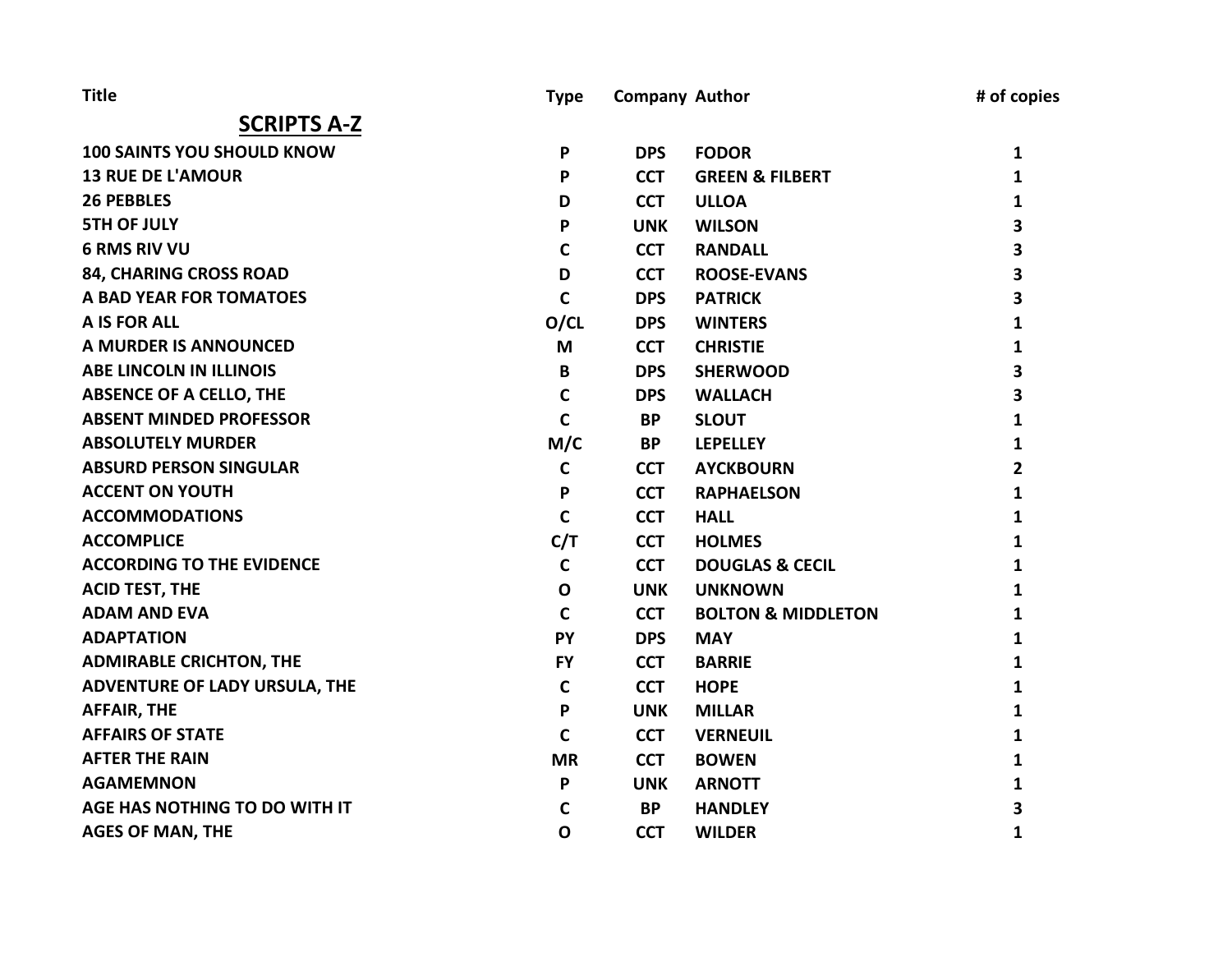| Title | Type | Company | Author | # of copies |
|---|---|---|---|---|
| **SCRIPTS A-Z** | | | | |
| 100 SAINTS YOU SHOULD KNOW | P | DPS | FODOR | 1 |
| 13 RUE DE L'AMOUR | P | CCT | GREEN & FILBERT | 1 |
| 26 PEBBLES | D | CCT | ULLOA | 1 |
| 5TH OF JULY | P | UNK | WILSON | 3 |
| 6 RMS RIV VU | C | CCT | RANDALL | 3 |
| 84, CHARING CROSS ROAD | D | CCT | ROOSE-EVANS | 3 |
| A BAD YEAR FOR TOMATOES | C | DPS | PATRICK | 3 |
| A IS FOR ALL | O/CL | DPS | WINTERS | 1 |
| A MURDER IS ANNOUNCED | M | CCT | CHRISTIE | 1 |
| ABE LINCOLN IN ILLINOIS | B | DPS | SHERWOOD | 3 |
| ABSENCE OF A CELLO, THE | C | DPS | WALLACH | 3 |
| ABSENT MINDED PROFESSOR | C | BP | SLOUT | 1 |
| ABSOLUTELY MURDER | M/C | BP | LEPELLEY | 1 |
| ABSURD PERSON SINGULAR | C | CCT | AYCKBOURN | 2 |
| ACCENT ON YOUTH | P | CCT | RAPHAELSON | 1 |
| ACCOMMODATIONS | C | CCT | HALL | 1 |
| ACCOMPLICE | C/T | CCT | HOLMES | 1 |
| ACCORDING TO THE EVIDENCE | C | CCT | DOUGLAS & CECIL | 1 |
| ACID TEST, THE | O | UNK | UNKNOWN | 1 |
| ADAM AND EVA | C | CCT | BOLTON & MIDDLETON | 1 |
| ADAPTATION | PY | DPS | MAY | 1 |
| ADMIRABLE CRICHTON, THE | FY | CCT | BARRIE | 1 |
| ADVENTURE OF LADY URSULA, THE | C | CCT | HOPE | 1 |
| AFFAIR, THE | P | UNK | MILLAR | 1 |
| AFFAIRS OF STATE | C | CCT | VERNEUIL | 1 |
| AFTER THE RAIN | MR | CCT | BOWEN | 1 |
| AGAMEMNON | P | UNK | ARNOTT | 1 |
| AGE HAS NOTHING TO DO WITH IT | C | BP | HANDLEY | 3 |
| AGES OF MAN, THE | O | CCT | WILDER | 1 |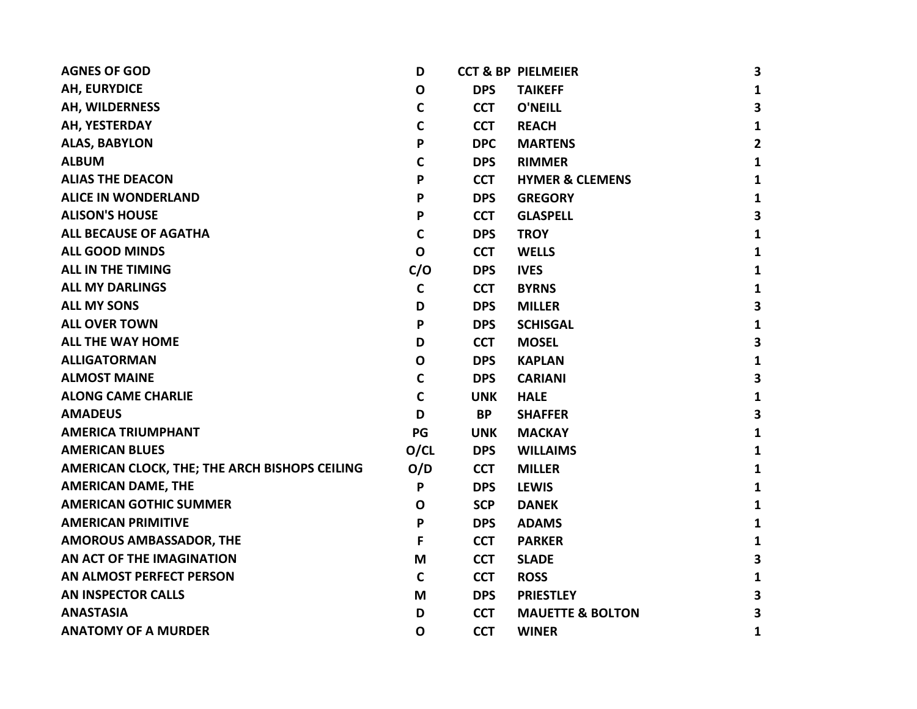| | | | | |
|---|---|---|---|---|
| AGNES OF GOD | D | CCT & BP | PIELMEIER | 3 |
| AH, EURYDICE | O | DPS | TAIKEFF | 1 |
| AH, WILDERNESS | C | CCT | O'NEILL | 3 |
| AH, YESTERDAY | C | CCT | REACH | 1 |
| ALAS, BABYLON | P | DPC | MARTENS | 2 |
| ALBUM | C | DPS | RIMMER | 1 |
| ALIAS THE DEACON | P | CCT | HYMER & CLEMENS | 1 |
| ALICE IN WONDERLAND | P | DPS | GREGORY | 1 |
| ALISON'S HOUSE | P | CCT | GLASPELL | 3 |
| ALL BECAUSE OF AGATHA | C | DPS | TROY | 1 |
| ALL GOOD MINDS | O | CCT | WELLS | 1 |
| ALL IN THE TIMING | C/O | DPS | IVES | 1 |
| ALL MY DARLINGS | C | CCT | BYRNS | 1 |
| ALL MY SONS | D | DPS | MILLER | 3 |
| ALL OVER TOWN | P | DPS | SCHISGAL | 1 |
| ALL THE WAY HOME | D | CCT | MOSEL | 3 |
| ALLIGATORMAN | O | DPS | KAPLAN | 1 |
| ALMOST MAINE | C | DPS | CARIANI | 3 |
| ALONG CAME CHARLIE | C | UNK | HALE | 1 |
| AMADEUS | D | BP | SHAFFER | 3 |
| AMERICA TRIUMPHANT | PG | UNK | MACKAY | 1 |
| AMERICAN BLUES | O/CL | DPS | WILLAIMS | 1 |
| AMERICAN CLOCK, THE; THE ARCH BISHOPS CEILING | O/D | CCT | MILLER | 1 |
| AMERICAN DAME, THE | P | DPS | LEWIS | 1 |
| AMERICAN GOTHIC SUMMER | O | SCP | DANEK | 1 |
| AMERICAN PRIMITIVE | P | DPS | ADAMS | 1 |
| AMOROUS AMBASSADOR, THE | F | CCT | PARKER | 1 |
| AN ACT OF THE IMAGINATION | M | CCT | SLADE | 3 |
| AN ALMOST PERFECT PERSON | C | CCT | ROSS | 1 |
| AN INSPECTOR CALLS | M | DPS | PRIESTLEY | 3 |
| ANASTASIA | D | CCT | MAUETTE & BOLTON | 3 |
| ANATOMY OF A MURDER | O | CCT | WINER | 1 |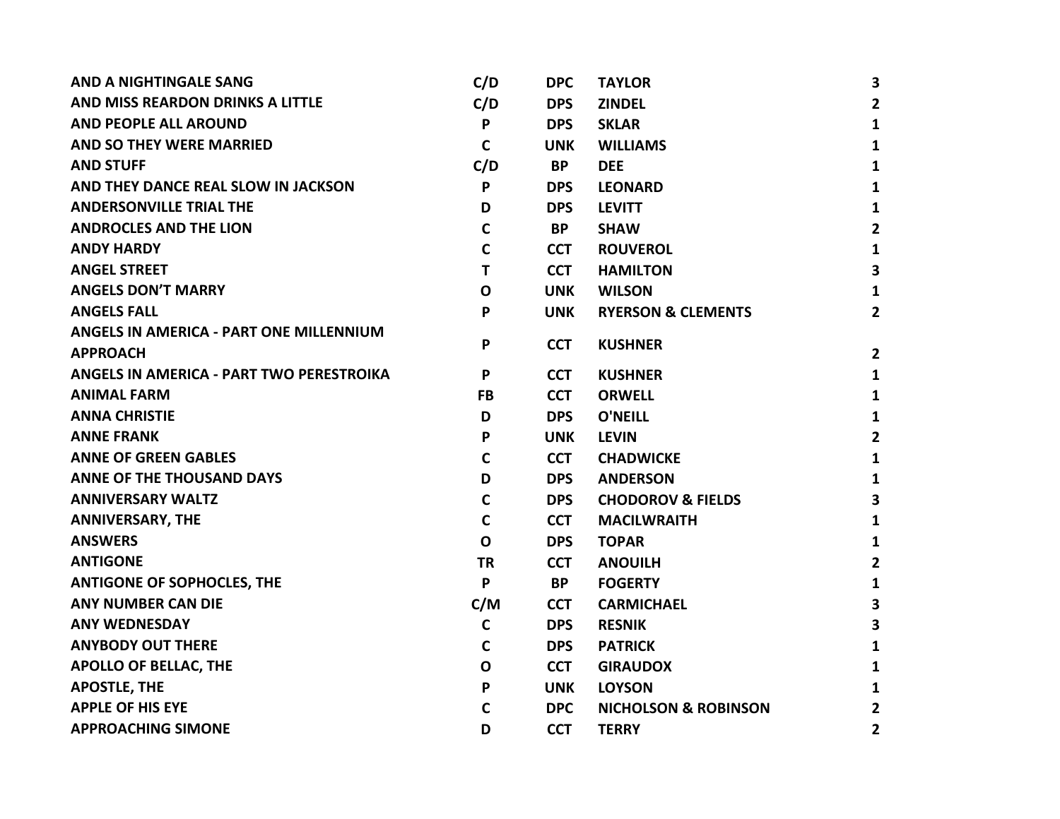| | | | | |
|---|---|---|---|---|
| **AND A NIGHTINGALE SANG** | **C/D** | **DPC** | **TAYLOR** | **3** |
| **AND MISS REARDON DRINKS A LITTLE** | **C/D** | **DPS** | **ZINDEL** | **2** |
| **AND PEOPLE ALL AROUND** | **P** | **DPS** | **SKLAR** | **1** |
| **AND SO THEY WERE MARRIED** | **C** | **UNK** | **WILLIAMS** | **1** |
| **AND STUFF** | **C/D** | **BP** | **DEE** | **1** |
| **AND THEY DANCE REAL SLOW IN JACKSON** | **P** | **DPS** | **LEONARD** | **1** |
| **ANDERSONVILLE TRIAL THE** | **D** | **DPS** | **LEVITT** | **1** |
| **ANDROCLES AND THE LION** | **C** | **BP** | **SHAW** | **2** |
| **ANDY HARDY** | **C** | **CCT** | **ROUVEROL** | **1** |
| **ANGEL STREET** | **T** | **CCT** | **HAMILTON** | **3** |
| **ANGELS DON'T MARRY** | **O** | **UNK** | **WILSON** | **1** |
| **ANGELS FALL** | **P** | **UNK** | **RYERSON & CLEMENTS** | **2** |
| **ANGELS IN AMERICA - PART ONE MILLENNIUM APPROACH** | **P** | **CCT** | **KUSHNER** | **2** |
| **ANGELS IN AMERICA - PART TWO PERESTROIKA** | **P** | **CCT** | **KUSHNER** | **1** |
| **ANIMAL FARM** | **FB** | **CCT** | **ORWELL** | **1** |
| **ANNA CHRISTIE** | **D** | **DPS** | **O'NEILL** | **1** |
| **ANNE FRANK** | **P** | **UNK** | **LEVIN** | **2** |
| **ANNE OF GREEN GABLES** | **C** | **CCT** | **CHADWICKE** | **1** |
| **ANNE OF THE THOUSAND DAYS** | **D** | **DPS** | **ANDERSON** | **1** |
| **ANNIVERSARY WALTZ** | **C** | **DPS** | **CHODOROV & FIELDS** | **3** |
| **ANNIVERSARY, THE** | **C** | **CCT** | **MACILWRAITH** | **1** |
| **ANSWERS** | **O** | **DPS** | **TOPAR** | **1** |
| **ANTIGONE** | **TR** | **CCT** | **ANOUILH** | **2** |
| **ANTIGONE OF SOPHOCLES, THE** | **P** | **BP** | **FOGERTY** | **1** |
| **ANY NUMBER CAN DIE** | **C/M** | **CCT** | **CARMICHAEL** | **3** |
| **ANY WEDNESDAY** | **C** | **DPS** | **RESNIK** | **3** |
| **ANYBODY OUT THERE** | **C** | **DPS** | **PATRICK** | **1** |
| **APOLLO OF BELLAC, THE** | **O** | **CCT** | **GIRAUDOX** | **1** |
| **APOSTLE, THE** | **P** | **UNK** | **LOYSON** | **1** |
| **APPLE OF HIS EYE** | **C** | **DPC** | **NICHOLSON & ROBINSON** | **2** |
| **APPROACHING SIMONE** | **D** | **CCT** | **TERRY** | **2** |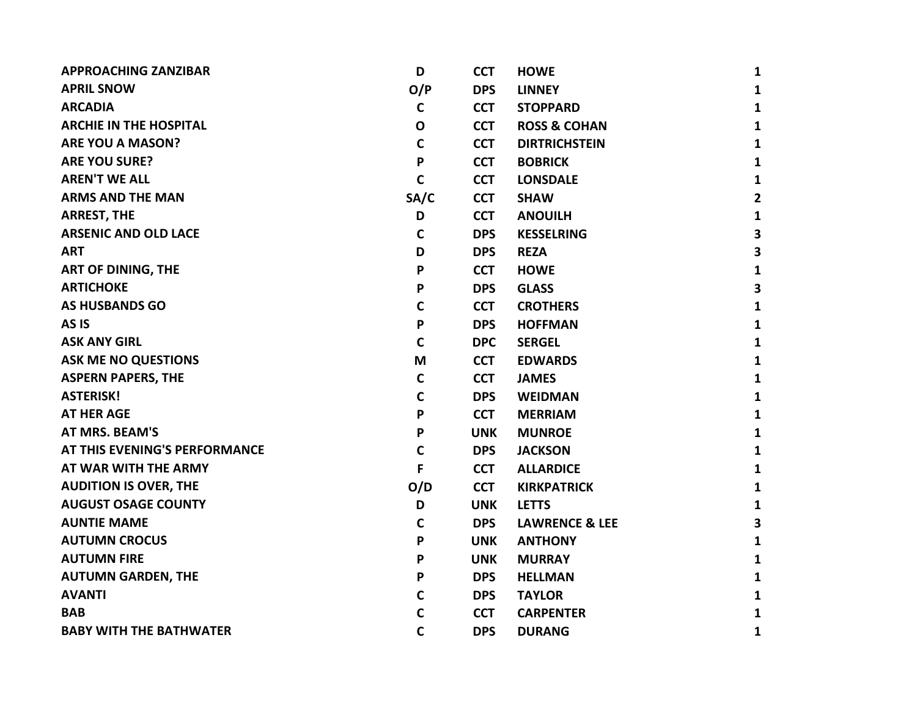| | | | | |
|---|---|---|---|---|
| **APPROACHING ZANZIBAR** | **D** | **CCT** | **HOWE** | **1** |
| **APRIL SNOW** | **O/P** | **DPS** | **LINNEY** | **1** |
| **ARCADIA** | **C** | **CCT** | **STOPPARD** | **1** |
| **ARCHIE IN THE HOSPITAL** | **O** | **CCT** | **ROSS & COHAN** | **1** |
| **ARE YOU A MASON?** | **C** | **CCT** | **DIRTRICHSTEIN** | **1** |
| **ARE YOU SURE?** | **P** | **CCT** | **BOBRICK** | **1** |
| **AREN'T WE ALL** | **C** | **CCT** | **LONSDALE** | **1** |
| **ARMS AND THE MAN** | **SA/C** | **CCT** | **SHAW** | **2** |
| **ARREST, THE** | **D** | **CCT** | **ANOUILH** | **1** |
| **ARSENIC AND OLD LACE** | **C** | **DPS** | **KESSELRING** | **3** |
| **ART** | **D** | **DPS** | **REZA** | **3** |
| **ART OF DINING, THE** | **P** | **CCT** | **HOWE** | **1** |
| **ARTICHOKE** | **P** | **DPS** | **GLASS** | **3** |
| **AS HUSBANDS GO** | **C** | **CCT** | **CROTHERS** | **1** |
| **AS IS** | **P** | **DPS** | **HOFFMAN** | **1** |
| **ASK ANY GIRL** | **C** | **DPC** | **SERGEL** | **1** |
| **ASK ME NO QUESTIONS** | **M** | **CCT** | **EDWARDS** | **1** |
| **ASPERN PAPERS, THE** | **C** | **CCT** | **JAMES** | **1** |
| **ASTERISK!** | **C** | **DPS** | **WEIDMAN** | **1** |
| **AT HER AGE** | **P** | **CCT** | **MERRIAM** | **1** |
| **AT MRS. BEAM'S** | **P** | **UNK** | **MUNROE** | **1** |
| **AT THIS EVENING'S PERFORMANCE** | **C** | **DPS** | **JACKSON** | **1** |
| **AT WAR WITH THE ARMY** | **F** | **CCT** | **ALLARDICE** | **1** |
| **AUDITION IS OVER, THE** | **O/D** | **CCT** | **KIRKPATRICK** | **1** |
| **AUGUST OSAGE COUNTY** | **D** | **UNK** | **LETTS** | **1** |
| **AUNTIE MAME** | **C** | **DPS** | **LAWRENCE & LEE** | **3** |
| **AUTUMN CROCUS** | **P** | **UNK** | **ANTHONY** | **1** |
| **AUTUMN FIRE** | **P** | **UNK** | **MURRAY** | **1** |
| **AUTUMN GARDEN, THE** | **P** | **DPS** | **HELLMAN** | **1** |
| **AVANTI** | **C** | **DPS** | **TAYLOR** | **1** |
| **BAB** | **C** | **CCT** | **CARPENTER** | **1** |
| **BABY WITH THE BATHWATER** | **C** | **DPS** | **DURANG** | **1** |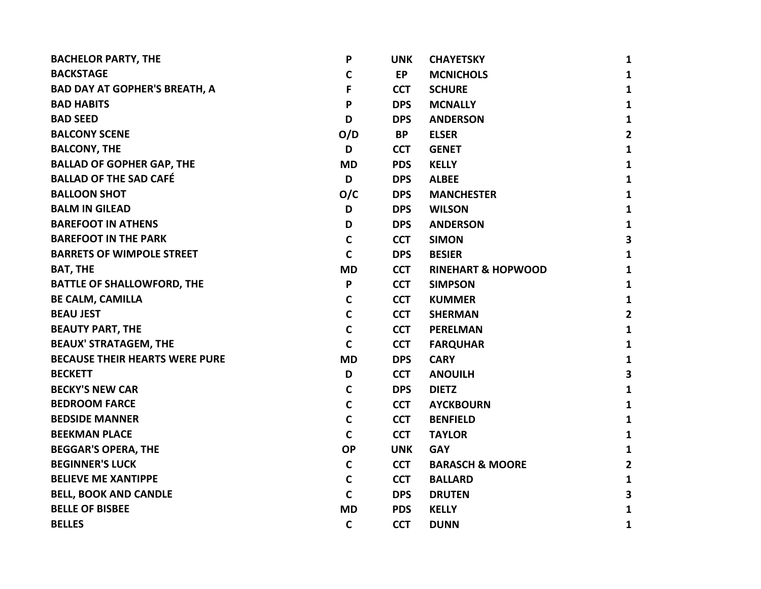| | | | | |
|---|---|---|---|---|
| **BACHELOR PARTY, THE** | **P** | **UNK** | **CHAYETSKY** | **1** |
| **BACKSTAGE** | **C** | **EP** | **MCNICHOLS** | **1** |
| **BAD DAY AT GOPHER'S BREATH, A** | **F** | **CCT** | **SCHURE** | **1** |
| **BAD HABITS** | **P** | **DPS** | **MCNALLY** | **1** |
| **BAD SEED** | **D** | **DPS** | **ANDERSON** | **1** |
| **BALCONY SCENE** | **O/D** | **BP** | **ELSER** | **2** |
| **BALCONY, THE** | **D** | **CCT** | **GENET** | **1** |
| **BALLAD OF GOPHER GAP, THE** | **MD** | **PDS** | **KELLY** | **1** |
| **BALLAD OF THE SAD CAFÉ** | **D** | **DPS** | **ALBEE** | **1** |
| **BALLOON SHOT** | **O/C** | **DPS** | **MANCHESTER** | **1** |
| **BALM IN GILEAD** | **D** | **DPS** | **WILSON** | **1** |
| **BAREFOOT IN ATHENS** | **D** | **DPS** | **ANDERSON** | **1** |
| **BAREFOOT IN THE PARK** | **C** | **CCT** | **SIMON** | **3** |
| **BARRETS OF WIMPOLE STREET** | **C** | **DPS** | **BESIER** | **1** |
| **BAT, THE** | **MD** | **CCT** | **RINEHART & HOPWOOD** | **1** |
| **BATTLE OF SHALLOWFORD, THE** | **P** | **CCT** | **SIMPSON** | **1** |
| **BE CALM, CAMILLA** | **C** | **CCT** | **KUMMER** | **1** |
| **BEAU JEST** | **C** | **CCT** | **SHERMAN** | **2** |
| **BEAUTY PART, THE** | **C** | **CCT** | **PERELMAN** | **1** |
| **BEAUX' STRATAGEM, THE** | **C** | **CCT** | **FARQUHAR** | **1** |
| **BECAUSE THEIR HEARTS WERE PURE** | **MD** | **DPS** | **CARY** | **1** |
| **BECKETT** | **D** | **CCT** | **ANOUILH** | **3** |
| **BECKY'S NEW CAR** | **C** | **DPS** | **DIETZ** | **1** |
| **BEDROOM FARCE** | **C** | **CCT** | **AYCKBOURN** | **1** |
| **BEDSIDE MANNER** | **C** | **CCT** | **BENFIELD** | **1** |
| **BEEKMAN PLACE** | **C** | **CCT** | **TAYLOR** | **1** |
| **BEGGAR'S OPERA, THE** | **OP** | **UNK** | **GAY** | **1** |
| **BEGINNER'S LUCK** | **C** | **CCT** | **BARASCH & MOORE** | **2** |
| **BELIEVE ME XANTIPPE** | **C** | **CCT** | **BALLARD** | **1** |
| **BELL, BOOK AND CANDLE** | **C** | **DPS** | **DRUTEN** | **3** |
| **BELLE OF BISBEE** | **MD** | **PDS** | **KELLY** | **1** |
| **BELLES** | **C** | **CCT** | **DUNN** | **1** |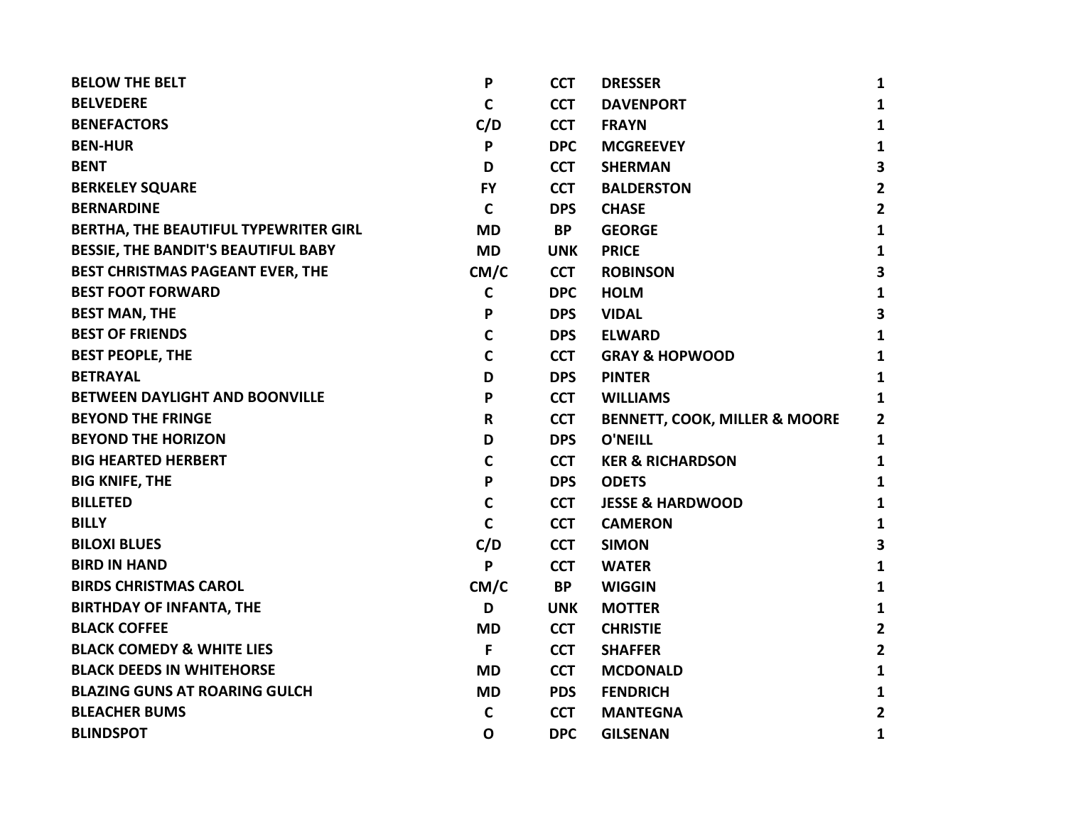| | | | | |
|---|---|---|---|---|
| **BELOW THE BELT** | **P** | **CCT** | **DRESSER** | **1** |
| **BELVEDERE** | **C** | **CCT** | **DAVENPORT** | **1** |
| **BENEFACTORS** | **C/D** | **CCT** | **FRAYN** | **1** |
| **BEN-HUR** | **P** | **DPC** | **MCGREEVEY** | **1** |
| **BENT** | **D** | **CCT** | **SHERMAN** | **3** |
| **BERKELEY SQUARE** | **FY** | **CCT** | **BALDERSTON** | **2** |
| **BERNARDINE** | **C** | **DPS** | **CHASE** | **2** |
| **BERTHA, THE BEAUTIFUL TYPEWRITER GIRL** | **MD** | **BP** | **GEORGE** | **1** |
| **BESSIE, THE BANDIT'S BEAUTIFUL BABY** | **MD** | **UNK** | **PRICE** | **1** |
| **BEST CHRISTMAS PAGEANT EVER, THE** | **CM/C** | **CCT** | **ROBINSON** | **3** |
| **BEST FOOT FORWARD** | **C** | **DPC** | **HOLM** | **1** |
| **BEST MAN, THE** | **P** | **DPS** | **VIDAL** | **3** |
| **BEST OF FRIENDS** | **C** | **DPS** | **ELWARD** | **1** |
| **BEST PEOPLE, THE** | **C** | **CCT** | **GRAY & HOPWOOD** | **1** |
| **BETRAYAL** | **D** | **DPS** | **PINTER** | **1** |
| **BETWEEN DAYLIGHT AND BOONVILLE** | **P** | **CCT** | **WILLIAMS** | **1** |
| **BEYOND THE FRINGE** | **R** | **CCT** | **BENNETT, COOK, MILLER & MOORE** | **2** |
| **BEYOND THE HORIZON** | **D** | **DPS** | **O'NEILL** | **1** |
| **BIG HEARTED HERBERT** | **C** | **CCT** | **KER & RICHARDSON** | **1** |
| **BIG KNIFE, THE** | **P** | **DPS** | **ODETS** | **1** |
| **BILLETED** | **C** | **CCT** | **JESSE & HARDWOOD** | **1** |
| **BILLY** | **C** | **CCT** | **CAMERON** | **1** |
| **BILOXI BLUES** | **C/D** | **CCT** | **SIMON** | **3** |
| **BIRD IN HAND** | **P** | **CCT** | **WATER** | **1** |
| **BIRDS CHRISTMAS CAROL** | **CM/C** | **BP** | **WIGGIN** | **1** |
| **BIRTHDAY OF INFANTA, THE** | **D** | **UNK** | **MOTTER** | **1** |
| **BLACK COFFEE** | **MD** | **CCT** | **CHRISTIE** | **2** |
| **BLACK COMEDY & WHITE LIES** | **F** | **CCT** | **SHAFFER** | **2** |
| **BLACK DEEDS IN WHITEHORSE** | **MD** | **CCT** | **MCDONALD** | **1** |
| **BLAZING GUNS AT ROARING GULCH** | **MD** | **PDS** | **FENDRICH** | **1** |
| **BLEACHER BUMS** | **C** | **CCT** | **MANTEGNA** | **2** |
| **BLINDSPOT** | **O** | **DPC** | **GILSENAN** | **1** |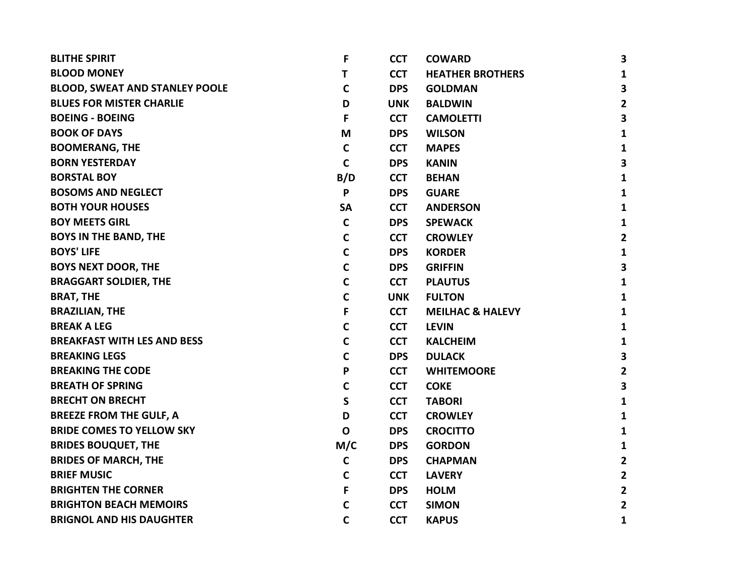| BLITHE SPIRIT | F | CCT | COWARD | 3 |
|---|---|---|---|---|
| BLOOD MONEY | T | CCT | HEATHER BROTHERS | 1 |
| BLOOD, SWEAT AND STANLEY POOLE | C | DPS | GOLDMAN | 3 |
| BLUES FOR MISTER CHARLIE | D | UNK | BALDWIN | 2 |
| BOEING - BOEING | F | CCT | CAMOLETTI | 3 |
| BOOK OF DAYS | M | DPS | WILSON | 1 |
| BOOMERANG, THE | C | CCT | MAPES | 1 |
| BORN YESTERDAY | C | DPS | KANIN | 3 |
| BORSTAL BOY | B/D | CCT | BEHAN | 1 |
| BOSOMS AND NEGLECT | P | DPS | GUARE | 1 |
| BOTH YOUR HOUSES | SA | CCT | ANDERSON | 1 |
| BOY MEETS GIRL | C | DPS | SPEWACK | 1 |
| BOYS IN THE BAND, THE | C | CCT | CROWLEY | 2 |
| BOYS' LIFE | C | DPS | KORDER | 1 |
| BOYS NEXT DOOR, THE | C | DPS | GRIFFIN | 3 |
| BRAGGART SOLDIER, THE | C | CCT | PLAUTUS | 1 |
| BRAT, THE | C | UNK | FULTON | 1 |
| BRAZILIAN, THE | F | CCT | MEILHAC & HALEVY | 1 |
| BREAK A LEG | C | CCT | LEVIN | 1 |
| BREAKFAST WITH LES AND BESS | C | CCT | KALCHEIM | 1 |
| BREAKING LEGS | C | DPS | DULACK | 3 |
| BREAKING THE CODE | P | CCT | WHITEMOORE | 2 |
| BREATH OF SPRING | C | CCT | COKE | 3 |
| BRECHT ON BRECHT | S | CCT | TABORI | 1 |
| BREEZE FROM THE GULF, A | D | CCT | CROWLEY | 1 |
| BRIDE COMES TO YELLOW SKY | O | DPS | CROCITTO | 1 |
| BRIDES BOUQUET, THE | M/C | DPS | GORDON | 1 |
| BRIDES OF MARCH, THE | C | DPS | CHAPMAN | 2 |
| BRIEF MUSIC | C | CCT | LAVERY | 2 |
| BRIGHTEN THE CORNER | F | DPS | HOLM | 2 |
| BRIGHTON BEACH MEMOIRS | C | CCT | SIMON | 2 |
| BRIGNOL AND HIS DAUGHTER | C | CCT | KAPUS | 1 |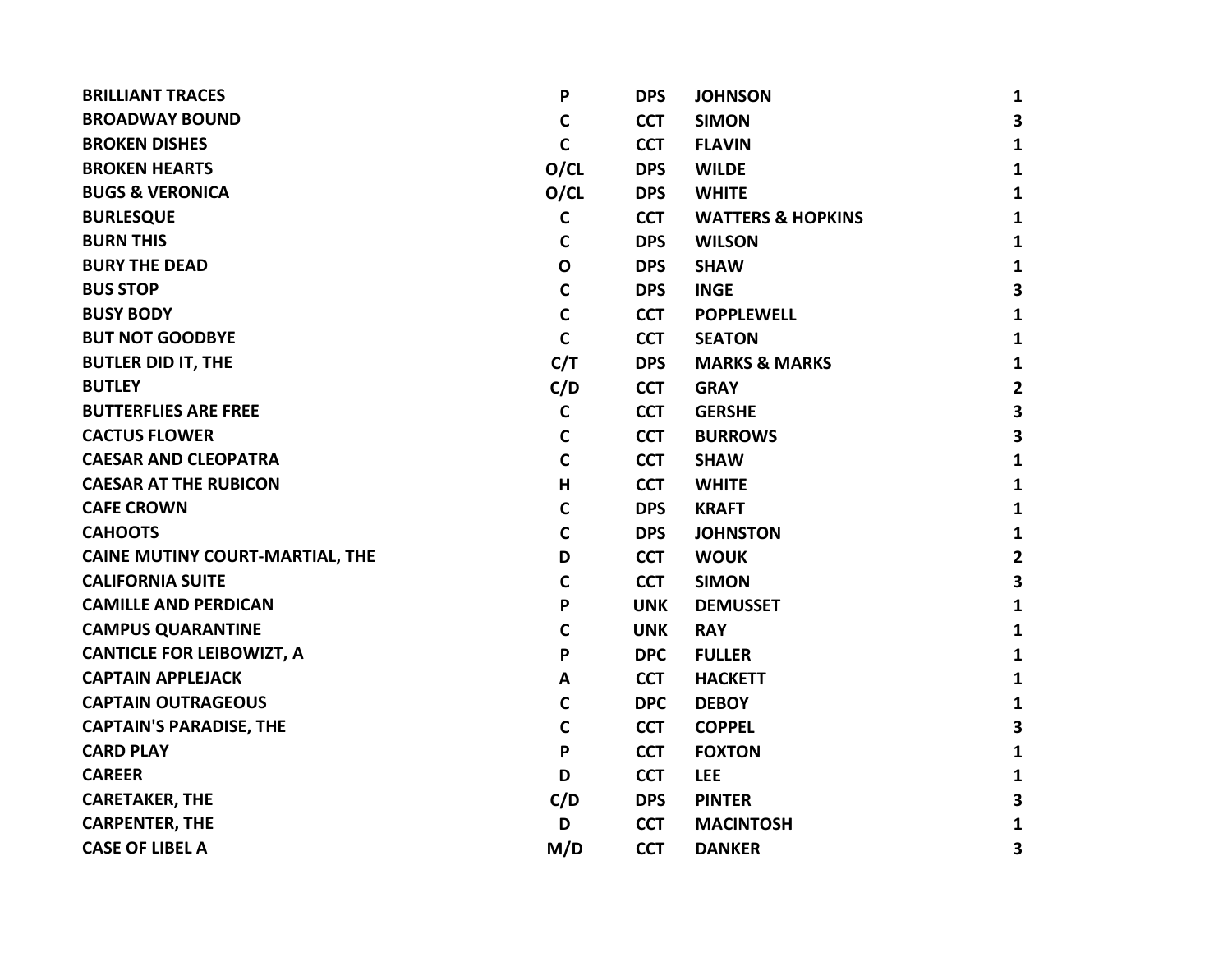| | | | | |
|---|---|---|---|---|
| **BRILLIANT TRACES** | **P** | **DPS** | **JOHNSON** | **1** |
| **BROADWAY BOUND** | **C** | **CCT** | **SIMON** | **3** |
| **BROKEN DISHES** | **C** | **CCT** | **FLAVIN** | **1** |
| **BROKEN HEARTS** | **O/CL** | **DPS** | **WILDE** | **1** |
| **BUGS & VERONICA** | **O/CL** | **DPS** | **WHITE** | **1** |
| **BURLESQUE** | **C** | **CCT** | **WATTERS & HOPKINS** | **1** |
| **BURN THIS** | **C** | **DPS** | **WILSON** | **1** |
| **BURY THE DEAD** | **O** | **DPS** | **SHAW** | **1** |
| **BUS STOP** | **C** | **DPS** | **INGE** | **3** |
| **BUSY BODY** | **C** | **CCT** | **POPPLEWELL** | **1** |
| **BUT NOT GOODBYE** | **C** | **CCT** | **SEATON** | **1** |
| **BUTLER DID IT, THE** | **C/T** | **DPS** | **MARKS & MARKS** | **1** |
| **BUTLEY** | **C/D** | **CCT** | **GRAY** | **2** |
| **BUTTERFLIES ARE FREE** | **C** | **CCT** | **GERSHE** | **3** |
| **CACTUS FLOWER** | **C** | **CCT** | **BURROWS** | **3** |
| **CAESAR AND CLEOPATRA** | **C** | **CCT** | **SHAW** | **1** |
| **CAESAR AT THE RUBICON** | **H** | **CCT** | **WHITE** | **1** |
| **CAFE CROWN** | **C** | **DPS** | **KRAFT** | **1** |
| **CAHOOTS** | **C** | **DPS** | **JOHNSTON** | **1** |
| **CAINE MUTINY COURT-MARTIAL, THE** | **D** | **CCT** | **WOUK** | **2** |
| **CALIFORNIA SUITE** | **C** | **CCT** | **SIMON** | **3** |
| **CAMILLE AND PERDICAN** | **P** | **UNK** | **DEMUSSET** | **1** |
| **CAMPUS QUARANTINE** | **C** | **UNK** | **RAY** | **1** |
| **CANTICLE FOR LEIBOWIZT, A** | **P** | **DPC** | **FULLER** | **1** |
| **CAPTAIN APPLEJACK** | **A** | **CCT** | **HACKETT** | **1** |
| **CAPTAIN OUTRAGEOUS** | **C** | **DPC** | **DEBOY** | **1** |
| **CAPTAIN'S PARADISE, THE** | **C** | **CCT** | **COPPEL** | **3** |
| **CARD PLAY** | **P** | **CCT** | **FOXTON** | **1** |
| **CAREER** | **D** | **CCT** | **LEE** | **1** |
| **CARETAKER, THE** | **C/D** | **DPS** | **PINTER** | **3** |
| **CARPENTER, THE** | **D** | **CCT** | **MACINTOSH** | **1** |
| **CASE OF LIBEL A** | **M/D** | **CCT** | **DANKER** | **3** |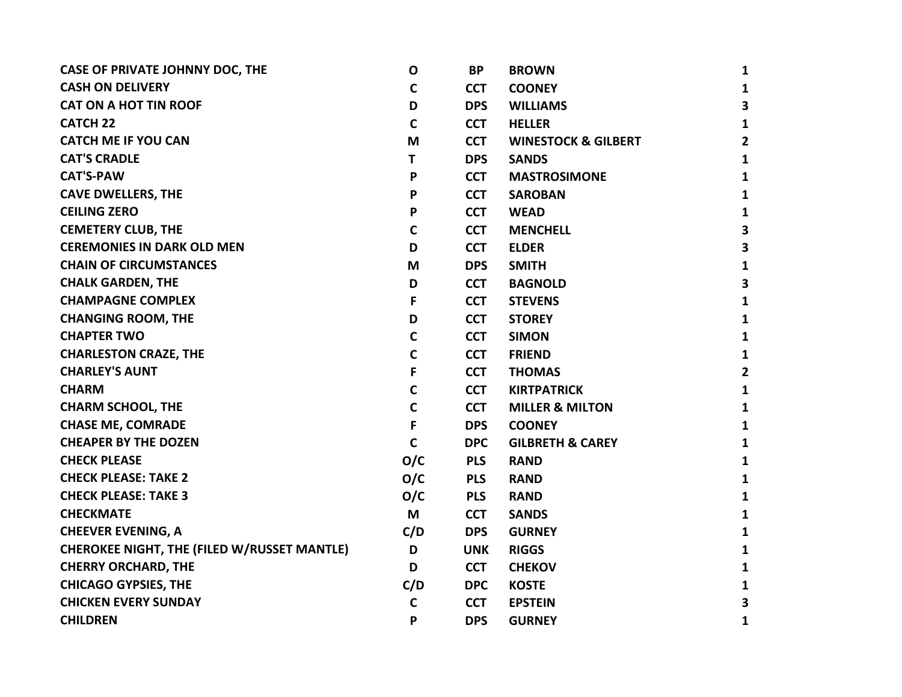| | | | | |
|---|---|---|---|---|
| **CASE OF PRIVATE JOHNNY DOC, THE** | **O** | **BP** | **BROWN** | **1** |
| **CASH ON DELIVERY** | **C** | **CCT** | **COONEY** | **1** |
| **CAT ON A HOT TIN ROOF** | **D** | **DPS** | **WILLIAMS** | **3** |
| **CATCH 22** | **C** | **CCT** | **HELLER** | **1** |
| **CATCH ME IF YOU CAN** | **M** | **CCT** | **WINESTOCK & GILBERT** | **2** |
| **CAT'S CRADLE** | **T** | **DPS** | **SANDS** | **1** |
| **CAT'S-PAW** | **P** | **CCT** | **MASTROSIMONE** | **1** |
| **CAVE DWELLERS, THE** | **P** | **CCT** | **SAROBAN** | **1** |
| **CEILING ZERO** | **P** | **CCT** | **WEAD** | **1** |
| **CEMETERY CLUB, THE** | **C** | **CCT** | **MENCHELL** | **3** |
| **CEREMONIES IN DARK OLD MEN** | **D** | **CCT** | **ELDER** | **3** |
| **CHAIN OF CIRCUMSTANCES** | **M** | **DPS** | **SMITH** | **1** |
| **CHALK GARDEN, THE** | **D** | **CCT** | **BAGNOLD** | **3** |
| **CHAMPAGNE COMPLEX** | **F** | **CCT** | **STEVENS** | **1** |
| **CHANGING ROOM, THE** | **D** | **CCT** | **STOREY** | **1** |
| **CHAPTER TWO** | **C** | **CCT** | **SIMON** | **1** |
| **CHARLESTON CRAZE, THE** | **C** | **CCT** | **FRIEND** | **1** |
| **CHARLEY'S AUNT** | **F** | **CCT** | **THOMAS** | **2** |
| **CHARM** | **C** | **CCT** | **KIRTPATRICK** | **1** |
| **CHARM SCHOOL, THE** | **C** | **CCT** | **MILLER & MILTON** | **1** |
| **CHASE ME, COMRADE** | **F** | **DPS** | **COONEY** | **1** |
| **CHEAPER BY THE DOZEN** | **C** | **DPC** | **GILBRETH & CAREY** | **1** |
| **CHECK PLEASE** | **O/C** | **PLS** | **RAND** | **1** |
| **CHECK PLEASE: TAKE 2** | **O/C** | **PLS** | **RAND** | **1** |
| **CHECK PLEASE: TAKE 3** | **O/C** | **PLS** | **RAND** | **1** |
| **CHECKMATE** | **M** | **CCT** | **SANDS** | **1** |
| **CHEEVER EVENING, A** | **C/D** | **DPS** | **GURNEY** | **1** |
| **CHEROKEE NIGHT, THE (FILED W/RUSSET MANTLE)** | **D** | **UNK** | **RIGGS** | **1** |
| **CHERRY ORCHARD, THE** | **D** | **CCT** | **CHEKOV** | **1** |
| **CHICAGO GYPSIES, THE** | **C/D** | **DPC** | **KOSTE** | **1** |
| **CHICKEN EVERY SUNDAY** | **C** | **CCT** | **EPSTEIN** | **3** |
| **CHILDREN** | **P** | **DPS** | **GURNEY** | **1** |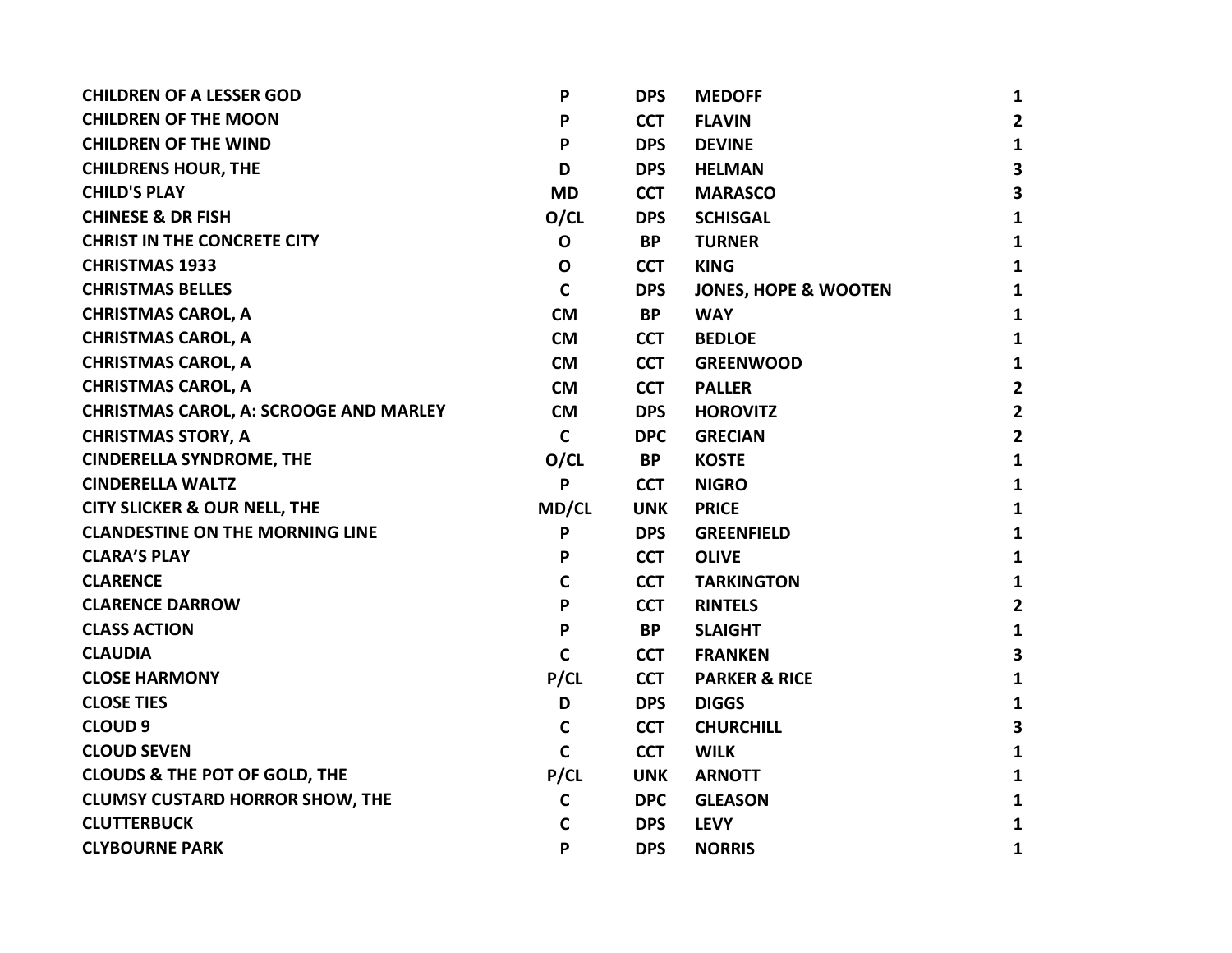| | | | | |
|---|---|---|---|---|
| **CHILDREN OF A LESSER GOD** | **P** | **DPS** | **MEDOFF** | **1** |
| **CHILDREN OF THE MOON** | **P** | **CCT** | **FLAVIN** | **2** |
| **CHILDREN OF THE WIND** | **P** | **DPS** | **DEVINE** | **1** |
| **CHILDRENS HOUR, THE** | **D** | **DPS** | **HELMAN** | **3** |
| **CHILD'S PLAY** | **MD** | **CCT** | **MARASCO** | **3** |
| **CHINESE & DR FISH** | **O/CL** | **DPS** | **SCHISGAL** | **1** |
| **CHRIST IN THE CONCRETE CITY** | **O** | **BP** | **TURNER** | **1** |
| **CHRISTMAS 1933** | **O** | **CCT** | **KING** | **1** |
| **CHRISTMAS BELLES** | **C** | **DPS** | **JONES, HOPE & WOOTEN** | **1** |
| **CHRISTMAS CAROL, A** | **CM** | **BP** | **WAY** | **1** |
| **CHRISTMAS CAROL, A** | **CM** | **CCT** | **BEDLOE** | **1** |
| **CHRISTMAS CAROL, A** | **CM** | **CCT** | **GREENWOOD** | **1** |
| **CHRISTMAS CAROL, A** | **CM** | **CCT** | **PALLER** | **2** |
| **CHRISTMAS CAROL, A: SCROOGE AND MARLEY** | **CM** | **DPS** | **HOROVITZ** | **2** |
| **CHRISTMAS STORY, A** | **C** | **DPC** | **GRECIAN** | **2** |
| **CINDERELLA SYNDROME, THE** | **O/CL** | **BP** | **KOSTE** | **1** |
| **CINDERELLA WALTZ** | **P** | **CCT** | **NIGRO** | **1** |
| **CITY SLICKER & OUR NELL, THE** | **MD/CL** | **UNK** | **PRICE** | **1** |
| **CLANDESTINE ON THE MORNING LINE** | **P** | **DPS** | **GREENFIELD** | **1** |
| **CLARA'S PLAY** | **P** | **CCT** | **OLIVE** | **1** |
| **CLARENCE** | **C** | **CCT** | **TARKINGTON** | **1** |
| **CLARENCE DARROW** | **P** | **CCT** | **RINTELS** | **2** |
| **CLASS ACTION** | **P** | **BP** | **SLAIGHT** | **1** |
| **CLAUDIA** | **C** | **CCT** | **FRANKEN** | **3** |
| **CLOSE HARMONY** | **P/CL** | **CCT** | **PARKER & RICE** | **1** |
| **CLOSE TIES** | **D** | **DPS** | **DIGGS** | **1** |
| **CLOUD 9** | **C** | **CCT** | **CHURCHILL** | **3** |
| **CLOUD SEVEN** | **C** | **CCT** | **WILK** | **1** |
| **CLOUDS & THE POT OF GOLD, THE** | **P/CL** | **UNK** | **ARNOTT** | **1** |
| **CLUMSY CUSTARD HORROR SHOW, THE** | **C** | **DPC** | **GLEASON** | **1** |
| **CLUTTERBUCK** | **C** | **DPS** | **LEVY** | **1** |
| **CLYBOURNE PARK** | **P** | **DPS** | **NORRIS** | **1** |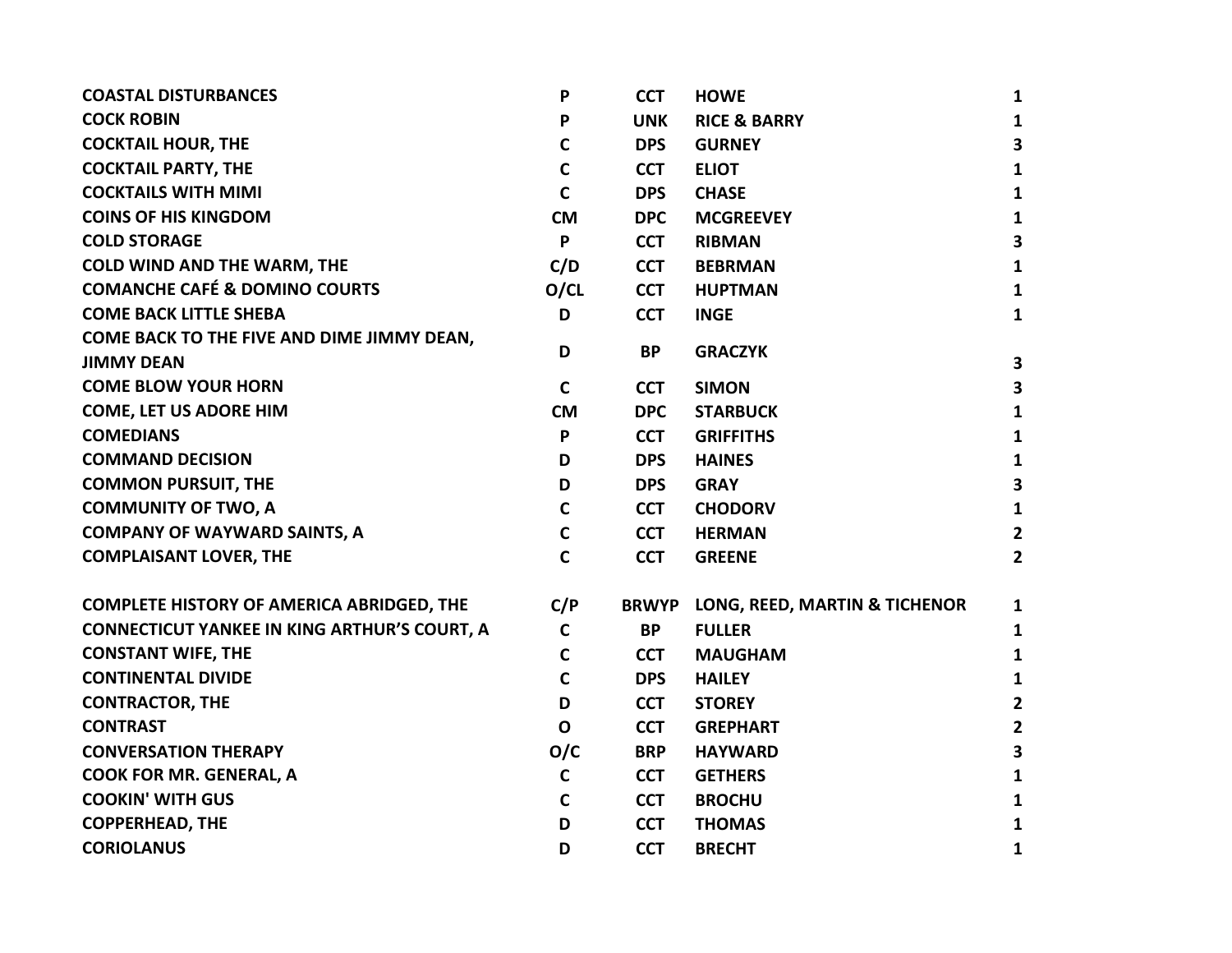| | | | | |
|---|---|---|---|---|
| COASTAL DISTURBANCES | P | CCT | HOWE | 1 |
| COCK ROBIN | P | UNK | RICE & BARRY | 1 |
| COCKTAIL HOUR, THE | C | DPS | GURNEY | 3 |
| COCKTAIL PARTY, THE | C | CCT | ELIOT | 1 |
| COCKTAILS WITH MIMI | C | DPS | CHASE | 1 |
| COINS OF HIS KINGDOM | CM | DPC | MCGREEVEY | 1 |
| COLD STORAGE | P | CCT | RIBMAN | 3 |
| COLD WIND AND THE WARM, THE | C/D | CCT | BEBRMAN | 1 |
| COMANCHE CAFÉ & DOMINO COURTS | O/CL | CCT | HUPTMAN | 1 |
| COME BACK LITTLE SHEBA | D | CCT | INGE | 1 |
| COME BACK TO THE FIVE AND DIME JIMMY DEAN, JIMMY DEAN | D | BP | GRACZYK | 3 |
| COME BLOW YOUR HORN | C | CCT | SIMON | 3 |
| COME, LET US ADORE HIM | CM | DPC | STARBUCK | 1 |
| COMEDIANS | P | CCT | GRIFFITHS | 1 |
| COMMAND DECISION | D | DPS | HAINES | 1 |
| COMMON PURSUIT, THE | D | DPS | GRAY | 3 |
| COMMUNITY OF TWO, A | C | CCT | CHODORV | 1 |
| COMPANY OF WAYWARD SAINTS, A | C | CCT | HERMAN | 2 |
| COMPLAISANT LOVER, THE | C | CCT | GREENE | 2 |
| COMPLETE HISTORY OF AMERICA ABRIDGED, THE | C/P | BRWYP | LONG, REED, MARTIN & TICHENOR | 1 |
| CONNECTICUT YANKEE IN KING ARTHUR'S COURT, A | C | BP | FULLER | 1 |
| CONSTANT WIFE, THE | C | CCT | MAUGHAM | 1 |
| CONTINENTAL DIVIDE | C | DPS | HAILEY | 1 |
| CONTRACTOR, THE | D | CCT | STOREY | 2 |
| CONTRAST | O | CCT | GREPHART | 2 |
| CONVERSATION THERAPY | O/C | BRP | HAYWARD | 3 |
| COOK FOR MR. GENERAL, A | C | CCT | GETHERS | 1 |
| COOKIN' WITH GUS | C | CCT | BROCHU | 1 |
| COPPERHEAD, THE | D | CCT | THOMAS | 1 |
| CORIOLANUS | D | CCT | BRECHT | 1 |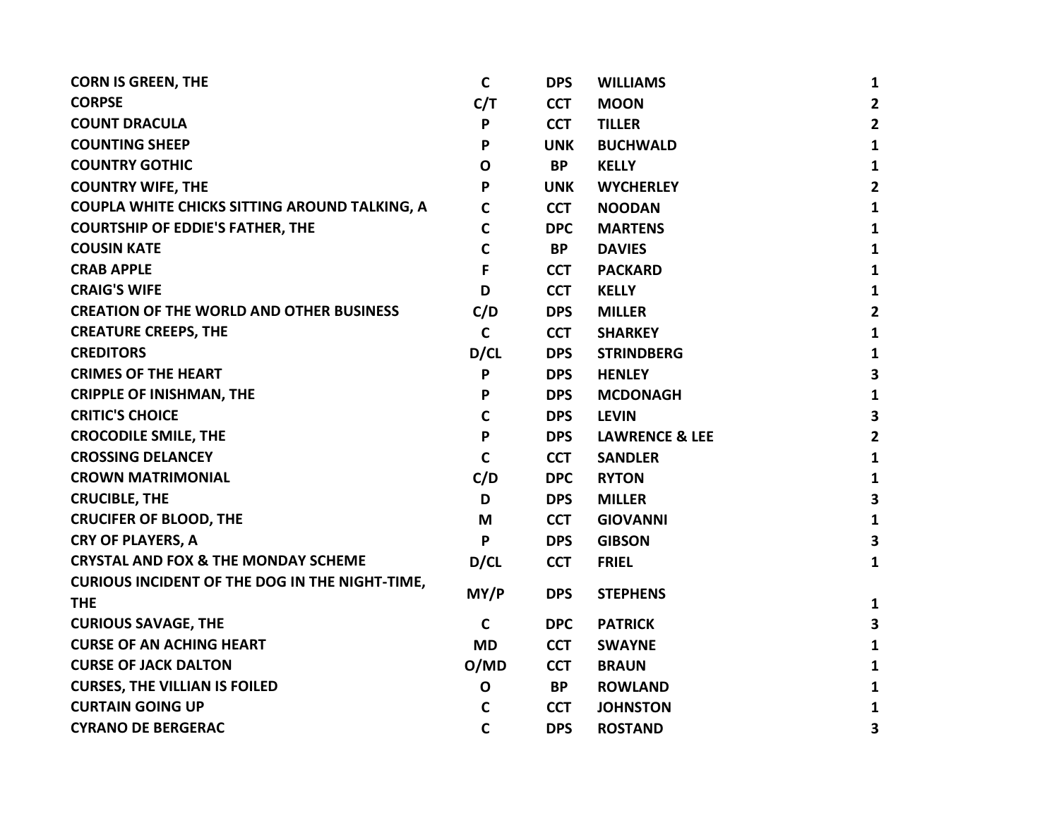| | | | | |
|---|---|---|---|---|
| CORN IS GREEN, THE | C | DPS | WILLIAMS | 1 |
| CORPSE | C/T | CCT | MOON | 2 |
| COUNT DRACULA | P | CCT | TILLER | 2 |
| COUNTING SHEEP | P | UNK | BUCHWALD | 1 |
| COUNTRY GOTHIC | O | BP | KELLY | 1 |
| COUNTRY WIFE, THE | P | UNK | WYCHERLEY | 2 |
| COUPLA WHITE CHICKS SITTING AROUND TALKING, A | C | CCT | NOODAN | 1 |
| COURTSHIP OF EDDIE'S FATHER, THE | C | DPC | MARTENS | 1 |
| COUSIN KATE | C | BP | DAVIES | 1 |
| CRAB APPLE | F | CCT | PACKARD | 1 |
| CRAIG'S WIFE | D | CCT | KELLY | 1 |
| CREATION OF THE WORLD AND OTHER BUSINESS | C/D | DPS | MILLER | 2 |
| CREATURE CREEPS, THE | C | CCT | SHARKEY | 1 |
| CREDITORS | D/CL | DPS | STRINDBERG | 1 |
| CRIMES OF THE HEART | P | DPS | HENLEY | 3 |
| CRIPPLE OF INISHMAN, THE | P | DPS | MCDONAGH | 1 |
| CRITIC'S CHOICE | C | DPS | LEVIN | 3 |
| CROCODILE SMILE, THE | P | DPS | LAWRENCE & LEE | 2 |
| CROSSING DELANCEY | C | CCT | SANDLER | 1 |
| CROWN MATRIMONIAL | C/D | DPC | RYTON | 1 |
| CRUCIBLE, THE | D | DPS | MILLER | 3 |
| CRUCIFER OF BLOOD, THE | M | CCT | GIOVANNI | 1 |
| CRY OF PLAYERS, A | P | DPS | GIBSON | 3 |
| CRYSTAL AND FOX & THE MONDAY SCHEME | D/CL | CCT | FRIEL | 1 |
| CURIOUS INCIDENT OF THE DOG IN THE NIGHT-TIME, THE | MY/P | DPS | STEPHENS | 1 |
| CURIOUS SAVAGE, THE | C | DPC | PATRICK | 3 |
| CURSE OF AN ACHING HEART | MD | CCT | SWAYNE | 1 |
| CURSE OF JACK DALTON | O/MD | CCT | BRAUN | 1 |
| CURSES, THE VILLIAN IS FOILED | O | BP | ROWLAND | 1 |
| CURTAIN GOING UP | C | CCT | JOHNSTON | 1 |
| CYRANO DE BERGERAC | C | DPS | ROSTAND | 3 |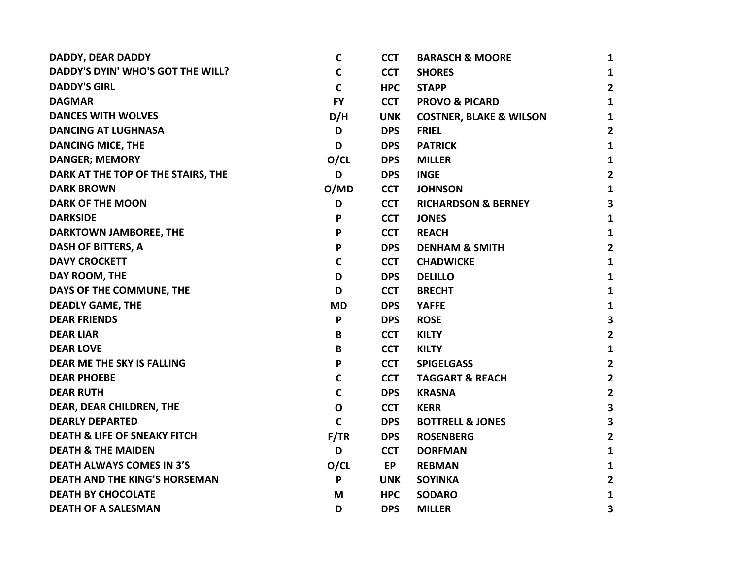| | | | | |
|---|---|---|---|---|
| DADDY, DEAR DADDY | C | CCT | BARASCH & MOORE | 1 |
| DADDY'S DYIN' WHO'S GOT THE WILL? | C | CCT | SHORES | 1 |
| DADDY'S GIRL | C | HPC | STAPP | 2 |
| DAGMAR | FY | CCT | PROVO & PICARD | 1 |
| DANCES WITH WOLVES | D/H | UNK | COSTNER, BLAKE & WILSON | 1 |
| DANCING AT LUGHNASA | D | DPS | FRIEL | 2 |
| DANCING MICE, THE | D | DPS | PATRICK | 1 |
| DANGER; MEMORY | O/CL | DPS | MILLER | 1 |
| DARK AT THE TOP OF THE STAIRS, THE | D | DPS | INGE | 2 |
| DARK BROWN | O/MD | CCT | JOHNSON | 1 |
| DARK OF THE MOON | D | CCT | RICHARDSON & BERNEY | 3 |
| DARKSIDE | P | CCT | JONES | 1 |
| DARKTOWN JAMBOREE, THE | P | CCT | REACH | 1 |
| DASH OF BITTERS, A | P | DPS | DENHAM & SMITH | 2 |
| DAVY CROCKETT | C | CCT | CHADWICKE | 1 |
| DAY ROOM, THE | D | DPS | DELILLO | 1 |
| DAYS OF THE COMMUNE, THE | D | CCT | BRECHT | 1 |
| DEADLY GAME, THE | MD | DPS | YAFFE | 1 |
| DEAR FRIENDS | P | DPS | ROSE | 3 |
| DEAR LIAR | B | CCT | KILTY | 2 |
| DEAR LOVE | B | CCT | KILTY | 1 |
| DEAR ME THE SKY IS FALLING | P | CCT | SPIGELGASS | 2 |
| DEAR PHOEBE | C | CCT | TAGGART & REACH | 2 |
| DEAR RUTH | C | DPS | KRASNA | 2 |
| DEAR, DEAR CHILDREN, THE | O | CCT | KERR | 3 |
| DEARLY DEPARTED | C | DPS | BOTTRELL & JONES | 3 |
| DEATH & LIFE OF SNEAKY FITCH | F/TR | DPS | ROSENBERG | 2 |
| DEATH & THE MAIDEN | D | CCT | DORFMAN | 1 |
| DEATH ALWAYS COMES IN 3'S | O/CL | EP | REBMAN | 1 |
| DEATH AND THE KING'S HORSEMAN | P | UNK | SOYINKA | 2 |
| DEATH BY CHOCOLATE | M | HPC | SODARO | 1 |
| DEATH OF A SALESMAN | D | DPS | MILLER | 3 |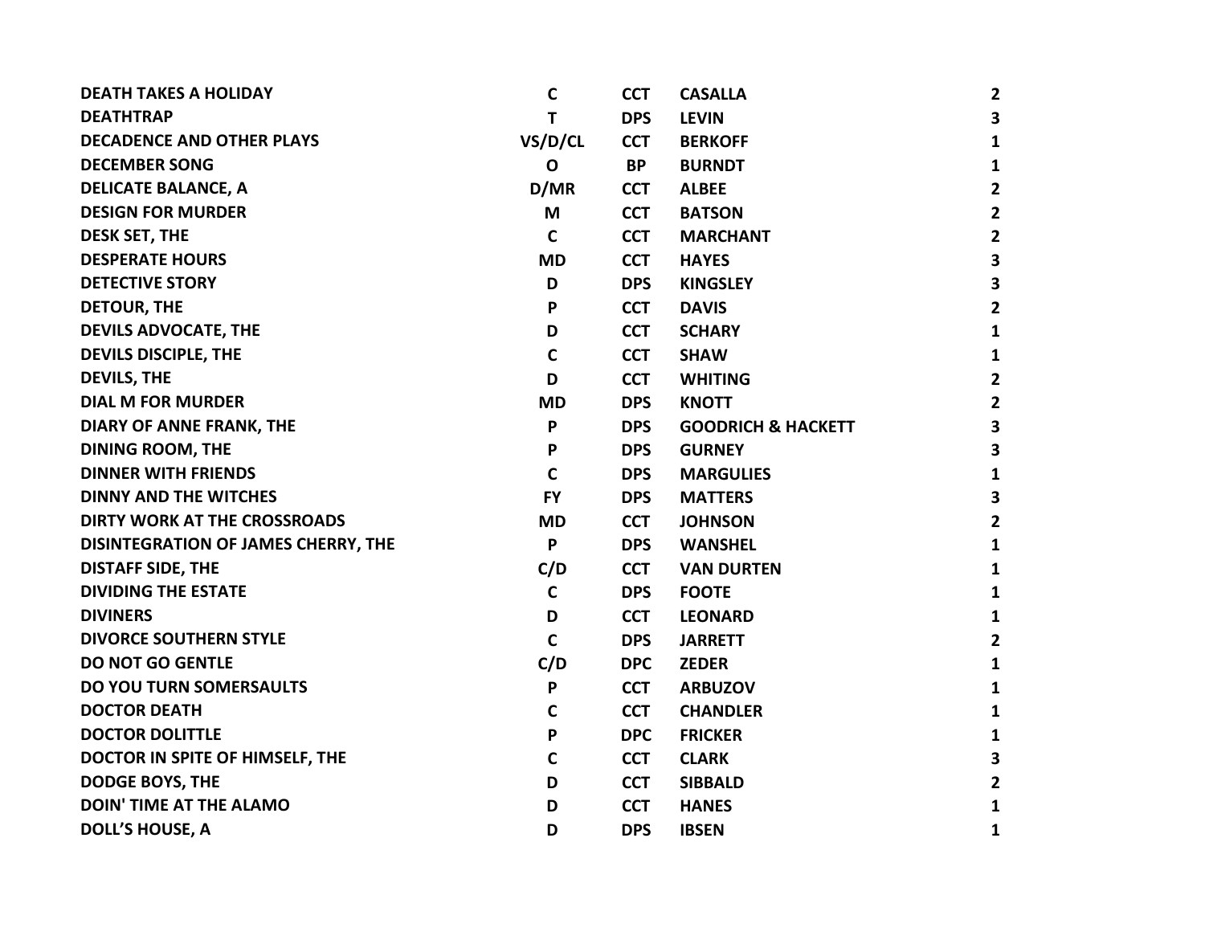| | | | | |
|---|---|---|---|---|
| **DEATH TAKES A HOLIDAY** | **C** | **CCT** | **CASALLA** | **2** |
| **DEATHTRAP** | **T** | **DPS** | **LEVIN** | **3** |
| **DECADENCE AND OTHER PLAYS** | **VS/D/CL** | **CCT** | **BERKOFF** | **1** |
| **DECEMBER SONG** | **O** | **BP** | **BURNDT** | **1** |
| **DELICATE BALANCE, A** | **D/MR** | **CCT** | **ALBEE** | **2** |
| **DESIGN FOR MURDER** | **M** | **CCT** | **BATSON** | **2** |
| **DESK SET, THE** | **C** | **CCT** | **MARCHANT** | **2** |
| **DESPERATE HOURS** | **MD** | **CCT** | **HAYES** | **3** |
| **DETECTIVE STORY** | **D** | **DPS** | **KINGSLEY** | **3** |
| **DETOUR, THE** | **P** | **CCT** | **DAVIS** | **2** |
| **DEVILS ADVOCATE, THE** | **D** | **CCT** | **SCHARY** | **1** |
| **DEVILS DISCIPLE, THE** | **C** | **CCT** | **SHAW** | **1** |
| **DEVILS, THE** | **D** | **CCT** | **WHITING** | **2** |
| **DIAL M FOR MURDER** | **MD** | **DPS** | **KNOTT** | **2** |
| **DIARY OF ANNE FRANK, THE** | **P** | **DPS** | **GOODRICH & HACKETT** | **3** |
| **DINING ROOM, THE** | **P** | **DPS** | **GURNEY** | **3** |
| **DINNER WITH FRIENDS** | **C** | **DPS** | **MARGULIES** | **1** |
| **DINNY AND THE WITCHES** | **FY** | **DPS** | **MATTERS** | **3** |
| **DIRTY WORK AT THE CROSSROADS** | **MD** | **CCT** | **JOHNSON** | **2** |
| **DISINTEGRATION OF JAMES CHERRY, THE** | **P** | **DPS** | **WANSHEL** | **1** |
| **DISTAFF SIDE, THE** | **C/D** | **CCT** | **VAN DURTEN** | **1** |
| **DIVIDING THE ESTATE** | **C** | **DPS** | **FOOTE** | **1** |
| **DIVINERS** | **D** | **CCT** | **LEONARD** | **1** |
| **DIVORCE SOUTHERN STYLE** | **C** | **DPS** | **JARRETT** | **2** |
| **DO NOT GO GENTLE** | **C/D** | **DPC** | **ZEDER** | **1** |
| **DO YOU TURN SOMERSAULTS** | **P** | **CCT** | **ARBUZOV** | **1** |
| **DOCTOR DEATH** | **C** | **CCT** | **CHANDLER** | **1** |
| **DOCTOR DOLITTLE** | **P** | **DPC** | **FRICKER** | **1** |
| **DOCTOR IN SPITE OF HIMSELF, THE** | **C** | **CCT** | **CLARK** | **3** |
| **DODGE BOYS, THE** | **D** | **CCT** | **SIBBALD** | **2** |
| **DOIN' TIME AT THE ALAMO** | **D** | **CCT** | **HANES** | **1** |
| **DOLL'S HOUSE, A** | **D** | **DPS** | **IBSEN** | **1** |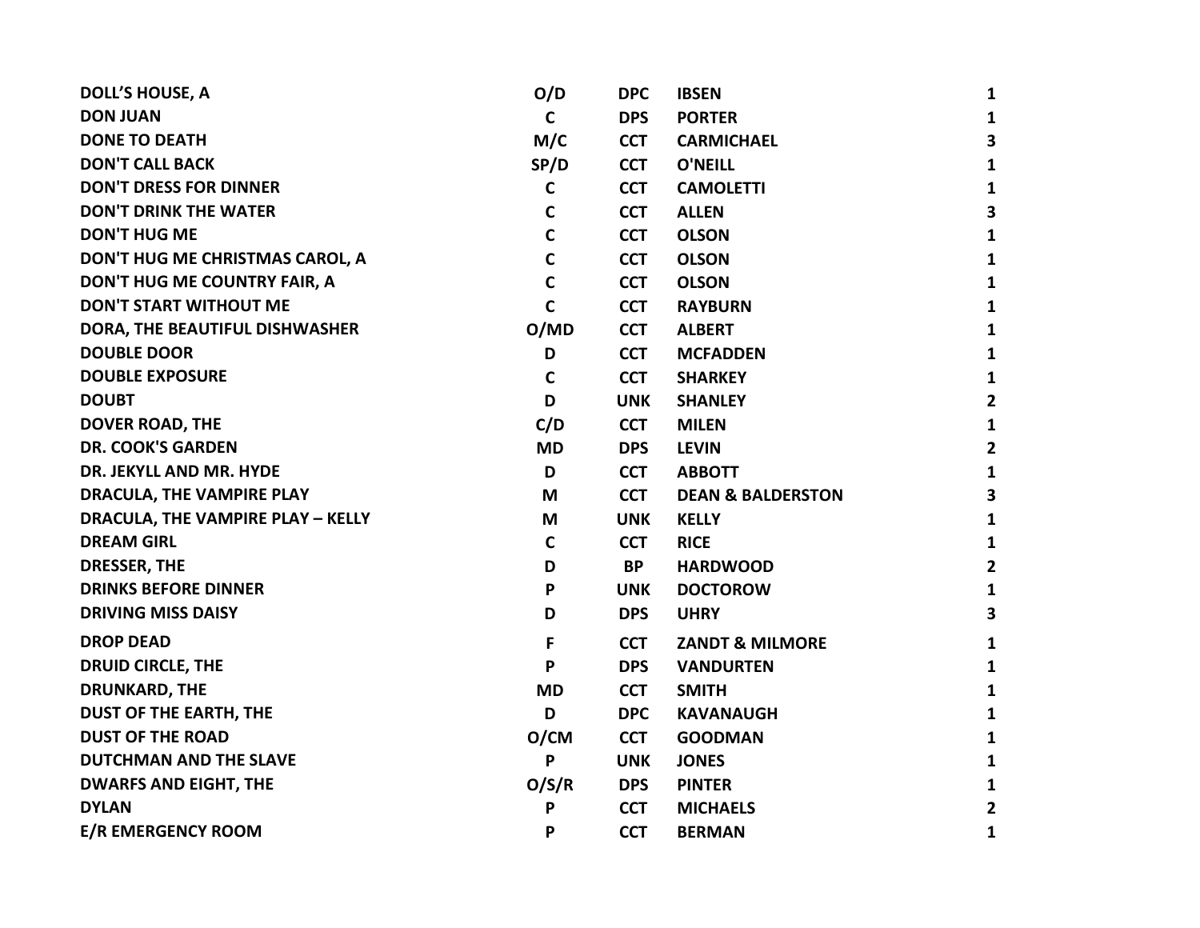| | | | | |
|---|---|---|---|---|
| DOLL'S HOUSE, A | O/D | DPC | IBSEN | 1 |
| DON JUAN | C | DPS | PORTER | 1 |
| DONE TO DEATH | M/C | CCT | CARMICHAEL | 3 |
| DON'T CALL BACK | SP/D | CCT | O'NEILL | 1 |
| DON'T DRESS FOR DINNER | C | CCT | CAMOLETTI | 1 |
| DON'T DRINK THE WATER | C | CCT | ALLEN | 3 |
| DON'T HUG ME | C | CCT | OLSON | 1 |
| DON'T HUG ME CHRISTMAS CAROL, A | C | CCT | OLSON | 1 |
| DON'T HUG ME COUNTRY FAIR, A | C | CCT | OLSON | 1 |
| DON'T START WITHOUT ME | C | CCT | RAYBURN | 1 |
| DORA, THE BEAUTIFUL DISHWASHER | O/MD | CCT | ALBERT | 1 |
| DOUBLE DOOR | D | CCT | MCFADDEN | 1 |
| DOUBLE EXPOSURE | C | CCT | SHARKEY | 1 |
| DOUBT | D | UNK | SHANLEY | 2 |
| DOVER ROAD, THE | C/D | CCT | MILEN | 1 |
| DR. COOK'S GARDEN | MD | DPS | LEVIN | 2 |
| DR. JEKYLL AND MR. HYDE | D | CCT | ABBOTT | 1 |
| DRACULA, THE VAMPIRE PLAY | M | CCT | DEAN & BALDERSTON | 3 |
| DRACULA, THE VAMPIRE PLAY – KELLY | M | UNK | KELLY | 1 |
| DREAM GIRL | C | CCT | RICE | 1 |
| DRESSER, THE | D | BP | HARDWOOD | 2 |
| DRINKS BEFORE DINNER | P | UNK | DOCTOROW | 1 |
| DRIVING MISS DAISY | D | DPS | UHRY | 3 |
| DROP DEAD | F | CCT | ZANDT & MILMORE | 1 |
| DRUID CIRCLE, THE | P | DPS | VANDURTEN | 1 |
| DRUNKARD, THE | MD | CCT | SMITH | 1 |
| DUST OF THE EARTH, THE | D | DPC | KAVANAUGH | 1 |
| DUST OF THE ROAD | O/CM | CCT | GOODMAN | 1 |
| DUTCHMAN AND THE SLAVE | P | UNK | JONES | 1 |
| DWARFS AND EIGHT, THE | O/S/R | DPS | PINTER | 1 |
| DYLAN | P | CCT | MICHAELS | 2 |
| E/R EMERGENCY ROOM | P | CCT | BERMAN | 1 |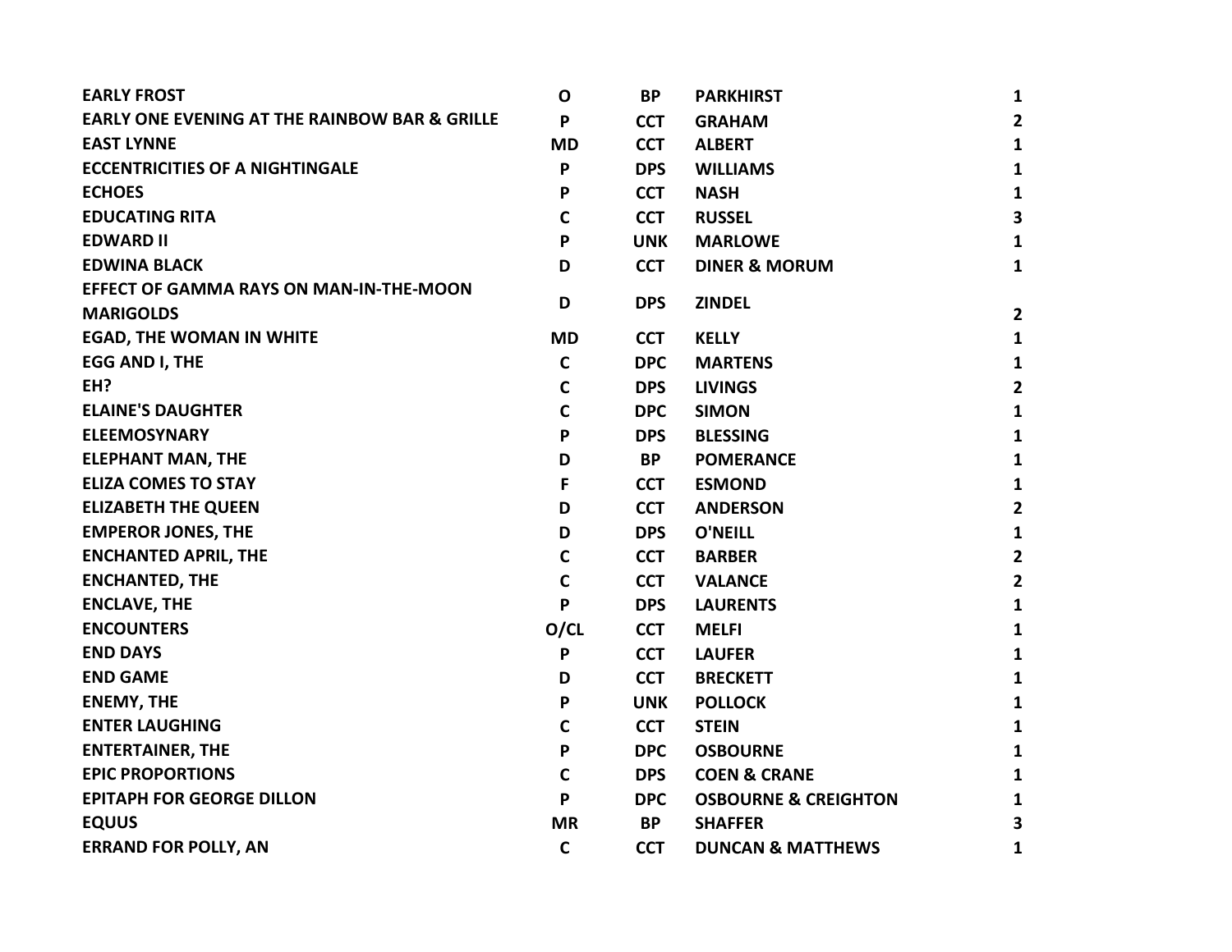| EARLY FROST | O | BP | PARKHIRST | 1 |
|---|---|---|---|---|
| EARLY ONE EVENING AT THE RAINBOW BAR & GRILLE | P | CCT | GRAHAM | 2 |
| EAST LYNNE | MD | CCT | ALBERT | 1 |
| ECCENTRICITIES OF A NIGHTINGALE | P | DPS | WILLIAMS | 1 |
| ECHOES | P | CCT | NASH | 1 |
| EDUCATING RITA | C | CCT | RUSSEL | 3 |
| EDWARD II | P | UNK | MARLOWE | 1 |
| EDWINA BLACK | D | CCT | DINER & MORUM | 1 |
| EFFECT OF GAMMA RAYS ON MAN-IN-THE-MOON MARIGOLDS | D | DPS | ZINDEL | 2 |
| EGAD, THE WOMAN IN WHITE | MD | CCT | KELLY | 1 |
| EGG AND I, THE | C | DPC | MARTENS | 1 |
| EH? | C | DPS | LIVINGS | 2 |
| ELAINE'S DAUGHTER | C | DPC | SIMON | 1 |
| ELEEMOSYNARY | P | DPS | BLESSING | 1 |
| ELEPHANT MAN, THE | D | BP | POMERANCE | 1 |
| ELIZA COMES TO STAY | F | CCT | ESMOND | 1 |
| ELIZABETH THE QUEEN | D | CCT | ANDERSON | 2 |
| EMPEROR JONES, THE | D | DPS | O'NEILL | 1 |
| ENCHANTED APRIL, THE | C | CCT | BARBER | 2 |
| ENCHANTED, THE | C | CCT | VALANCE | 2 |
| ENCLAVE, THE | P | DPS | LAURENTS | 1 |
| ENCOUNTERS | O/CL | CCT | MELFI | 1 |
| END DAYS | P | CCT | LAUFER | 1 |
| END GAME | D | CCT | BRECKETT | 1 |
| ENEMY, THE | P | UNK | POLLOCK | 1 |
| ENTER LAUGHING | C | CCT | STEIN | 1 |
| ENTERTAINER, THE | P | DPC | OSBOURNE | 1 |
| EPIC PROPORTIONS | C | DPS | COEN & CRANE | 1 |
| EPITAPH FOR GEORGE DILLON | P | DPC | OSBOURNE & CREIGHTON | 1 |
| EQUUS | MR | BP | SHAFFER | 3 |
| ERRAND FOR POLLY, AN | C | CCT | DUNCAN & MATTHEWS | 1 |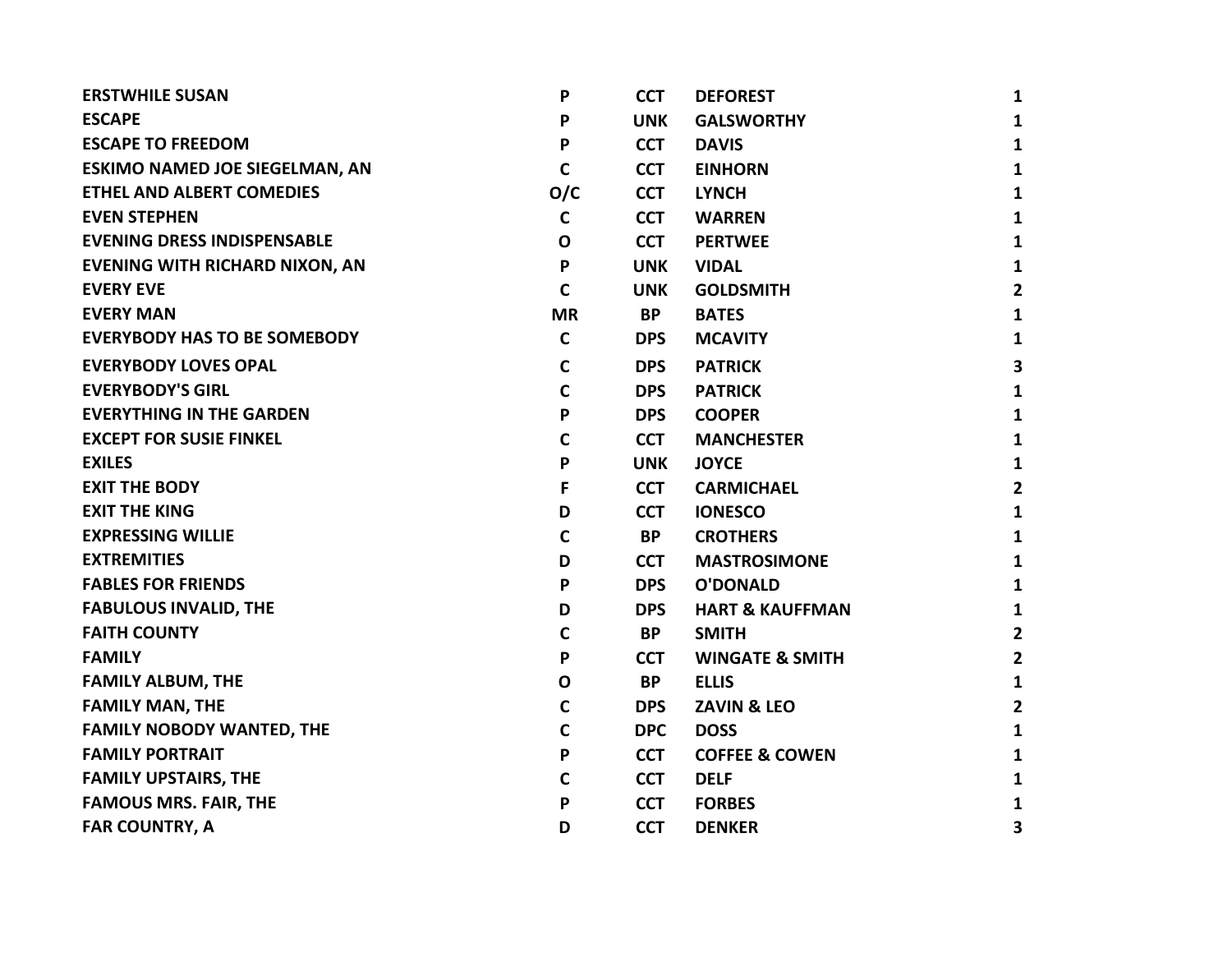| | | | | |
|---|---|---|---|---|
| **ERSTWHILE SUSAN** | **P** | **CCT** | **DEFOREST** | **1** |
| **ESCAPE** | **P** | **UNK** | **GALSWORTHY** | **1** |
| **ESCAPE TO FREEDOM** | **P** | **CCT** | **DAVIS** | **1** |
| **ESKIMO NAMED JOE SIEGELMAN, AN** | **C** | **CCT** | **EINHORN** | **1** |
| **ETHEL AND ALBERT COMEDIES** | **O/C** | **CCT** | **LYNCH** | **1** |
| **EVEN STEPHEN** | **C** | **CCT** | **WARREN** | **1** |
| **EVENING DRESS INDISPENSABLE** | **O** | **CCT** | **PERTWEE** | **1** |
| **EVENING WITH RICHARD NIXON, AN** | **P** | **UNK** | **VIDAL** | **1** |
| **EVERY EVE** | **C** | **UNK** | **GOLDSMITH** | **2** |
| **EVERY MAN** | **MR** | **BP** | **BATES** | **1** |
| **EVERYBODY HAS TO BE SOMEBODY** | **C** | **DPS** | **MCAVITY** | **1** |
| **EVERYBODY LOVES OPAL** | **C** | **DPS** | **PATRICK** | **3** |
| **EVERYBODY'S GIRL** | **C** | **DPS** | **PATRICK** | **1** |
| **EVERYTHING IN THE GARDEN** | **P** | **DPS** | **COOPER** | **1** |
| **EXCEPT FOR SUSIE FINKEL** | **C** | **CCT** | **MANCHESTER** | **1** |
| **EXILES** | **P** | **UNK** | **JOYCE** | **1** |
| **EXIT THE BODY** | **F** | **CCT** | **CARMICHAEL** | **2** |
| **EXIT THE KING** | **D** | **CCT** | **IONESCO** | **1** |
| **EXPRESSING WILLIE** | **C** | **BP** | **CROTHERS** | **1** |
| **EXTREMITIES** | **D** | **CCT** | **MASTROSIMONE** | **1** |
| **FABLES FOR FRIENDS** | **P** | **DPS** | **O'DONALD** | **1** |
| **FABULOUS INVALID, THE** | **D** | **DPS** | **HART & KAUFFMAN** | **1** |
| **FAITH COUNTY** | **C** | **BP** | **SMITH** | **2** |
| **FAMILY** | **P** | **CCT** | **WINGATE & SMITH** | **2** |
| **FAMILY ALBUM, THE** | **O** | **BP** | **ELLIS** | **1** |
| **FAMILY MAN, THE** | **C** | **DPS** | **ZAVIN & LEO** | **2** |
| **FAMILY NOBODY WANTED, THE** | **C** | **DPC** | **DOSS** | **1** |
| **FAMILY PORTRAIT** | **P** | **CCT** | **COFFEE & COWEN** | **1** |
| **FAMILY UPSTAIRS, THE** | **C** | **CCT** | **DELF** | **1** |
| **FAMOUS MRS. FAIR, THE** | **P** | **CCT** | **FORBES** | **1** |
| **FAR COUNTRY, A** | **D** | **CCT** | **DENKER** | **3** |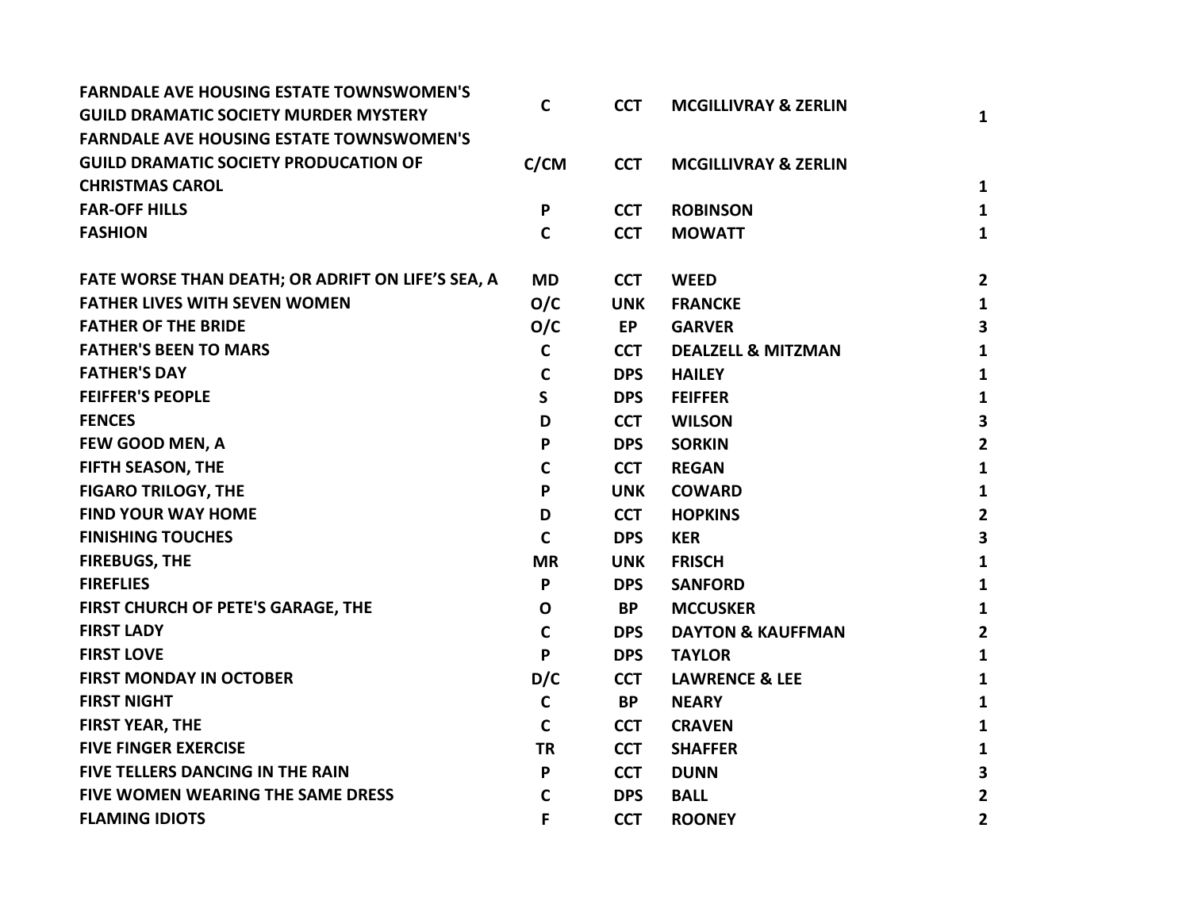| | | | | |
|---|---|---|---|---|
| FARNDALE AVE HOUSING ESTATE TOWNSWOMEN'S GUILD DRAMATIC SOCIETY MURDER MYSTERY | C | CCT | MCGILLIVRAY & ZERLIN | 1 |
| FARNDALE AVE HOUSING ESTATE TOWNSWOMEN'S GUILD DRAMATIC SOCIETY PRODUCATION OF CHRISTMAS CAROL | C/CM | CCT | MCGILLIVRAY & ZERLIN | 1 |
| FAR-OFF HILLS | P | CCT | ROBINSON | 1 |
| FASHION | C | CCT | MOWATT | 1 |
| FATE WORSE THAN DEATH; OR ADRIFT ON LIFE'S SEA, A | MD | CCT | WEED | 2 |
| FATHER LIVES WITH SEVEN WOMEN | O/C | UNK | FRANCKE | 1 |
| FATHER OF THE BRIDE | O/C | EP | GARVER | 3 |
| FATHER'S BEEN TO MARS | C | CCT | DEALZELL & MITZMAN | 1 |
| FATHER'S DAY | C | DPS | HAILEY | 1 |
| FEIFFER'S PEOPLE | S | DPS | FEIFFER | 1 |
| FENCES | D | CCT | WILSON | 3 |
| FEW GOOD MEN, A | P | DPS | SORKIN | 2 |
| FIFTH SEASON, THE | C | CCT | REGAN | 1 |
| FIGARO TRILOGY, THE | P | UNK | COWARD | 1 |
| FIND YOUR WAY HOME | D | CCT | HOPKINS | 2 |
| FINISHING TOUCHES | C | DPS | KER | 3 |
| FIREBUGS, THE | MR | UNK | FRISCH | 1 |
| FIREFLIES | P | DPS | SANFORD | 1 |
| FIRST CHURCH OF PETE'S GARAGE, THE | O | BP | MCCUSKER | 1 |
| FIRST LADY | C | DPS | DAYTON & KAUFFMAN | 2 |
| FIRST LOVE | P | DPS | TAYLOR | 1 |
| FIRST MONDAY IN OCTOBER | D/C | CCT | LAWRENCE & LEE | 1 |
| FIRST NIGHT | C | BP | NEARY | 1 |
| FIRST YEAR, THE | C | CCT | CRAVEN | 1 |
| FIVE FINGER EXERCISE | TR | CCT | SHAFFER | 1 |
| FIVE TELLERS DANCING IN THE RAIN | P | CCT | DUNN | 3 |
| FIVE WOMEN WEARING THE SAME DRESS | C | DPS | BALL | 2 |
| FLAMING IDIOTS | F | CCT | ROONEY | 2 |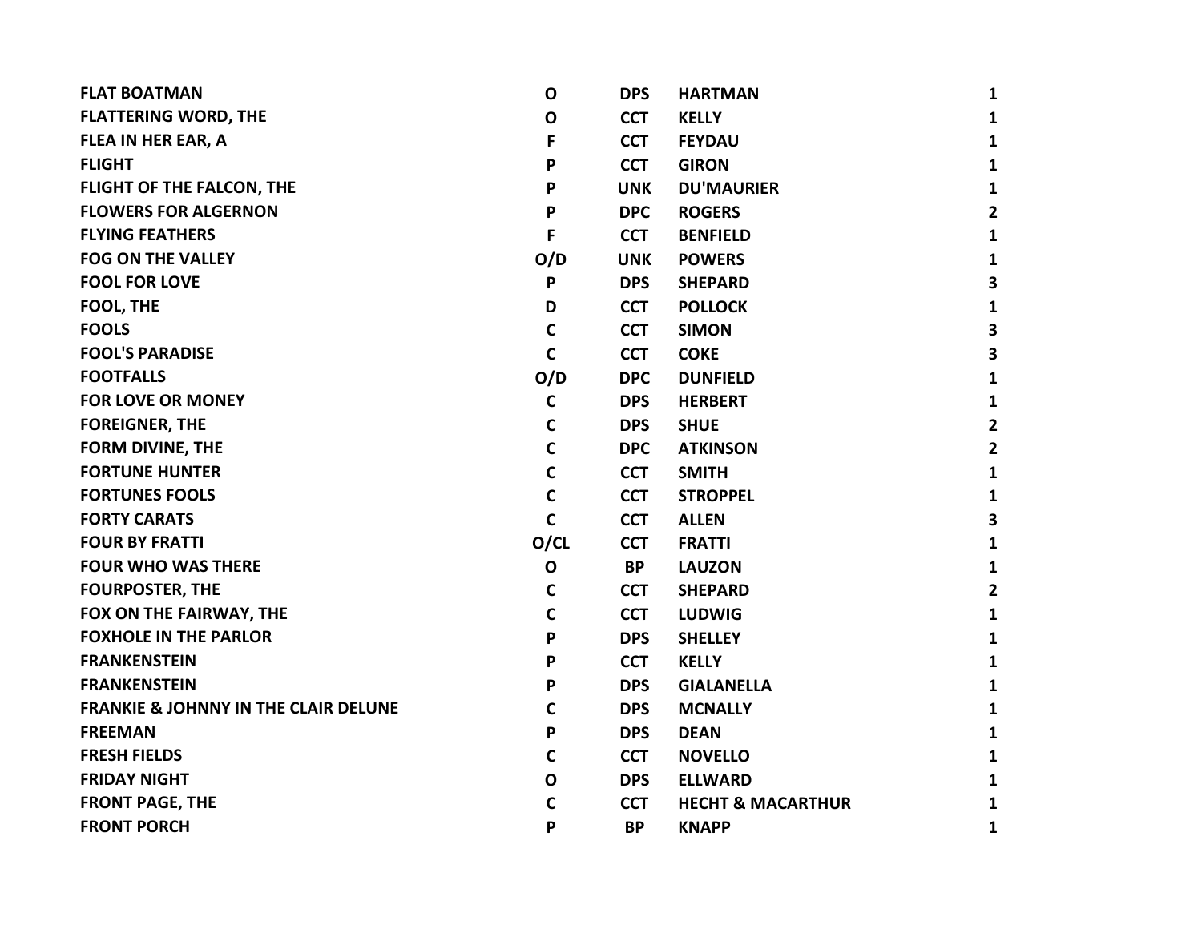| | | | | |
|---|---|---|---|---|
| **FLAT BOATMAN** | **O** | **DPS** | **HARTMAN** | **1** |
| **FLATTERING WORD, THE** | **O** | **CCT** | **KELLY** | **1** |
| **FLEA IN HER EAR, A** | **F** | **CCT** | **FEYDAU** | **1** |
| **FLIGHT** | **P** | **CCT** | **GIRON** | **1** |
| **FLIGHT OF THE FALCON, THE** | **P** | **UNK** | **DU'MAURIER** | **1** |
| **FLOWERS FOR ALGERNON** | **P** | **DPC** | **ROGERS** | **2** |
| **FLYING FEATHERS** | **F** | **CCT** | **BENFIELD** | **1** |
| **FOG ON THE VALLEY** | **O/D** | **UNK** | **POWERS** | **1** |
| **FOOL FOR LOVE** | **P** | **DPS** | **SHEPARD** | **3** |
| **FOOL, THE** | **D** | **CCT** | **POLLOCK** | **1** |
| **FOOLS** | **C** | **CCT** | **SIMON** | **3** |
| **FOOL'S PARADISE** | **C** | **CCT** | **COKE** | **3** |
| **FOOTFALLS** | **O/D** | **DPC** | **DUNFIELD** | **1** |
| **FOR LOVE OR MONEY** | **C** | **DPS** | **HERBERT** | **1** |
| **FOREIGNER, THE** | **C** | **DPS** | **SHUE** | **2** |
| **FORM DIVINE, THE** | **C** | **DPC** | **ATKINSON** | **2** |
| **FORTUNE HUNTER** | **C** | **CCT** | **SMITH** | **1** |
| **FORTUNES FOOLS** | **C** | **CCT** | **STROPPEL** | **1** |
| **FORTY CARATS** | **C** | **CCT** | **ALLEN** | **3** |
| **FOUR BY FRATTI** | **O/CL** | **CCT** | **FRATTI** | **1** |
| **FOUR WHO WAS THERE** | **O** | **BP** | **LAUZON** | **1** |
| **FOURPOSTER, THE** | **C** | **CCT** | **SHEPARD** | **2** |
| **FOX ON THE FAIRWAY, THE** | **C** | **CCT** | **LUDWIG** | **1** |
| **FOXHOLE IN THE PARLOR** | **P** | **DPS** | **SHELLEY** | **1** |
| **FRANKENSTEIN** | **P** | **CCT** | **KELLY** | **1** |
| **FRANKENSTEIN** | **P** | **DPS** | **GIALANELLA** | **1** |
| **FRANKIE & JOHNNY IN THE CLAIR DELUNE** | **C** | **DPS** | **MCNALLY** | **1** |
| **FREEMAN** | **P** | **DPS** | **DEAN** | **1** |
| **FRESH FIELDS** | **C** | **CCT** | **NOVELLO** | **1** |
| **FRIDAY NIGHT** | **O** | **DPS** | **ELLWARD** | **1** |
| **FRONT PAGE, THE** | **C** | **CCT** | **HECHT & MACARTHUR** | **1** |
| **FRONT PORCH** | **P** | **BP** | **KNAPP** | **1** |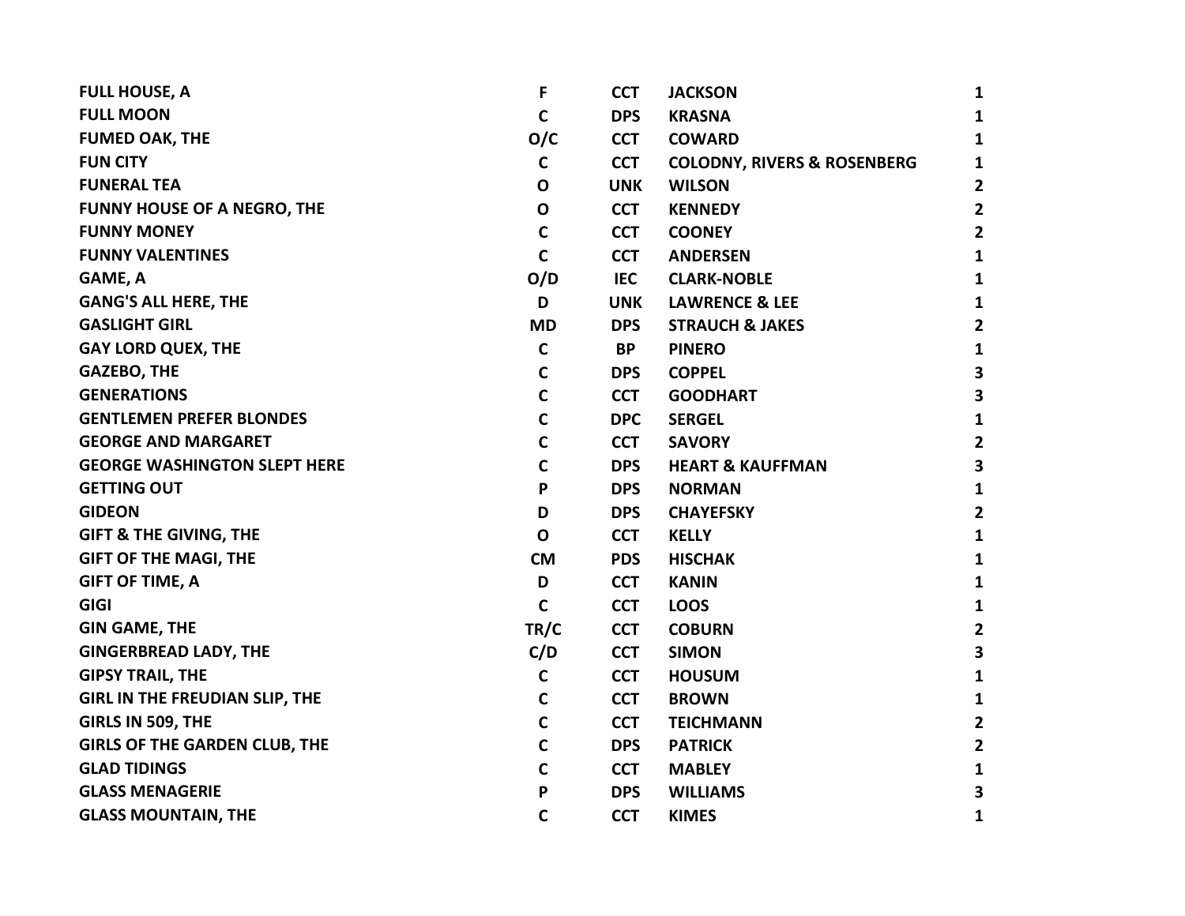| | | | | |
|---|---|---|---|---|
| **FULL HOUSE, A** | **F** | **CCT** | **JACKSON** | **1** |
| **FULL MOON** | **C** | **DPS** | **KRASNA** | **1** |
| **FUMED OAK, THE** | **O/C** | **CCT** | **COWARD** | **1** |
| **FUN CITY** | **C** | **CCT** | **COLODNY, RIVERS & ROSENBERG** | **1** |
| **FUNERAL TEA** | **O** | **UNK** | **WILSON** | **2** |
| **FUNNY HOUSE OF A NEGRO, THE** | **O** | **CCT** | **KENNEDY** | **2** |
| **FUNNY MONEY** | **C** | **CCT** | **COONEY** | **2** |
| **FUNNY VALENTINES** | **C** | **CCT** | **ANDERSEN** | **1** |
| **GAME, A** | **O/D** | **IEC** | **CLARK-NOBLE** | **1** |
| **GANG'S ALL HERE, THE** | **D** | **UNK** | **LAWRENCE & LEE** | **1** |
| **GASLIGHT GIRL** | **MD** | **DPS** | **STRAUCH & JAKES** | **2** |
| **GAY LORD QUEX, THE** | **C** | **BP** | **PINERO** | **1** |
| **GAZEBO, THE** | **C** | **DPS** | **COPPEL** | **3** |
| **GENERATIONS** | **C** | **CCT** | **GOODHART** | **3** |
| **GENTLEMEN PREFER BLONDES** | **C** | **DPC** | **SERGEL** | **1** |
| **GEORGE AND MARGARET** | **C** | **CCT** | **SAVORY** | **2** |
| **GEORGE WASHINGTON SLEPT HERE** | **C** | **DPS** | **HEART & KAUFFMAN** | **3** |
| **GETTING OUT** | **P** | **DPS** | **NORMAN** | **1** |
| **GIDEON** | **D** | **DPS** | **CHAYEFSKY** | **2** |
| **GIFT & THE GIVING, THE** | **O** | **CCT** | **KELLY** | **1** |
| **GIFT OF THE MAGI, THE** | **CM** | **PDS** | **HISCHAK** | **1** |
| **GIFT OF TIME, A** | **D** | **CCT** | **KANIN** | **1** |
| **GIGI** | **C** | **CCT** | **LOOS** | **1** |
| **GIN GAME, THE** | **TR/C** | **CCT** | **COBURN** | **2** |
| **GINGERBREAD LADY, THE** | **C/D** | **CCT** | **SIMON** | **3** |
| **GIPSY TRAIL, THE** | **C** | **CCT** | **HOUSUM** | **1** |
| **GIRL IN THE FREUDIAN SLIP, THE** | **C** | **CCT** | **BROWN** | **1** |
| **GIRLS IN 509, THE** | **C** | **CCT** | **TEICHMANN** | **2** |
| **GIRLS OF THE GARDEN CLUB, THE** | **C** | **DPS** | **PATRICK** | **2** |
| **GLAD TIDINGS** | **C** | **CCT** | **MABLEY** | **1** |
| **GLASS MENAGERIE** | **P** | **DPS** | **WILLIAMS** | **3** |
| **GLASS MOUNTAIN, THE** | **C** | **CCT** | **KIMES** | **1** |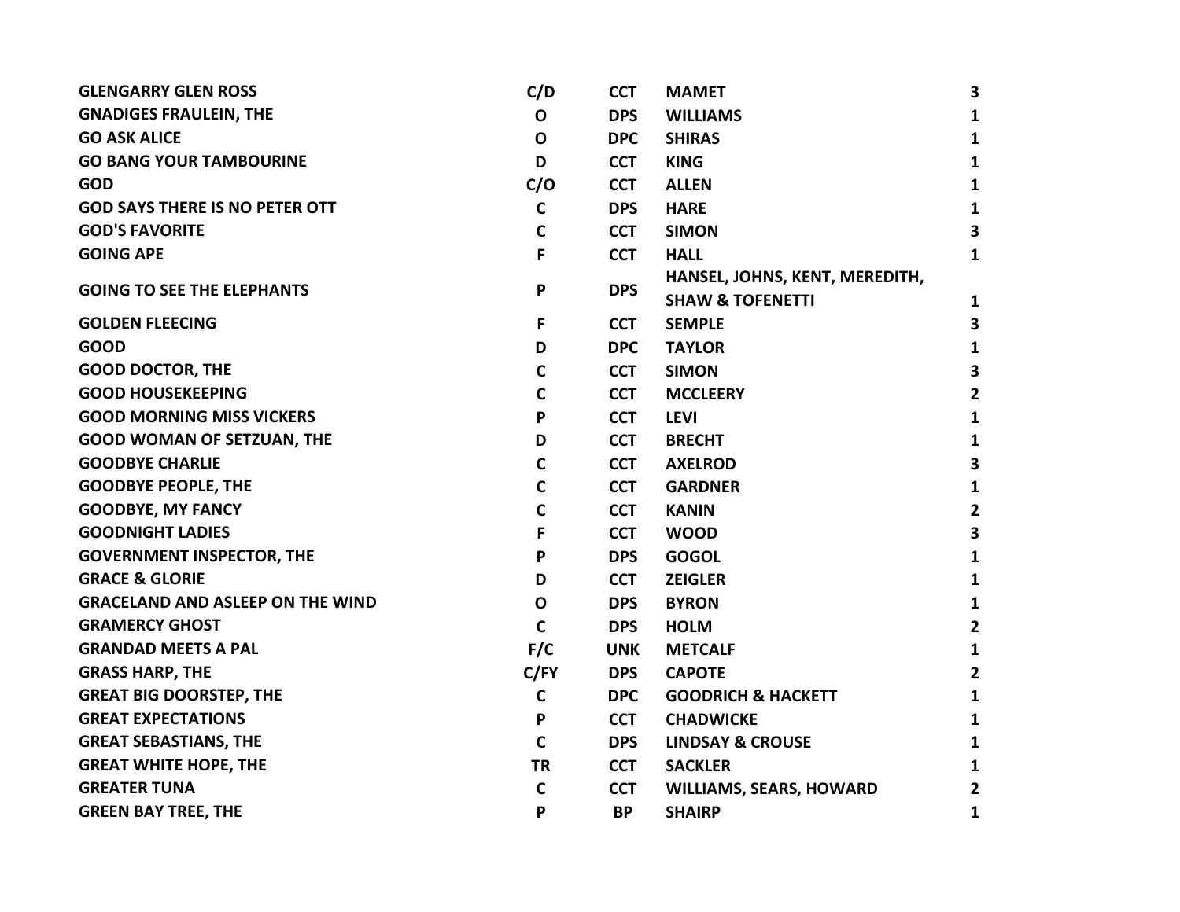| | | | | |
|---|---|---|---|---|
| **GLENGARRY GLEN ROSS** | **C/D** | **CCT** | **MAMET** | **3** |
| **GNADIGES FRAULEIN, THE** | **O** | **DPS** | **WILLIAMS** | **1** |
| **GO ASK ALICE** | **O** | **DPC** | **SHIRAS** | **1** |
| **GO BANG YOUR TAMBOURINE** | **D** | **CCT** | **KING** | **1** |
| **GOD** | **C/O** | **CCT** | **ALLEN** | **1** |
| **GOD SAYS THERE IS NO PETER OTT** | **C** | **DPS** | **HARE** | **1** |
| **GOD'S FAVORITE** | **C** | **CCT** | **SIMON** | **3** |
| **GOING APE** | **F** | **CCT** | **HALL** | **1** |
| **GOING TO SEE THE ELEPHANTS** | **P** | **DPS** | **HANSEL, JOHNS, KENT, MEREDITH, SHAW & TOFENETTI** | **1** |
| **GOLDEN FLEECING** | **F** | **CCT** | **SEMPLE** | **3** |
| **GOOD** | **D** | **DPC** | **TAYLOR** | **1** |
| **GOOD DOCTOR, THE** | **C** | **CCT** | **SIMON** | **3** |
| **GOOD HOUSEKEEPING** | **C** | **CCT** | **MCCLEERY** | **2** |
| **GOOD MORNING MISS VICKERS** | **P** | **CCT** | **LEVI** | **1** |
| **GOOD WOMAN OF SETZUAN, THE** | **D** | **CCT** | **BRECHT** | **1** |
| **GOODBYE CHARLIE** | **C** | **CCT** | **AXELROD** | **3** |
| **GOODBYE PEOPLE, THE** | **C** | **CCT** | **GARDNER** | **1** |
| **GOODBYE, MY FANCY** | **C** | **CCT** | **KANIN** | **2** |
| **GOODNIGHT LADIES** | **F** | **CCT** | **WOOD** | **3** |
| **GOVERNMENT INSPECTOR, THE** | **P** | **DPS** | **GOGOL** | **1** |
| **GRACE & GLORIE** | **D** | **CCT** | **ZEIGLER** | **1** |
| **GRACELAND AND ASLEEP ON THE WIND** | **O** | **DPS** | **BYRON** | **1** |
| **GRAMERCY GHOST** | **C** | **DPS** | **HOLM** | **2** |
| **GRANDAD MEETS A PAL** | **F/C** | **UNK** | **METCALF** | **1** |
| **GRASS HARP, THE** | **C/FY** | **DPS** | **CAPOTE** | **2** |
| **GREAT BIG DOORSTEP, THE** | **C** | **DPC** | **GOODRICH & HACKETT** | **1** |
| **GREAT EXPECTATIONS** | **P** | **CCT** | **CHADWICKE** | **1** |
| **GREAT SEBASTIANS, THE** | **C** | **DPS** | **LINDSAY & CROUSE** | **1** |
| **GREAT WHITE HOPE, THE** | **TR** | **CCT** | **SACKLER** | **1** |
| **GREATER TUNA** | **C** | **CCT** | **WILLIAMS, SEARS, HOWARD** | **2** |
| **GREEN BAY TREE, THE** | **P** | **BP** | **SHAIRP** | **1** |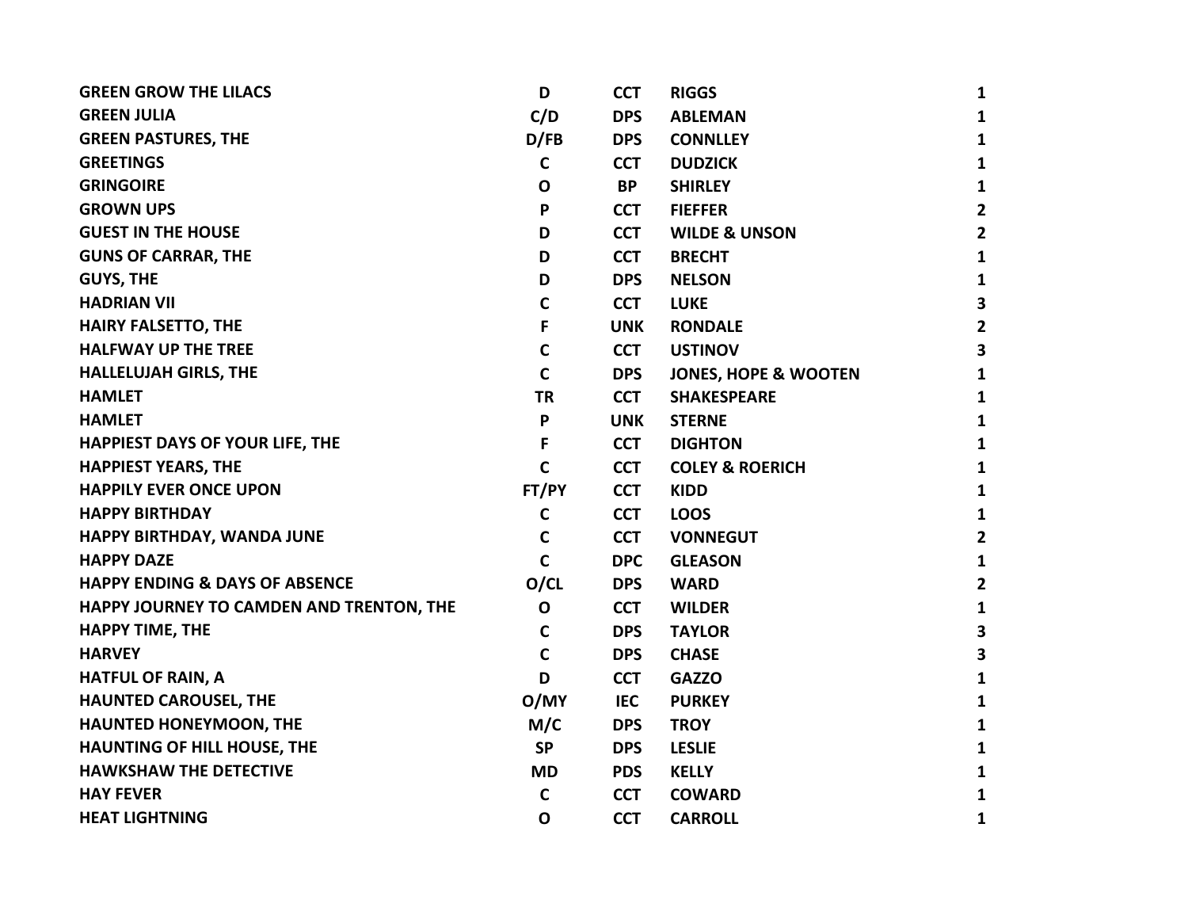| | | | | |
|---|---|---|---|---|
| GREEN GROW THE LILACS | D | CCT | RIGGS | 1 |
| GREEN JULIA | C/D | DPS | ABLEMAN | 1 |
| GREEN PASTURES, THE | D/FB | DPS | CONNLLEY | 1 |
| GREETINGS | C | CCT | DUDZICK | 1 |
| GRINGOIRE | O | BP | SHIRLEY | 1 |
| GROWN UPS | P | CCT | FIEFFER | 2 |
| GUEST IN THE HOUSE | D | CCT | WILDE & UNSON | 2 |
| GUNS OF CARRAR, THE | D | CCT | BRECHT | 1 |
| GUYS, THE | D | DPS | NELSON | 1 |
| HADRIAN VII | C | CCT | LUKE | 3 |
| HAIRY FALSETTO, THE | F | UNK | RONDALE | 2 |
| HALFWAY UP THE TREE | C | CCT | USTINOV | 3 |
| HALLELUJAH GIRLS, THE | C | DPS | JONES, HOPE & WOOTEN | 1 |
| HAMLET | TR | CCT | SHAKESPEARE | 1 |
| HAMLET | P | UNK | STERNE | 1 |
| HAPPIEST DAYS OF YOUR LIFE, THE | F | CCT | DIGHTON | 1 |
| HAPPIEST YEARS, THE | C | CCT | COLEY & ROERICH | 1 |
| HAPPILY EVER ONCE UPON | FT/PY | CCT | KIDD | 1 |
| HAPPY BIRTHDAY | C | CCT | LOOS | 1 |
| HAPPY BIRTHDAY, WANDA JUNE | C | CCT | VONNEGUT | 2 |
| HAPPY DAZE | C | DPC | GLEASON | 1 |
| HAPPY ENDING & DAYS OF ABSENCE | O/CL | DPS | WARD | 2 |
| HAPPY JOURNEY TO CAMDEN AND TRENTON, THE | O | CCT | WILDER | 1 |
| HAPPY TIME, THE | C | DPS | TAYLOR | 3 |
| HARVEY | C | DPS | CHASE | 3 |
| HATFUL OF RAIN, A | D | CCT | GAZZO | 1 |
| HAUNTED CAROUSEL, THE | O/MY | IEC | PURKEY | 1 |
| HAUNTED HONEYMOON, THE | M/C | DPS | TROY | 1 |
| HAUNTING OF HILL HOUSE, THE | SP | DPS | LESLIE | 1 |
| HAWKSHAW THE DETECTIVE | MD | PDS | KELLY | 1 |
| HAY FEVER | C | CCT | COWARD | 1 |
| HEAT LIGHTNING | O | CCT | CARROLL | 1 |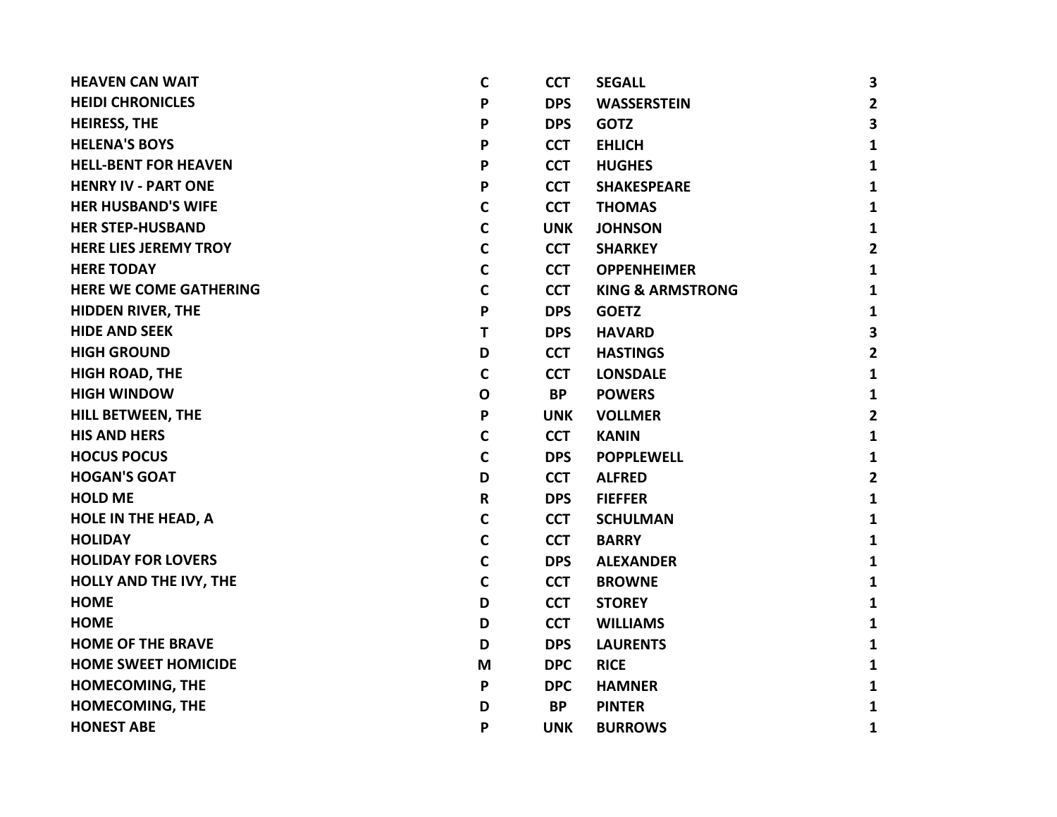| | | | | |
|---|---|---|---|---|
| HEAVEN CAN WAIT | C | CCT | SEGALL | 3 |
| HEIDI CHRONICLES | P | DPS | WASSERSTEIN | 2 |
| HEIRESS, THE | P | DPS | GOTZ | 3 |
| HELENA'S BOYS | P | CCT | EHLICH | 1 |
| HELL-BENT FOR HEAVEN | P | CCT | HUGHES | 1 |
| HENRY IV - PART ONE | P | CCT | SHAKESPEARE | 1 |
| HER HUSBAND'S WIFE | C | CCT | THOMAS | 1 |
| HER STEP-HUSBAND | C | UNK | JOHNSON | 1 |
| HERE LIES JEREMY TROY | C | CCT | SHARKEY | 2 |
| HERE TODAY | C | CCT | OPPENHEIMER | 1 |
| HERE WE COME GATHERING | C | CCT | KING & ARMSTRONG | 1 |
| HIDDEN RIVER, THE | P | DPS | GOETZ | 1 |
| HIDE AND SEEK | T | DPS | HAVARD | 3 |
| HIGH GROUND | D | CCT | HASTINGS | 2 |
| HIGH ROAD, THE | C | CCT | LONSDALE | 1 |
| HIGH WINDOW | O | BP | POWERS | 1 |
| HILL BETWEEN, THE | P | UNK | VOLLMER | 2 |
| HIS AND HERS | C | CCT | KANIN | 1 |
| HOCUS POCUS | C | DPS | POPPLEWELL | 1 |
| HOGAN'S GOAT | D | CCT | ALFRED | 2 |
| HOLD ME | R | DPS | FIEFFER | 1 |
| HOLE IN THE HEAD, A | C | CCT | SCHULMAN | 1 |
| HOLIDAY | C | CCT | BARRY | 1 |
| HOLIDAY FOR LOVERS | C | DPS | ALEXANDER | 1 |
| HOLLY AND THE IVY, THE | C | CCT | BROWNE | 1 |
| HOME | D | CCT | STOREY | 1 |
| HOME | D | CCT | WILLIAMS | 1 |
| HOME OF THE BRAVE | D | DPS | LAURENTS | 1 |
| HOME SWEET HOMICIDE | M | DPC | RICE | 1 |
| HOMECOMING, THE | P | DPC | HAMNER | 1 |
| HOMECOMING, THE | D | BP | PINTER | 1 |
| HONEST ABE | P | UNK | BURROWS | 1 |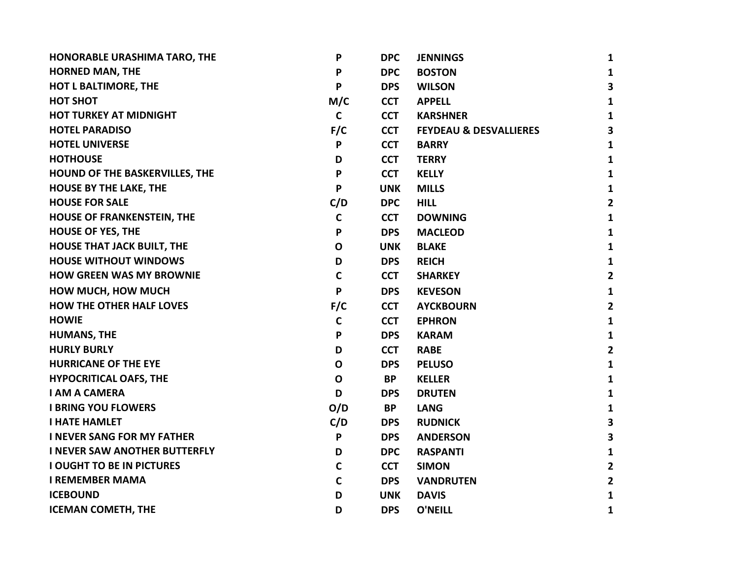| | | | | |
|---|---|---|---|---|
| **HONORABLE URASHIMA TARO, THE** | **P** | **DPC** | **JENNINGS** | **1** |
| **HORNED MAN, THE** | **P** | **DPC** | **BOSTON** | **1** |
| **HOT L BALTIMORE, THE** | **P** | **DPS** | **WILSON** | **3** |
| **HOT SHOT** | **M/C** | **CCT** | **APPELL** | **1** |
| **HOT TURKEY AT MIDNIGHT** | **C** | **CCT** | **KARSHNER** | **1** |
| **HOTEL PARADISO** | **F/C** | **CCT** | **FEYDEAU & DESVALLIERES** | **3** |
| **HOTEL UNIVERSE** | **P** | **CCT** | **BARRY** | **1** |
| **HOTHOUSE** | **D** | **CCT** | **TERRY** | **1** |
| **HOUND OF THE BASKERVILLES, THE** | **P** | **CCT** | **KELLY** | **1** |
| **HOUSE BY THE LAKE, THE** | **P** | **UNK** | **MILLS** | **1** |
| **HOUSE FOR SALE** | **C/D** | **DPC** | **HILL** | **2** |
| **HOUSE OF FRANKENSTEIN, THE** | **C** | **CCT** | **DOWNING** | **1** |
| **HOUSE OF YES, THE** | **P** | **DPS** | **MACLEOD** | **1** |
| **HOUSE THAT JACK BUILT, THE** | **O** | **UNK** | **BLAKE** | **1** |
| **HOUSE WITHOUT WINDOWS** | **D** | **DPS** | **REICH** | **1** |
| **HOW GREEN WAS MY BROWNIE** | **C** | **CCT** | **SHARKEY** | **2** |
| **HOW MUCH, HOW MUCH** | **P** | **DPS** | **KEVESON** | **1** |
| **HOW THE OTHER HALF LOVES** | **F/C** | **CCT** | **AYCKBOURN** | **2** |
| **HOWIE** | **C** | **CCT** | **EPHRON** | **1** |
| **HUMANS, THE** | **P** | **DPS** | **KARAM** | **1** |
| **HURLY BURLY** | **D** | **CCT** | **RABE** | **2** |
| **HURRICANE OF THE EYE** | **O** | **DPS** | **PELUSO** | **1** |
| **HYPOCRITICAL OAFS, THE** | **O** | **BP** | **KELLER** | **1** |
| **I AM A CAMERA** | **D** | **DPS** | **DRUTEN** | **1** |
| **I BRING YOU FLOWERS** | **O/D** | **BP** | **LANG** | **1** |
| **I HATE HAMLET** | **C/D** | **DPS** | **RUDNICK** | **3** |
| **I NEVER SANG FOR MY FATHER** | **P** | **DPS** | **ANDERSON** | **3** |
| **I NEVER SAW ANOTHER BUTTERFLY** | **D** | **DPC** | **RASPANTI** | **1** |
| **I OUGHT TO BE IN PICTURES** | **C** | **CCT** | **SIMON** | **2** |
| **I REMEMBER MAMA** | **C** | **DPS** | **VANDRUTEN** | **2** |
| **ICEBOUND** | **D** | **UNK** | **DAVIS** | **1** |
| **ICEMAN COMETH, THE** | **D** | **DPS** | **O'NEILL** | **1** |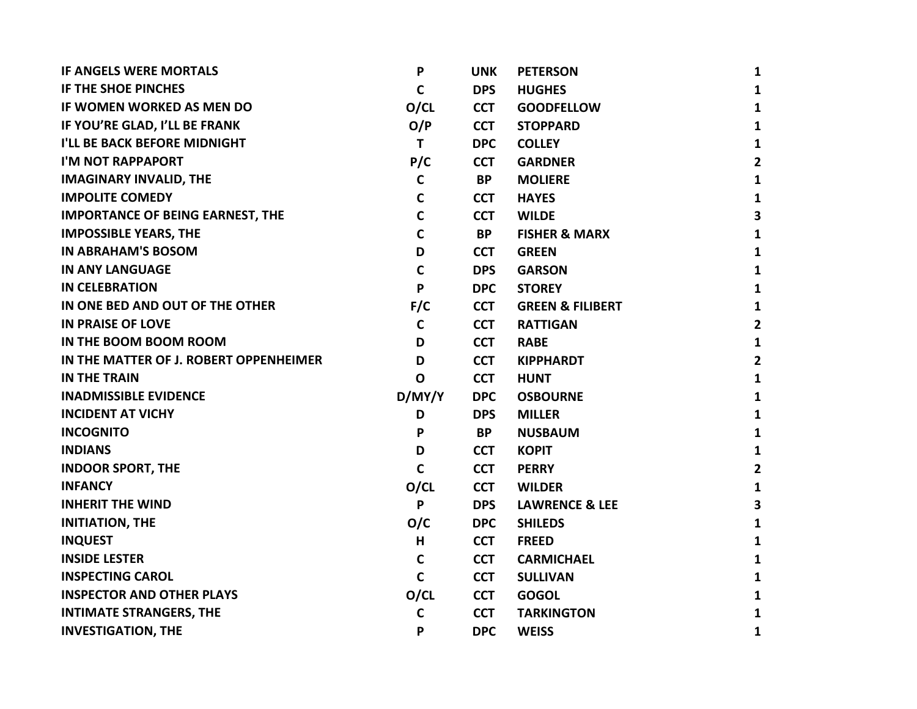| | | | | |
|---|---|---|---|---|
| IF ANGELS WERE MORTALS | P | UNK | PETERSON | 1 |
| IF THE SHOE PINCHES | C | DPS | HUGHES | 1 |
| IF WOMEN WORKED AS MEN DO | O/CL | CCT | GOODFELLOW | 1 |
| IF YOU'RE GLAD, I'LL BE FRANK | O/P | CCT | STOPPARD | 1 |
| I'LL BE BACK BEFORE MIDNIGHT | T | DPC | COLLEY | 1 |
| I'M NOT RAPPAPORT | P/C | CCT | GARDNER | 2 |
| IMAGINARY INVALID, THE | C | BP | MOLIERE | 1 |
| IMPOLITE COMEDY | C | CCT | HAYES | 1 |
| IMPORTANCE OF BEING EARNEST, THE | C | CCT | WILDE | 3 |
| IMPOSSIBLE YEARS, THE | C | BP | FISHER & MARX | 1 |
| IN ABRAHAM'S BOSOM | D | CCT | GREEN | 1 |
| IN ANY LANGUAGE | C | DPS | GARSON | 1 |
| IN CELEBRATION | P | DPC | STOREY | 1 |
| IN ONE BED AND OUT OF THE OTHER | F/C | CCT | GREEN & FILIBERT | 1 |
| IN PRAISE OF LOVE | C | CCT | RATTIGAN | 2 |
| IN THE BOOM BOOM ROOM | D | CCT | RABE | 1 |
| IN THE MATTER OF J. ROBERT OPPENHEIMER | D | CCT | KIPPHARDT | 2 |
| IN THE TRAIN | O | CCT | HUNT | 1 |
| INADMISSIBLE EVIDENCE | D/MY/Y | DPC | OSBOURNE | 1 |
| INCIDENT AT VICHY | D | DPS | MILLER | 1 |
| INCOGNITO | P | BP | NUSBAUM | 1 |
| INDIANS | D | CCT | KOPIT | 1 |
| INDOOR SPORT, THE | C | CCT | PERRY | 2 |
| INFANCY | O/CL | CCT | WILDER | 1 |
| INHERIT THE WIND | P | DPS | LAWRENCE & LEE | 3 |
| INITIATION, THE | O/C | DPC | SHILEDS | 1 |
| INQUEST | H | CCT | FREED | 1 |
| INSIDE LESTER | C | CCT | CARMICHAEL | 1 |
| INSPECTING CAROL | C | CCT | SULLIVAN | 1 |
| INSPECTOR AND OTHER PLAYS | O/CL | CCT | GOGOL | 1 |
| INTIMATE STRANGERS, THE | C | CCT | TARKINGTON | 1 |
| INVESTIGATION, THE | P | DPC | WEISS | 1 |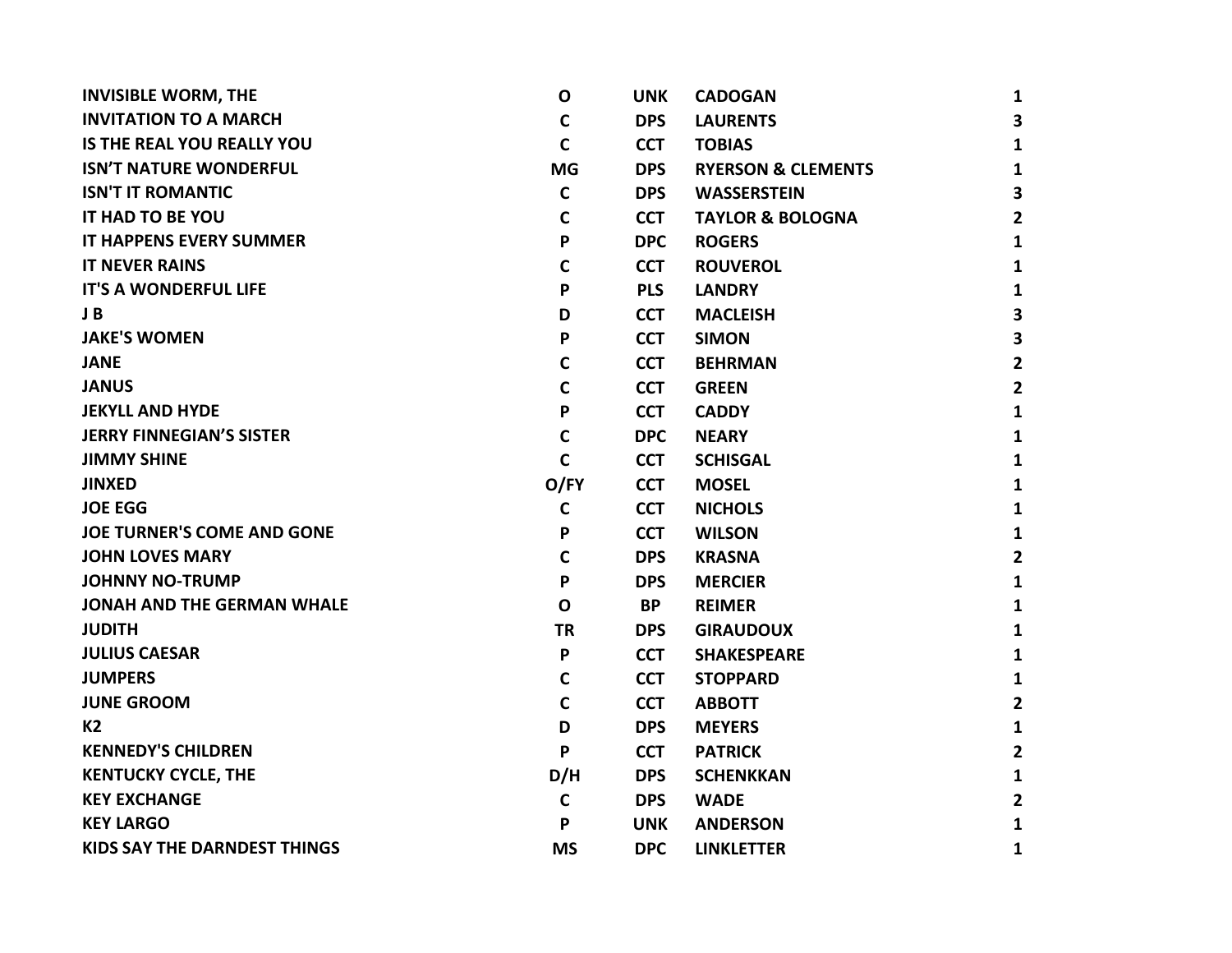| | | | | |
|---|---|---|---|---|
| **INVISIBLE WORM, THE** | **O** | **UNK** | **CADOGAN** | **1** |
| **INVITATION TO A MARCH** | **C** | **DPS** | **LAURENTS** | **3** |
| **IS THE REAL YOU REALLY YOU** | **C** | **CCT** | **TOBIAS** | **1** |
| **ISN'T NATURE WONDERFUL** | **MG** | **DPS** | **RYERSON & CLEMENTS** | **1** |
| **ISN'T IT ROMANTIC** | **C** | **DPS** | **WASSERSTEIN** | **3** |
| **IT HAD TO BE YOU** | **C** | **CCT** | **TAYLOR & BOLOGNA** | **2** |
| **IT HAPPENS EVERY SUMMER** | **P** | **DPC** | **ROGERS** | **1** |
| **IT NEVER RAINS** | **C** | **CCT** | **ROUVEROL** | **1** |
| **IT'S A WONDERFUL LIFE** | **P** | **PLS** | **LANDRY** | **1** |
| **J B** | **D** | **CCT** | **MACLEISH** | **3** |
| **JAKE'S WOMEN** | **P** | **CCT** | **SIMON** | **3** |
| **JANE** | **C** | **CCT** | **BEHRMAN** | **2** |
| **JANUS** | **C** | **CCT** | **GREEN** | **2** |
| **JEKYLL AND HYDE** | **P** | **CCT** | **CADDY** | **1** |
| **JERRY FINNEGIAN'S SISTER** | **C** | **DPC** | **NEARY** | **1** |
| **JIMMY SHINE** | **C** | **CCT** | **SCHISGAL** | **1** |
| **JINXED** | **O/FY** | **CCT** | **MOSEL** | **1** |
| **JOE EGG** | **C** | **CCT** | **NICHOLS** | **1** |
| **JOE TURNER'S COME AND GONE** | **P** | **CCT** | **WILSON** | **1** |
| **JOHN LOVES MARY** | **C** | **DPS** | **KRASNA** | **2** |
| **JOHNNY NO-TRUMP** | **P** | **DPS** | **MERCIER** | **1** |
| **JONAH AND THE GERMAN WHALE** | **O** | **BP** | **REIMER** | **1** |
| **JUDITH** | **TR** | **DPS** | **GIRAUDOUX** | **1** |
| **JULIUS CAESAR** | **P** | **CCT** | **SHAKESPEARE** | **1** |
| **JUMPERS** | **C** | **CCT** | **STOPPARD** | **1** |
| **JUNE GROOM** | **C** | **CCT** | **ABBOTT** | **2** |
| **K2** | **D** | **DPS** | **MEYERS** | **1** |
| **KENNEDY'S CHILDREN** | **P** | **CCT** | **PATRICK** | **2** |
| **KENTUCKY CYCLE, THE** | **D/H** | **DPS** | **SCHENKKAN** | **1** |
| **KEY EXCHANGE** | **C** | **DPS** | **WADE** | **2** |
| **KEY LARGO** | **P** | **UNK** | **ANDERSON** | **1** |
| **KIDS SAY THE DARNDEST THINGS** | **MS** | **DPC** | **LINKLETTER** | **1** |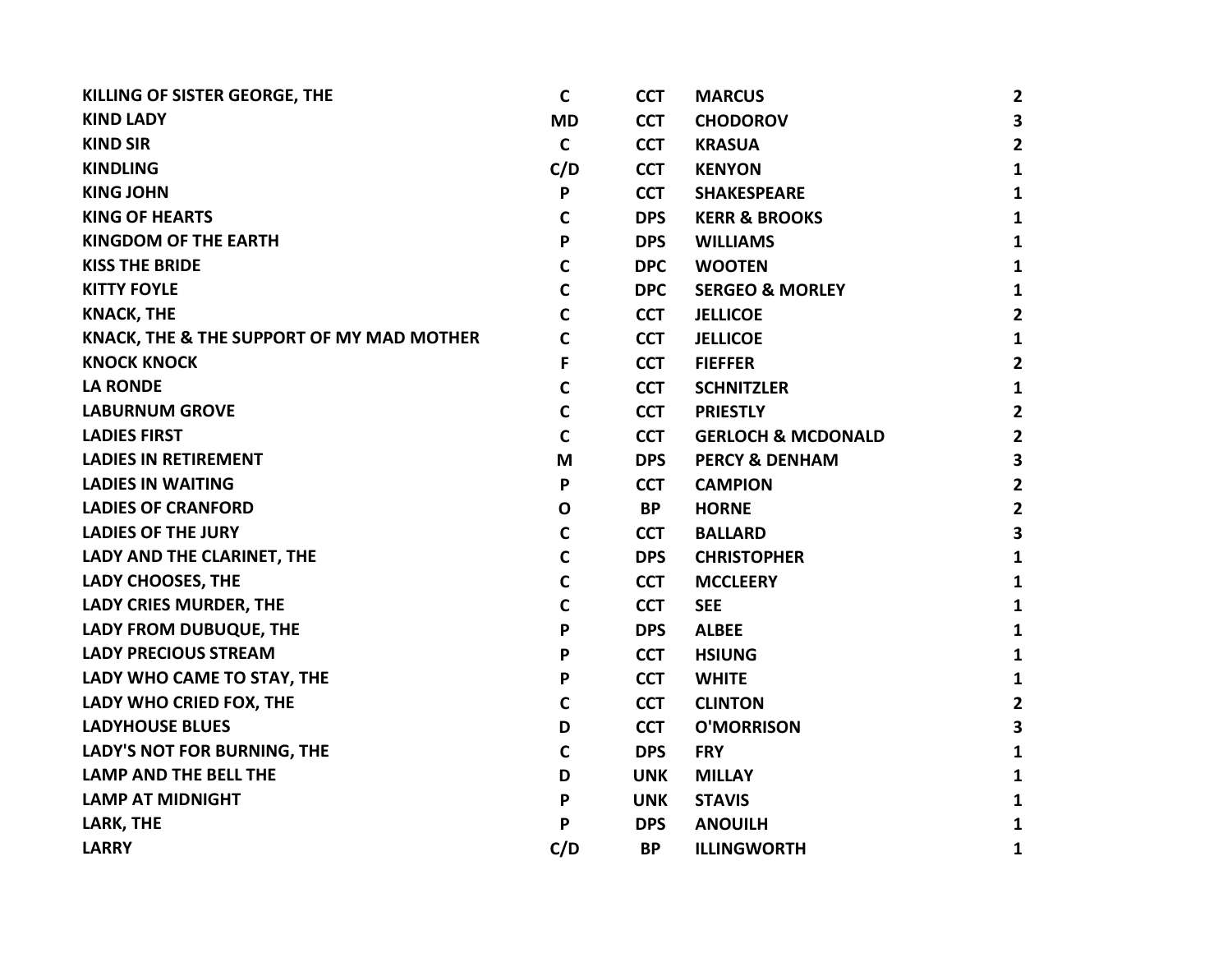| | | | | |
|---|---|---|---|---|
| KILLING OF SISTER GEORGE, THE | C | CCT | MARCUS | 2 |
| KIND LADY | MD | CCT | CHODOROV | 3 |
| KIND SIR | C | CCT | KRASUA | 2 |
| KINDLING | C/D | CCT | KENYON | 1 |
| KING JOHN | P | CCT | SHAKESPEARE | 1 |
| KING OF HEARTS | C | DPS | KERR & BROOKS | 1 |
| KINGDOM OF THE EARTH | P | DPS | WILLIAMS | 1 |
| KISS THE BRIDE | C | DPC | WOOTEN | 1 |
| KITTY FOYLE | C | DPC | SERGEO & MORLEY | 1 |
| KNACK, THE | C | CCT | JELLICOE | 2 |
| KNACK, THE & THE SUPPORT OF MY MAD MOTHER | C | CCT | JELLICOE | 1 |
| KNOCK KNOCK | F | CCT | FIEFFER | 2 |
| LA RONDE | C | CCT | SCHNITZLER | 1 |
| LABURNUM GROVE | C | CCT | PRIESTLY | 2 |
| LADIES FIRST | C | CCT | GERLOCH & MCDONALD | 2 |
| LADIES IN RETIREMENT | M | DPS | PERCY & DENHAM | 3 |
| LADIES IN WAITING | P | CCT | CAMPION | 2 |
| LADIES OF CRANFORD | O | BP | HORNE | 2 |
| LADIES OF THE JURY | C | CCT | BALLARD | 3 |
| LADY AND THE CLARINET, THE | C | DPS | CHRISTOPHER | 1 |
| LADY CHOOSES, THE | C | CCT | MCCLEERY | 1 |
| LADY CRIES MURDER, THE | C | CCT | SEE | 1 |
| LADY FROM DUBUQUE, THE | P | DPS | ALBEE | 1 |
| LADY PRECIOUS STREAM | P | CCT | HSIUNG | 1 |
| LADY WHO CAME TO STAY, THE | P | CCT | WHITE | 1 |
| LADY WHO CRIED FOX, THE | C | CCT | CLINTON | 2 |
| LADYHOUSE BLUES | D | CCT | O'MORRISON | 3 |
| LADY'S NOT FOR BURNING, THE | C | DPS | FRY | 1 |
| LAMP AND THE BELL THE | D | UNK | MILLAY | 1 |
| LAMP AT MIDNIGHT | P | UNK | STAVIS | 1 |
| LARK, THE | P | DPS | ANOUILH | 1 |
| LARRY | C/D | BP | ILLINGWORTH | 1 |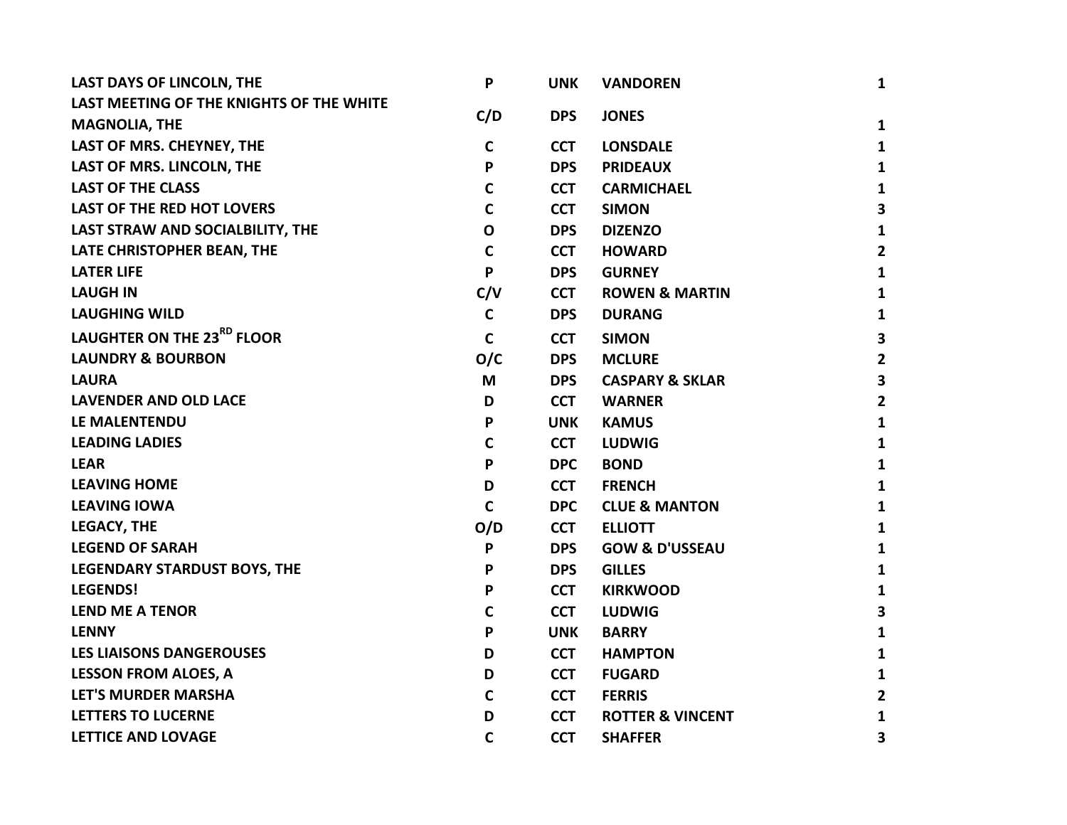| | | | | |
|---|---|---|---|---|
| LAST DAYS OF LINCOLN, THE | P | UNK | VANDOREN | 1 |
| LAST MEETING OF THE KNIGHTS OF THE WHITE MAGNOLIA, THE | C/D | DPS | JONES | 1 |
| LAST OF MRS. CHEYNEY, THE | C | CCT | LONSDALE | 1 |
| LAST OF MRS. LINCOLN, THE | P | DPS | PRIDEAUX | 1 |
| LAST OF THE CLASS | C | CCT | CARMICHAEL | 1 |
| LAST OF THE RED HOT LOVERS | C | CCT | SIMON | 3 |
| LAST STRAW AND SOCIALBILITY, THE | O | DPS | DIZENZO | 1 |
| LATE CHRISTOPHER BEAN, THE | C | CCT | HOWARD | 2 |
| LATER LIFE | P | DPS | GURNEY | 1 |
| LAUGH IN | C/V | CCT | ROWEN & MARTIN | 1 |
| LAUGHING WILD | C | DPS | DURANG | 1 |
| LAUGHTER ON THE 23RD FLOOR | C | CCT | SIMON | 3 |
| LAUNDRY & BOURBON | O/C | DPS | MCLURE | 2 |
| LAURA | M | DPS | CASPARY & SKLAR | 3 |
| LAVENDER AND OLD LACE | D | CCT | WARNER | 2 |
| LE MALENTENDU | P | UNK | KAMUS | 1 |
| LEADING LADIES | C | CCT | LUDWIG | 1 |
| LEAR | P | DPC | BOND | 1 |
| LEAVING HOME | D | CCT | FRENCH | 1 |
| LEAVING IOWA | C | DPC | CLUE & MANTON | 1 |
| LEGACY, THE | O/D | CCT | ELLIOTT | 1 |
| LEGEND OF SARAH | P | DPS | GOW & D'USSEAU | 1 |
| LEGENDARY STARDUST BOYS, THE | P | DPS | GILLES | 1 |
| LEGENDS! | P | CCT | KIRKWOOD | 1 |
| LEND ME A TENOR | C | CCT | LUDWIG | 3 |
| LENNY | P | UNK | BARRY | 1 |
| LES LIAISONS DANGEROUSES | D | CCT | HAMPTON | 1 |
| LESSON FROM ALOES, A | D | CCT | FUGARD | 1 |
| LET'S MURDER MARSHA | C | CCT | FERRIS | 2 |
| LETTERS TO LUCERNE | D | CCT | ROTTER & VINCENT | 1 |
| LETTICE AND LOVAGE | C | CCT | SHAFFER | 3 |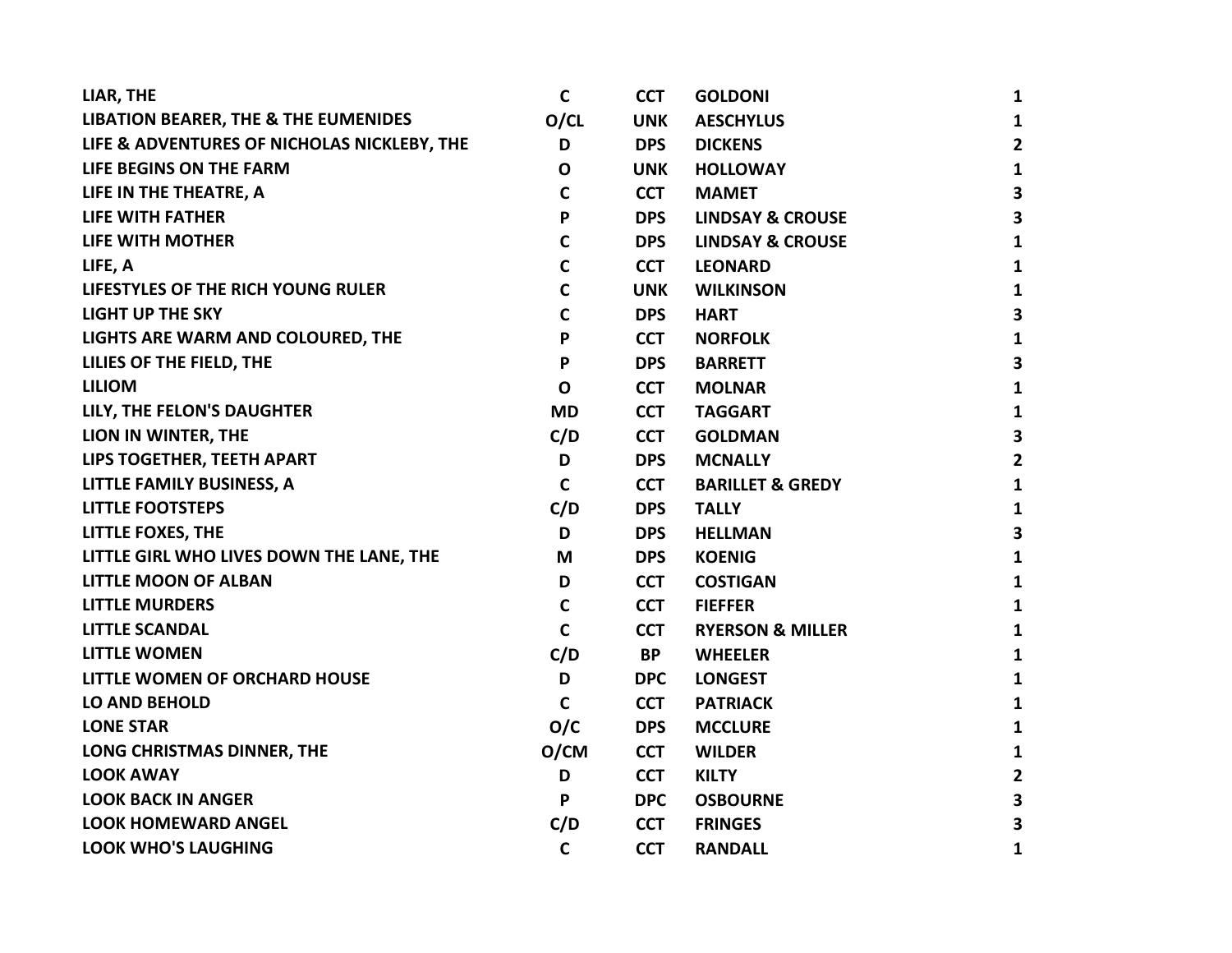| | | | | |
|---|---|---|---|---|
| LIAR, THE | C | CCT | GOLDONI | 1 |
| LIBATION BEARER, THE & THE EUMENIDES | O/CL | UNK | AESCHYLUS | 1 |
| LIFE & ADVENTURES OF NICHOLAS NICKLEBY, THE | D | DPS | DICKENS | 2 |
| LIFE BEGINS ON THE FARM | O | UNK | HOLLOWAY | 1 |
| LIFE IN THE THEATRE, A | C | CCT | MAMET | 3 |
| LIFE WITH FATHER | P | DPS | LINDSAY & CROUSE | 3 |
| LIFE WITH MOTHER | C | DPS | LINDSAY & CROUSE | 1 |
| LIFE, A | C | CCT | LEONARD | 1 |
| LIFESTYLES OF THE RICH YOUNG RULER | C | UNK | WILKINSON | 1 |
| LIGHT UP THE SKY | C | DPS | HART | 3 |
| LIGHTS ARE WARM AND COLOURED, THE | P | CCT | NORFOLK | 1 |
| LILIES OF THE FIELD, THE | P | DPS | BARRETT | 3 |
| LILIOM | O | CCT | MOLNAR | 1 |
| LILY, THE FELON'S DAUGHTER | MD | CCT | TAGGART | 1 |
| LION IN WINTER, THE | C/D | CCT | GOLDMAN | 3 |
| LIPS TOGETHER, TEETH APART | D | DPS | MCNALLY | 2 |
| LITTLE FAMILY BUSINESS, A | C | CCT | BARILLET & GREDY | 1 |
| LITTLE FOOTSTEPS | C/D | DPS | TALLY | 1 |
| LITTLE FOXES, THE | D | DPS | HELLMAN | 3 |
| LITTLE GIRL WHO LIVES DOWN THE LANE, THE | M | DPS | KOENIG | 1 |
| LITTLE MOON OF ALBAN | D | CCT | COSTIGAN | 1 |
| LITTLE MURDERS | C | CCT | FIEFFER | 1 |
| LITTLE SCANDAL | C | CCT | RYERSON & MILLER | 1 |
| LITTLE WOMEN | C/D | BP | WHEELER | 1 |
| LITTLE WOMEN OF ORCHARD HOUSE | D | DPC | LONGEST | 1 |
| LO AND BEHOLD | C | CCT | PATRIACK | 1 |
| LONE STAR | O/C | DPS | MCCLURE | 1 |
| LONG CHRISTMAS DINNER, THE | O/CM | CCT | WILDER | 1 |
| LOOK AWAY | D | CCT | KILTY | 2 |
| LOOK BACK IN ANGER | P | DPC | OSBOURNE | 3 |
| LOOK HOMEWARD ANGEL | C/D | CCT | FRINGES | 3 |
| LOOK WHO'S LAUGHING | C | CCT | RANDALL | 1 |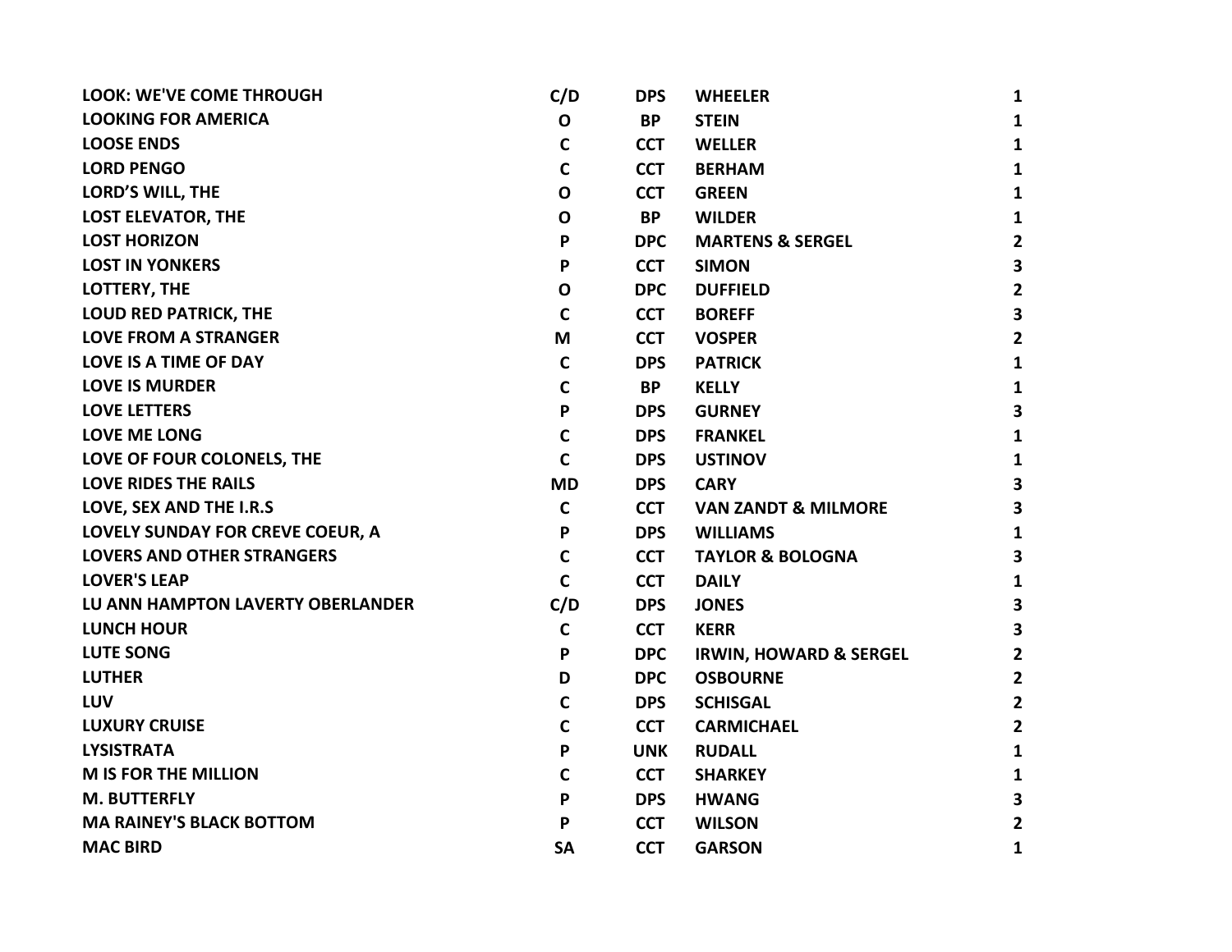| | | | | |
|---|---|---|---|---|
| **LOOK: WE'VE COME THROUGH** | **C/D** | **DPS** | **WHEELER** | **1** |
| **LOOKING FOR AMERICA** | **O** | **BP** | **STEIN** | **1** |
| **LOOSE ENDS** | **C** | **CCT** | **WELLER** | **1** |
| **LORD PENGO** | **C** | **CCT** | **BERHAM** | **1** |
| **LORD'S WILL, THE** | **O** | **CCT** | **GREEN** | **1** |
| **LOST ELEVATOR, THE** | **O** | **BP** | **WILDER** | **1** |
| **LOST HORIZON** | **P** | **DPC** | **MARTENS & SERGEL** | **2** |
| **LOST IN YONKERS** | **P** | **CCT** | **SIMON** | **3** |
| **LOTTERY, THE** | **O** | **DPC** | **DUFFIELD** | **2** |
| **LOUD RED PATRICK, THE** | **C** | **CCT** | **BOREFF** | **3** |
| **LOVE FROM A STRANGER** | **M** | **CCT** | **VOSPER** | **2** |
| **LOVE IS A TIME OF DAY** | **C** | **DPS** | **PATRICK** | **1** |
| **LOVE IS MURDER** | **C** | **BP** | **KELLY** | **1** |
| **LOVE LETTERS** | **P** | **DPS** | **GURNEY** | **3** |
| **LOVE ME LONG** | **C** | **DPS** | **FRANKEL** | **1** |
| **LOVE OF FOUR COLONELS, THE** | **C** | **DPS** | **USTINOV** | **1** |
| **LOVE RIDES THE RAILS** | **MD** | **DPS** | **CARY** | **3** |
| **LOVE, SEX AND THE I.R.S** | **C** | **CCT** | **VAN ZANDT & MILMORE** | **3** |
| **LOVELY SUNDAY FOR CREVE COEUR, A** | **P** | **DPS** | **WILLIAMS** | **1** |
| **LOVERS AND OTHER STRANGERS** | **C** | **CCT** | **TAYLOR & BOLOGNA** | **3** |
| **LOVER'S LEAP** | **C** | **CCT** | **DAILY** | **1** |
| **LU ANN HAMPTON LAVERTY OBERLANDER** | **C/D** | **DPS** | **JONES** | **3** |
| **LUNCH HOUR** | **C** | **CCT** | **KERR** | **3** |
| **LUTE SONG** | **P** | **DPC** | **IRWIN, HOWARD & SERGEL** | **2** |
| **LUTHER** | **D** | **DPC** | **OSBOURNE** | **2** |
| **LUV** | **C** | **DPS** | **SCHISGAL** | **2** |
| **LUXURY CRUISE** | **C** | **CCT** | **CARMICHAEL** | **2** |
| **LYSISTRATA** | **P** | **UNK** | **RUDALL** | **1** |
| **M IS FOR THE MILLION** | **C** | **CCT** | **SHARKEY** | **1** |
| **M. BUTTERFLY** | **P** | **DPS** | **HWANG** | **3** |
| **MA RAINEY'S BLACK BOTTOM** | **P** | **CCT** | **WILSON** | **2** |
| **MAC BIRD** | **SA** | **CCT** | **GARSON** | **1** |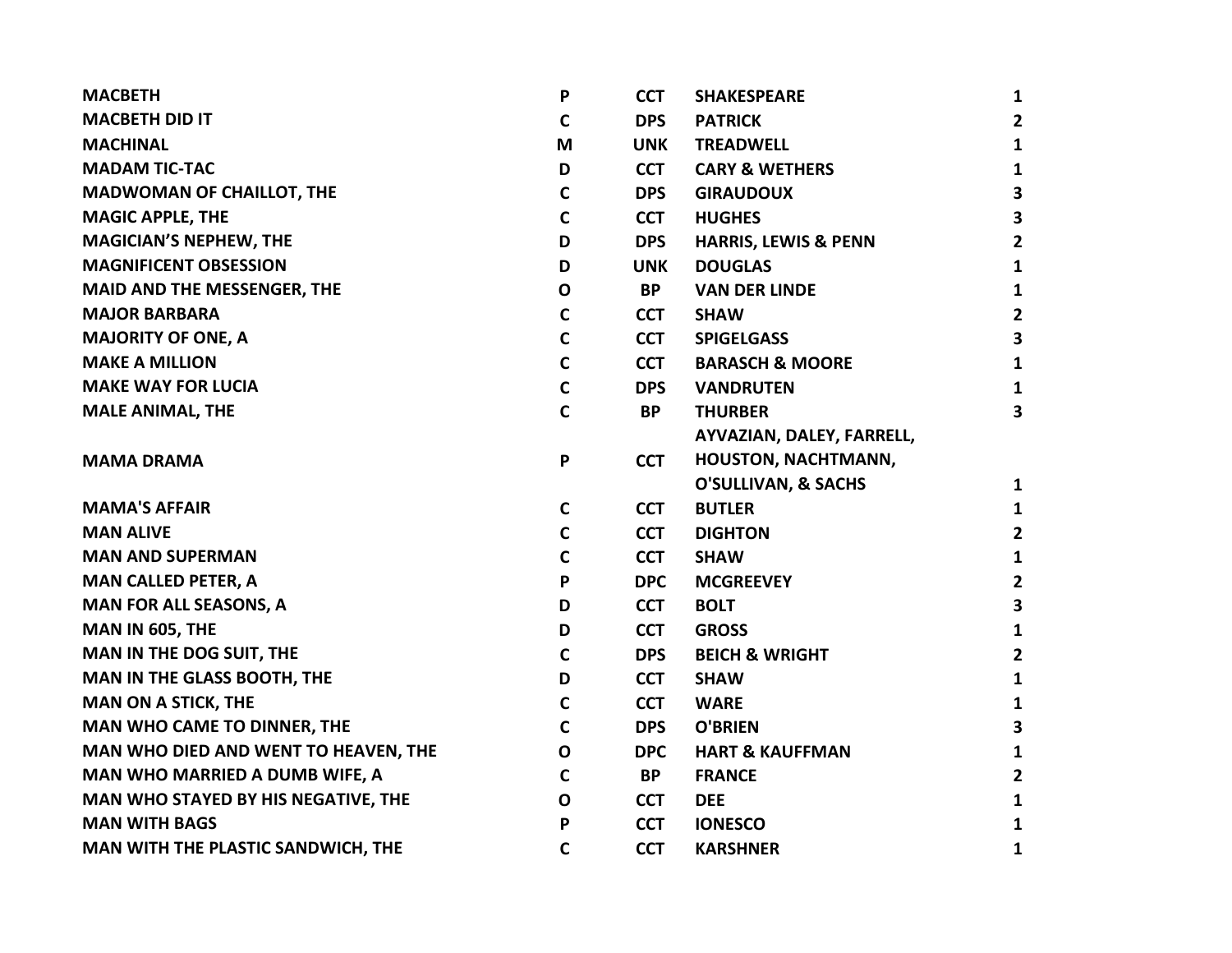| | | | | |
|---|---|---|---|---|
| **MACBETH** | **P** | **CCT** | **SHAKESPEARE** | **1** |
| **MACBETH DID IT** | **C** | **DPS** | **PATRICK** | **2** |
| **MACHINAL** | **M** | **UNK** | **TREADWELL** | **1** |
| **MADAM TIC-TAC** | **D** | **CCT** | **CARY & WETHERS** | **1** |
| **MADWOMAN OF CHAILLOT, THE** | **C** | **DPS** | **GIRAUDOUX** | **3** |
| **MAGIC APPLE, THE** | **C** | **CCT** | **HUGHES** | **3** |
| **MAGICIAN'S NEPHEW, THE** | **D** | **DPS** | **HARRIS, LEWIS & PENN** | **2** |
| **MAGNIFICENT OBSESSION** | **D** | **UNK** | **DOUGLAS** | **1** |
| **MAID AND THE MESSENGER, THE** | **O** | **BP** | **VAN DER LINDE** | **1** |
| **MAJOR BARBARA** | **C** | **CCT** | **SHAW** | **2** |
| **MAJORITY OF ONE, A** | **C** | **CCT** | **SPIGELGASS** | **3** |
| **MAKE A MILLION** | **C** | **CCT** | **BARASCH & MOORE** | **1** |
| **MAKE WAY FOR LUCIA** | **C** | **DPS** | **VANDRUTEN** | **1** |
| **MALE ANIMAL, THE** | **C** | **BP** | **THURBER** | **3** |
| **MAMA DRAMA** | **P** | **CCT** | **AYVAZIAN, DALEY, FARRELL, HOUSTON, NACHTMANN, O'SULLIVAN, & SACHS** | **1** |
| **MAMA'S AFFAIR** | **C** | **CCT** | **BUTLER** | **1** |
| **MAN ALIVE** | **C** | **CCT** | **DIGHTON** | **2** |
| **MAN AND SUPERMAN** | **C** | **CCT** | **SHAW** | **1** |
| **MAN CALLED PETER, A** | **P** | **DPC** | **MCGREEVEY** | **2** |
| **MAN FOR ALL SEASONS, A** | **D** | **CCT** | **BOLT** | **3** |
| **MAN IN 605, THE** | **D** | **CCT** | **GROSS** | **1** |
| **MAN IN THE DOG SUIT, THE** | **C** | **DPS** | **BEICH & WRIGHT** | **2** |
| **MAN IN THE GLASS BOOTH, THE** | **D** | **CCT** | **SHAW** | **1** |
| **MAN ON A STICK, THE** | **C** | **CCT** | **WARE** | **1** |
| **MAN WHO CAME TO DINNER, THE** | **C** | **DPS** | **O'BRIEN** | **3** |
| **MAN WHO DIED AND WENT TO HEAVEN, THE** | **O** | **DPC** | **HART & KAUFFMAN** | **1** |
| **MAN WHO MARRIED A DUMB WIFE, A** | **C** | **BP** | **FRANCE** | **2** |
| **MAN WHO STAYED BY HIS NEGATIVE, THE** | **O** | **CCT** | **DEE** | **1** |
| **MAN WITH BAGS** | **P** | **CCT** | **IONESCO** | **1** |
| **MAN WITH THE PLASTIC SANDWICH, THE** | **C** | **CCT** | **KARSHNER** | **1** |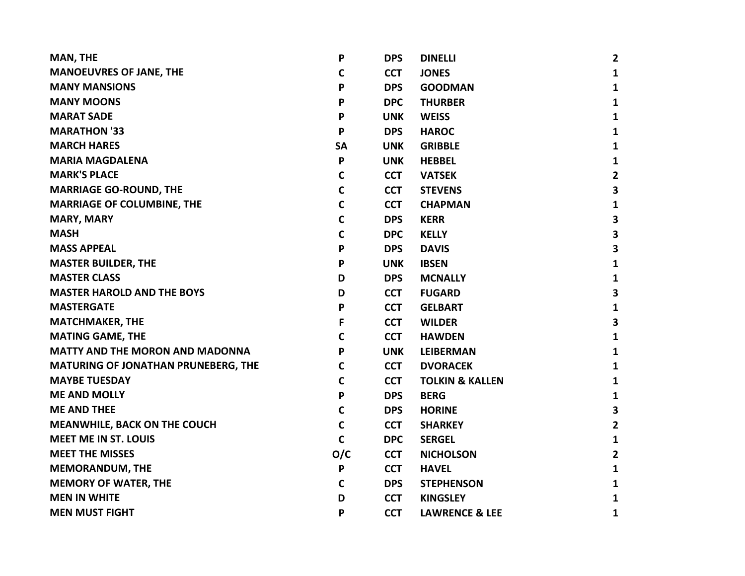| | | | | |
|---|---|---|---|---|
| **MAN, THE** | **P** | **DPS** | **DINELLI** | **2** |
| **MANOEUVRES OF JANE, THE** | **C** | **CCT** | **JONES** | **1** |
| **MANY MANSIONS** | **P** | **DPS** | **GOODMAN** | **1** |
| **MANY MOONS** | **P** | **DPC** | **THURBER** | **1** |
| **MARAT SADE** | **P** | **UNK** | **WEISS** | **1** |
| **MARATHON '33** | **P** | **DPS** | **HAROC** | **1** |
| **MARCH HARES** | **SA** | **UNK** | **GRIBBLE** | **1** |
| **MARIA MAGDALENA** | **P** | **UNK** | **HEBBEL** | **1** |
| **MARK'S PLACE** | **C** | **CCT** | **VATSEK** | **2** |
| **MARRIAGE GO-ROUND, THE** | **C** | **CCT** | **STEVENS** | **3** |
| **MARRIAGE OF COLUMBINE, THE** | **C** | **CCT** | **CHAPMAN** | **1** |
| **MARY, MARY** | **C** | **DPS** | **KERR** | **3** |
| **MASH** | **C** | **DPC** | **KELLY** | **3** |
| **MASS APPEAL** | **P** | **DPS** | **DAVIS** | **3** |
| **MASTER BUILDER, THE** | **P** | **UNK** | **IBSEN** | **1** |
| **MASTER CLASS** | **D** | **DPS** | **MCNALLY** | **1** |
| **MASTER HAROLD AND THE BOYS** | **D** | **CCT** | **FUGARD** | **3** |
| **MASTERGATE** | **P** | **CCT** | **GELBART** | **1** |
| **MATCHMAKER, THE** | **F** | **CCT** | **WILDER** | **3** |
| **MATING GAME, THE** | **C** | **CCT** | **HAWDEN** | **1** |
| **MATTY AND THE MORON AND MADONNA** | **P** | **UNK** | **LEIBERMAN** | **1** |
| **MATURING OF JONATHAN PRUNEBERG, THE** | **C** | **CCT** | **DVORACEK** | **1** |
| **MAYBE TUESDAY** | **C** | **CCT** | **TOLKIN & KALLEN** | **1** |
| **ME AND MOLLY** | **P** | **DPS** | **BERG** | **1** |
| **ME AND THEE** | **C** | **DPS** | **HORINE** | **3** |
| **MEANWHILE, BACK ON THE COUCH** | **C** | **CCT** | **SHARKEY** | **2** |
| **MEET ME IN ST. LOUIS** | **C** | **DPC** | **SERGEL** | **1** |
| **MEET THE MISSES** | **O/C** | **CCT** | **NICHOLSON** | **2** |
| **MEMORANDUM, THE** | **P** | **CCT** | **HAVEL** | **1** |
| **MEMORY OF WATER, THE** | **C** | **DPS** | **STEPHENSON** | **1** |
| **MEN IN WHITE** | **D** | **CCT** | **KINGSLEY** | **1** |
| **MEN MUST FIGHT** | **P** | **CCT** | **LAWRENCE & LEE** | **1** |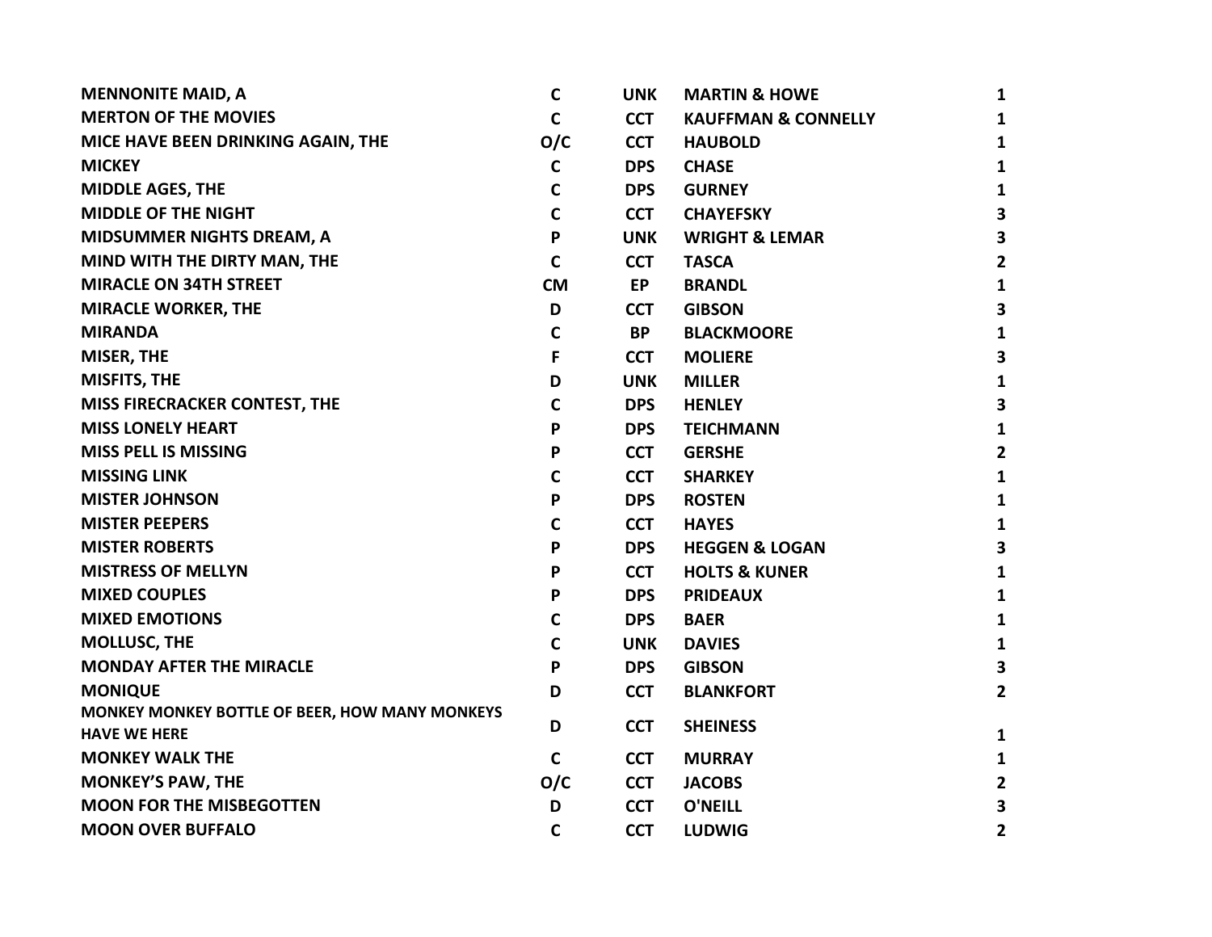| | | | | |
|---|---|---|---|---|
| **MENNONITE MAID, A** | **C** | **UNK** | **MARTIN & HOWE** | **1** |
| **MERTON OF THE MOVIES** | **C** | **CCT** | **KAUFFMAN & CONNELLY** | **1** |
| **MICE HAVE BEEN DRINKING AGAIN, THE** | **O/C** | **CCT** | **HAUBOLD** | **1** |
| **MICKEY** | **C** | **DPS** | **CHASE** | **1** |
| **MIDDLE AGES, THE** | **C** | **DPS** | **GURNEY** | **1** |
| **MIDDLE OF THE NIGHT** | **C** | **CCT** | **CHAYEFSKY** | **3** |
| **MIDSUMMER NIGHTS DREAM, A** | **P** | **UNK** | **WRIGHT & LEMAR** | **3** |
| **MIND WITH THE DIRTY MAN, THE** | **C** | **CCT** | **TASCA** | **2** |
| **MIRACLE ON 34TH STREET** | **CM** | **EP** | **BRANDL** | **1** |
| **MIRACLE WORKER, THE** | **D** | **CCT** | **GIBSON** | **3** |
| **MIRANDA** | **C** | **BP** | **BLACKMOORE** | **1** |
| **MISER, THE** | **F** | **CCT** | **MOLIERE** | **3** |
| **MISFITS, THE** | **D** | **UNK** | **MILLER** | **1** |
| **MISS FIRECRACKER CONTEST, THE** | **C** | **DPS** | **HENLEY** | **3** |
| **MISS LONELY HEART** | **P** | **DPS** | **TEICHMANN** | **1** |
| **MISS PELL IS MISSING** | **P** | **CCT** | **GERSHE** | **2** |
| **MISSING LINK** | **C** | **CCT** | **SHARKEY** | **1** |
| **MISTER JOHNSON** | **P** | **DPS** | **ROSTEN** | **1** |
| **MISTER PEEPERS** | **C** | **CCT** | **HAYES** | **1** |
| **MISTER ROBERTS** | **P** | **DPS** | **HEGGEN & LOGAN** | **3** |
| **MISTRESS OF MELLYN** | **P** | **CCT** | **HOLTS & KUNER** | **1** |
| **MIXED COUPLES** | **P** | **DPS** | **PRIDEAUX** | **1** |
| **MIXED EMOTIONS** | **C** | **DPS** | **BAER** | **1** |
| **MOLLUSC, THE** | **C** | **UNK** | **DAVIES** | **1** |
| **MONDAY AFTER THE MIRACLE** | **P** | **DPS** | **GIBSON** | **3** |
| **MONIQUE** | **D** | **CCT** | **BLANKFORT** | **2** |
| **MONKEY MONKEY BOTTLE OF BEER, HOW MANY MONKEYS HAVE WE HERE** | **D** | **CCT** | **SHEINESS** | **1** |
| **MONKEY WALK THE** | **C** | **CCT** | **MURRAY** | **1** |
| **MONKEY'S PAW, THE** | **O/C** | **CCT** | **JACOBS** | **2** |
| **MOON FOR THE MISBEGOTTEN** | **D** | **CCT** | **O'NEILL** | **3** |
| **MOON OVER BUFFALO** | **C** | **CCT** | **LUDWIG** | **2** |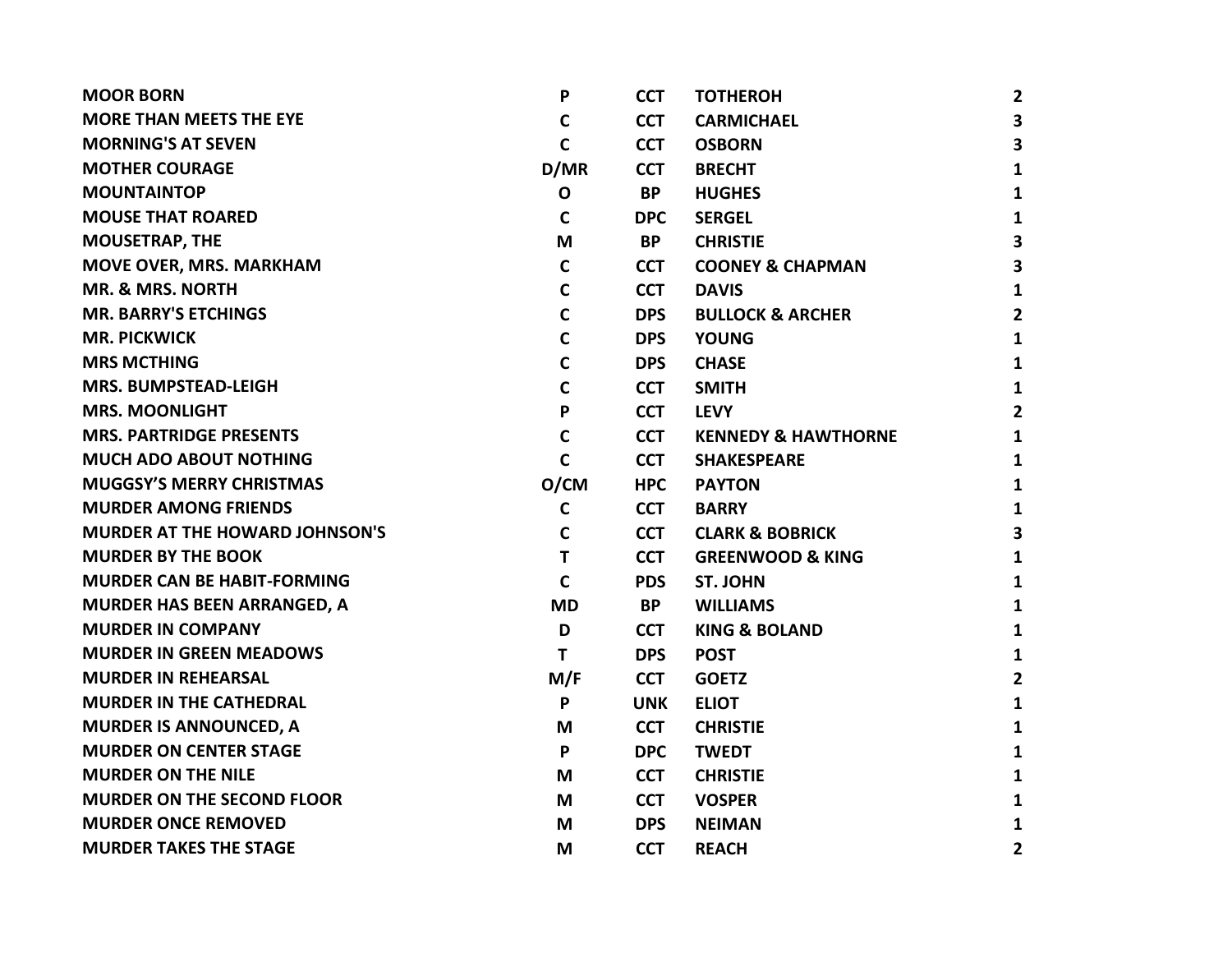| | | | | |
|---|---|---|---|---|
| MOOR BORN | P | CCT | TOTHEROH | 2 |
| MORE THAN MEETS THE EYE | C | CCT | CARMICHAEL | 3 |
| MORNING'S AT SEVEN | C | CCT | OSBORN | 3 |
| MOTHER COURAGE | D/MR | CCT | BRECHT | 1 |
| MOUNTAINTOP | O | BP | HUGHES | 1 |
| MOUSE THAT ROARED | C | DPC | SERGEL | 1 |
| MOUSETRAP, THE | M | BP | CHRISTIE | 3 |
| MOVE OVER, MRS. MARKHAM | C | CCT | COONEY & CHAPMAN | 3 |
| MR. & MRS. NORTH | C | CCT | DAVIS | 1 |
| MR. BARRY'S ETCHINGS | C | DPS | BULLOCK & ARCHER | 2 |
| MR. PICKWICK | C | DPS | YOUNG | 1 |
| MRS MCTHING | C | DPS | CHASE | 1 |
| MRS. BUMPSTEAD-LEIGH | C | CCT | SMITH | 1 |
| MRS. MOONLIGHT | P | CCT | LEVY | 2 |
| MRS. PARTRIDGE PRESENTS | C | CCT | KENNEDY & HAWTHORNE | 1 |
| MUCH ADO ABOUT NOTHING | C | CCT | SHAKESPEARE | 1 |
| MUGGSY'S MERRY CHRISTMAS | O/CM | HPC | PAYTON | 1 |
| MURDER AMONG FRIENDS | C | CCT | BARRY | 1 |
| MURDER AT THE HOWARD JOHNSON'S | C | CCT | CLARK & BOBRICK | 3 |
| MURDER BY THE BOOK | T | CCT | GREENWOOD & KING | 1 |
| MURDER CAN BE HABIT-FORMING | C | PDS | ST. JOHN | 1 |
| MURDER HAS BEEN ARRANGED, A | MD | BP | WILLIAMS | 1 |
| MURDER IN COMPANY | D | CCT | KING & BOLAND | 1 |
| MURDER IN GREEN MEADOWS | T | DPS | POST | 1 |
| MURDER IN REHEARSAL | M/F | CCT | GOETZ | 2 |
| MURDER IN THE CATHEDRAL | P | UNK | ELIOT | 1 |
| MURDER IS ANNOUNCED, A | M | CCT | CHRISTIE | 1 |
| MURDER ON CENTER STAGE | P | DPC | TWEDT | 1 |
| MURDER ON THE NILE | M | CCT | CHRISTIE | 1 |
| MURDER ON THE SECOND FLOOR | M | CCT | VOSPER | 1 |
| MURDER ONCE REMOVED | M | DPS | NEIMAN | 1 |
| MURDER TAKES THE STAGE | M | CCT | REACH | 2 |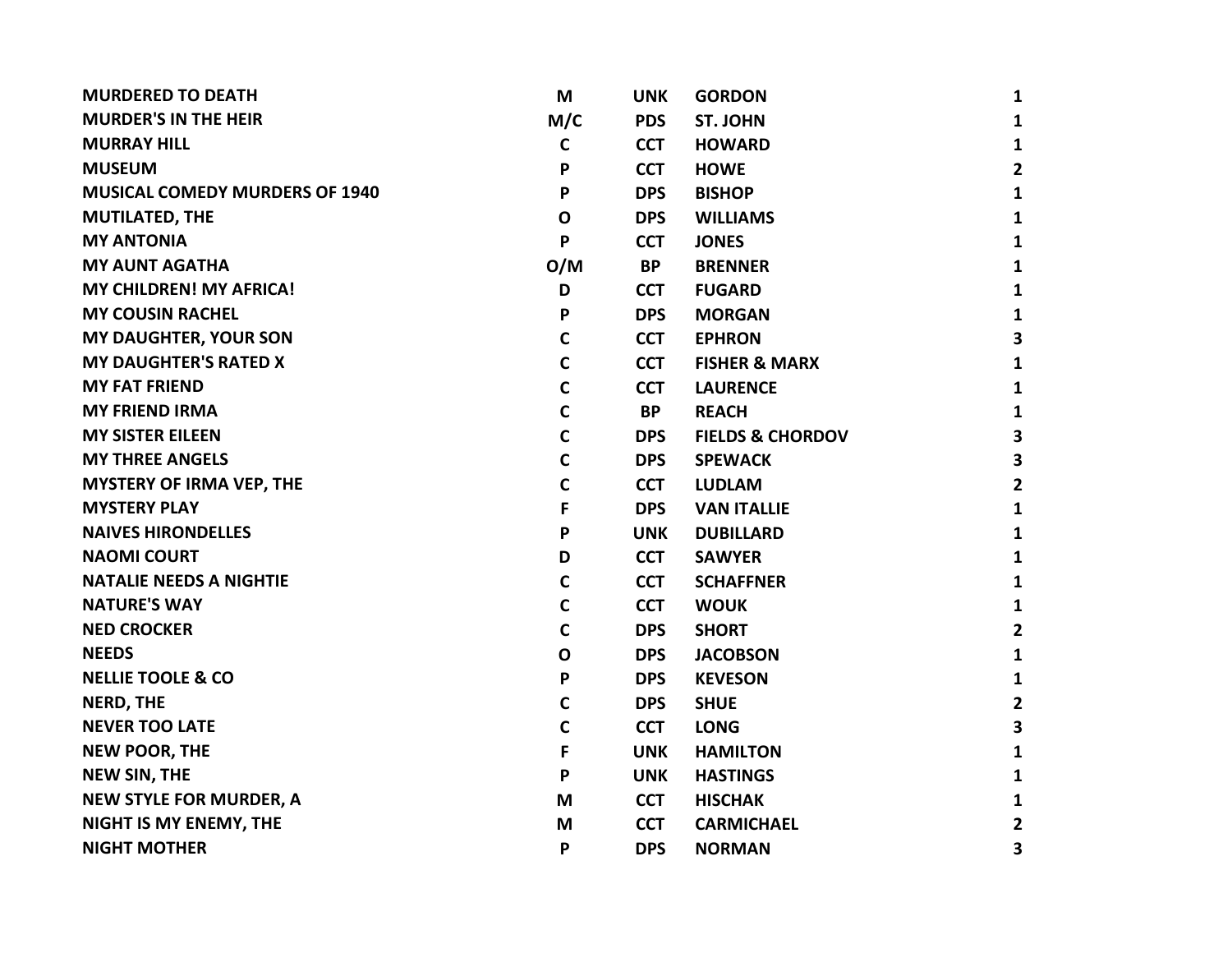| | | | | |
|---|---|---|---|---|
| **MURDERED TO DEATH** | **M** | **UNK** | **GORDON** | **1** |
| **MURDER'S IN THE HEIR** | **M/C** | **PDS** | **ST. JOHN** | **1** |
| **MURRAY HILL** | **C** | **CCT** | **HOWARD** | **1** |
| **MUSEUM** | **P** | **CCT** | **HOWE** | **2** |
| **MUSICAL COMEDY MURDERS OF 1940** | **P** | **DPS** | **BISHOP** | **1** |
| **MUTILATED, THE** | **O** | **DPS** | **WILLIAMS** | **1** |
| **MY ANTONIA** | **P** | **CCT** | **JONES** | **1** |
| **MY AUNT AGATHA** | **O/M** | **BP** | **BRENNER** | **1** |
| **MY CHILDREN! MY AFRICA!** | **D** | **CCT** | **FUGARD** | **1** |
| **MY COUSIN RACHEL** | **P** | **DPS** | **MORGAN** | **1** |
| **MY DAUGHTER, YOUR SON** | **C** | **CCT** | **EPHRON** | **3** |
| **MY DAUGHTER'S RATED X** | **C** | **CCT** | **FISHER & MARX** | **1** |
| **MY FAT FRIEND** | **C** | **CCT** | **LAURENCE** | **1** |
| **MY FRIEND IRMA** | **C** | **BP** | **REACH** | **1** |
| **MY SISTER EILEEN** | **C** | **DPS** | **FIELDS & CHORDOV** | **3** |
| **MY THREE ANGELS** | **C** | **DPS** | **SPEWACK** | **3** |
| **MYSTERY OF IRMA VEP, THE** | **C** | **CCT** | **LUDLAM** | **2** |
| **MYSTERY PLAY** | **F** | **DPS** | **VAN ITALLIE** | **1** |
| **NAIVES HIRONDELLES** | **P** | **UNK** | **DUBILLARD** | **1** |
| **NAOMI COURT** | **D** | **CCT** | **SAWYER** | **1** |
| **NATALIE NEEDS A NIGHTIE** | **C** | **CCT** | **SCHAFFNER** | **1** |
| **NATURE'S WAY** | **C** | **CCT** | **WOUK** | **1** |
| **NED CROCKER** | **C** | **DPS** | **SHORT** | **2** |
| **NEEDS** | **O** | **DPS** | **JACOBSON** | **1** |
| **NELLIE TOOLE & CO** | **P** | **DPS** | **KEVESON** | **1** |
| **NERD, THE** | **C** | **DPS** | **SHUE** | **2** |
| **NEVER TOO LATE** | **C** | **CCT** | **LONG** | **3** |
| **NEW POOR, THE** | **F** | **UNK** | **HAMILTON** | **1** |
| **NEW SIN, THE** | **P** | **UNK** | **HASTINGS** | **1** |
| **NEW STYLE FOR MURDER, A** | **M** | **CCT** | **HISCHAK** | **1** |
| **NIGHT IS MY ENEMY, THE** | **M** | **CCT** | **CARMICHAEL** | **2** |
| **NIGHT MOTHER** | **P** | **DPS** | **NORMAN** | **3** |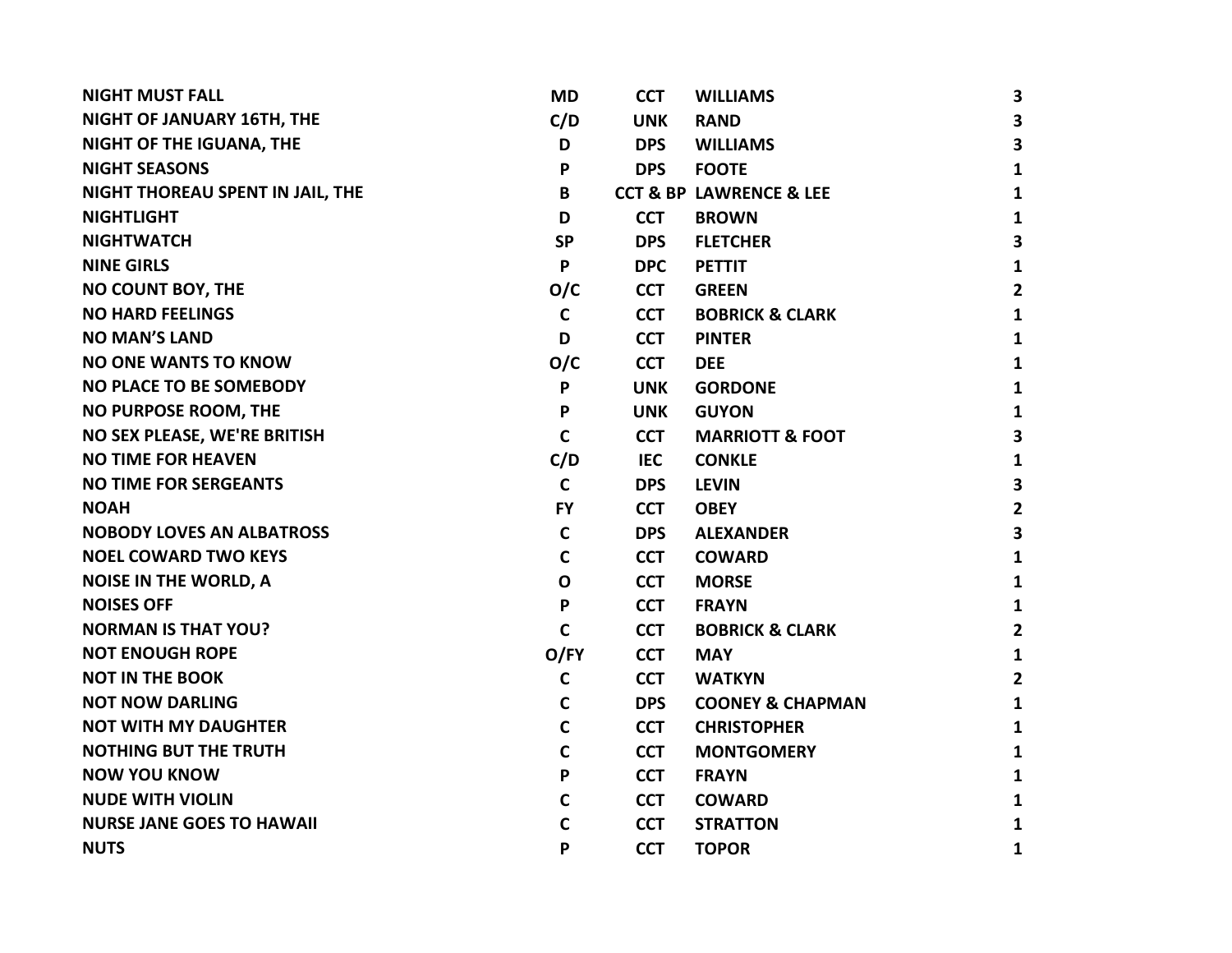| | | | | |
|---|---|---|---|---|
| NIGHT MUST FALL | MD | CCT | WILLIAMS | 3 |
| NIGHT OF JANUARY 16TH, THE | C/D | UNK | RAND | 3 |
| NIGHT OF THE IGUANA, THE | D | DPS | WILLIAMS | 3 |
| NIGHT SEASONS | P | DPS | FOOTE | 1 |
| NIGHT THOREAU SPENT IN JAIL, THE | B | CCT & BP | LAWRENCE & LEE | 1 |
| NIGHTLIGHT | D | CCT | BROWN | 1 |
| NIGHTWATCH | SP | DPS | FLETCHER | 3 |
| NINE GIRLS | P | DPC | PETTIT | 1 |
| NO COUNT BOY, THE | O/C | CCT | GREEN | 2 |
| NO HARD FEELINGS | C | CCT | BOBRICK & CLARK | 1 |
| NO MAN'S LAND | D | CCT | PINTER | 1 |
| NO ONE WANTS TO KNOW | O/C | CCT | DEE | 1 |
| NO PLACE TO BE SOMEBODY | P | UNK | GORDONE | 1 |
| NO PURPOSE ROOM, THE | P | UNK | GUYON | 1 |
| NO SEX PLEASE, WE'RE BRITISH | C | CCT | MARRIOTT & FOOT | 3 |
| NO TIME FOR HEAVEN | C/D | IEC | CONKLE | 1 |
| NO TIME FOR SERGEANTS | C | DPS | LEVIN | 3 |
| NOAH | FY | CCT | OBEY | 2 |
| NOBODY LOVES AN ALBATROSS | C | DPS | ALEXANDER | 3 |
| NOEL COWARD TWO KEYS | C | CCT | COWARD | 1 |
| NOISE IN THE WORLD, A | O | CCT | MORSE | 1 |
| NOISES OFF | P | CCT | FRAYN | 1 |
| NORMAN IS THAT YOU? | C | CCT | BOBRICK & CLARK | 2 |
| NOT ENOUGH ROPE | O/FY | CCT | MAY | 1 |
| NOT IN THE BOOK | C | CCT | WATKYN | 2 |
| NOT NOW DARLING | C | DPS | COONEY & CHAPMAN | 1 |
| NOT WITH MY DAUGHTER | C | CCT | CHRISTOPHER | 1 |
| NOTHING BUT THE TRUTH | C | CCT | MONTGOMERY | 1 |
| NOW YOU KNOW | P | CCT | FRAYN | 1 |
| NUDE WITH VIOLIN | C | CCT | COWARD | 1 |
| NURSE JANE GOES TO HAWAII | C | CCT | STRATTON | 1 |
| NUTS | P | CCT | TOPOR | 1 |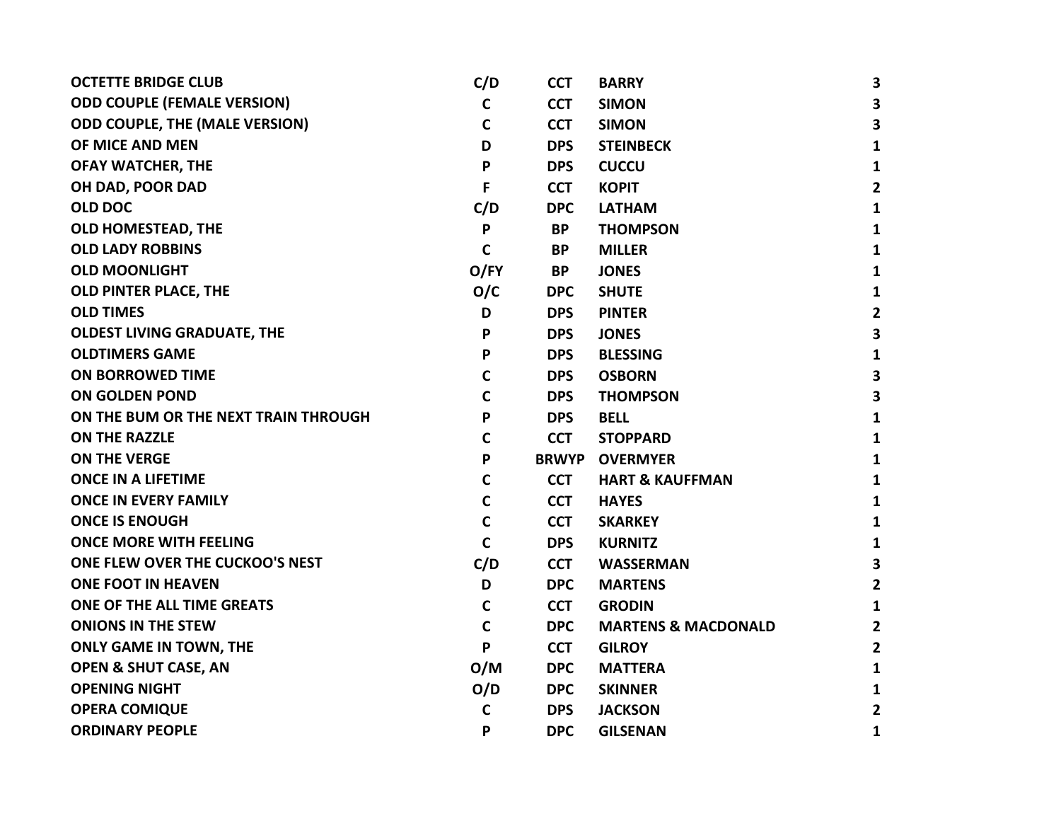| | | | | |
|---|---|---|---|---|
| **OCTETTE BRIDGE CLUB** | **C/D** | **CCT** | **BARRY** | **3** |
| **ODD COUPLE (FEMALE VERSION)** | **C** | **CCT** | **SIMON** | **3** |
| **ODD COUPLE, THE (MALE VERSION)** | **C** | **CCT** | **SIMON** | **3** |
| **OF MICE AND MEN** | **D** | **DPS** | **STEINBECK** | **1** |
| **OFAY WATCHER, THE** | **P** | **DPS** | **CUCCU** | **1** |
| **OH DAD, POOR DAD** | **F** | **CCT** | **KOPIT** | **2** |
| **OLD DOC** | **C/D** | **DPC** | **LATHAM** | **1** |
| **OLD HOMESTEAD, THE** | **P** | **BP** | **THOMPSON** | **1** |
| **OLD LADY ROBBINS** | **C** | **BP** | **MILLER** | **1** |
| **OLD MOONLIGHT** | **O/FY** | **BP** | **JONES** | **1** |
| **OLD PINTER PLACE, THE** | **O/C** | **DPC** | **SHUTE** | **1** |
| **OLD TIMES** | **D** | **DPS** | **PINTER** | **2** |
| **OLDEST LIVING GRADUATE, THE** | **P** | **DPS** | **JONES** | **3** |
| **OLDTIMERS GAME** | **P** | **DPS** | **BLESSING** | **1** |
| **ON BORROWED TIME** | **C** | **DPS** | **OSBORN** | **3** |
| **ON GOLDEN POND** | **C** | **DPS** | **THOMPSON** | **3** |
| **ON THE BUM OR THE NEXT TRAIN THROUGH** | **P** | **DPS** | **BELL** | **1** |
| **ON THE RAZZLE** | **C** | **CCT** | **STOPPARD** | **1** |
| **ON THE VERGE** | **P** | **BRWYP** | **OVERMYER** | **1** |
| **ONCE IN A LIFETIME** | **C** | **CCT** | **HART & KAUFFMAN** | **1** |
| **ONCE IN EVERY FAMILY** | **C** | **CCT** | **HAYES** | **1** |
| **ONCE IS ENOUGH** | **C** | **CCT** | **SKARKEY** | **1** |
| **ONCE MORE WITH FEELING** | **C** | **DPS** | **KURNITZ** | **1** |
| **ONE FLEW OVER THE CUCKOO'S NEST** | **C/D** | **CCT** | **WASSERMAN** | **3** |
| **ONE FOOT IN HEAVEN** | **D** | **DPC** | **MARTENS** | **2** |
| **ONE OF THE ALL TIME GREATS** | **C** | **CCT** | **GRODIN** | **1** |
| **ONIONS IN THE STEW** | **C** | **DPC** | **MARTENS & MACDONALD** | **2** |
| **ONLY GAME IN TOWN, THE** | **P** | **CCT** | **GILROY** | **2** |
| **OPEN & SHUT CASE, AN** | **O/M** | **DPC** | **MATTERA** | **1** |
| **OPENING NIGHT** | **O/D** | **DPC** | **SKINNER** | **1** |
| **OPERA COMIQUE** | **C** | **DPS** | **JACKSON** | **2** |
| **ORDINARY PEOPLE** | **P** | **DPC** | **GILSENAN** | **1** |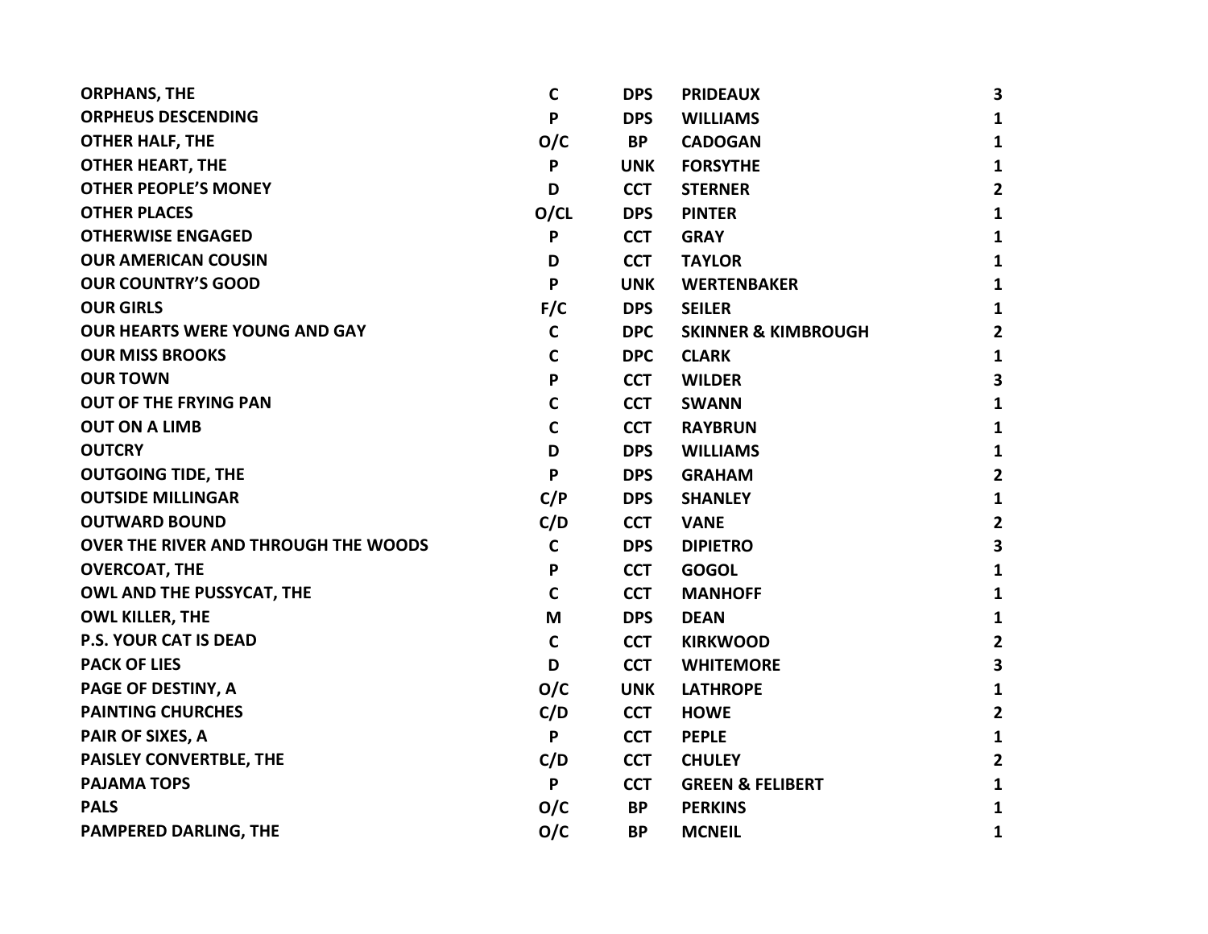| | | | | |
|---|---|---|---|---|
| **ORPHANS, THE** | **C** | **DPS** | **PRIDEAUX** | **3** |
| **ORPHEUS DESCENDING** | **P** | **DPS** | **WILLIAMS** | **1** |
| **OTHER HALF, THE** | **O/C** | **BP** | **CADOGAN** | **1** |
| **OTHER HEART, THE** | **P** | **UNK** | **FORSYTHE** | **1** |
| **OTHER PEOPLE'S MONEY** | **D** | **CCT** | **STERNER** | **2** |
| **OTHER PLACES** | **O/CL** | **DPS** | **PINTER** | **1** |
| **OTHERWISE ENGAGED** | **P** | **CCT** | **GRAY** | **1** |
| **OUR AMERICAN COUSIN** | **D** | **CCT** | **TAYLOR** | **1** |
| **OUR COUNTRY'S GOOD** | **P** | **UNK** | **WERTENBAKER** | **1** |
| **OUR GIRLS** | **F/C** | **DPS** | **SEILER** | **1** |
| **OUR HEARTS WERE YOUNG AND GAY** | **C** | **DPC** | **SKINNER & KIMBROUGH** | **2** |
| **OUR MISS BROOKS** | **C** | **DPC** | **CLARK** | **1** |
| **OUR TOWN** | **P** | **CCT** | **WILDER** | **3** |
| **OUT OF THE FRYING PAN** | **C** | **CCT** | **SWANN** | **1** |
| **OUT ON A LIMB** | **C** | **CCT** | **RAYBRUN** | **1** |
| **OUTCRY** | **D** | **DPS** | **WILLIAMS** | **1** |
| **OUTGOING TIDE, THE** | **P** | **DPS** | **GRAHAM** | **2** |
| **OUTSIDE MILLINGAR** | **C/P** | **DPS** | **SHANLEY** | **1** |
| **OUTWARD BOUND** | **C/D** | **CCT** | **VANE** | **2** |
| **OVER THE RIVER AND THROUGH THE WOODS** | **C** | **DPS** | **DIPIETRO** | **3** |
| **OVERCOAT, THE** | **P** | **CCT** | **GOGOL** | **1** |
| **OWL AND THE PUSSYCAT, THE** | **C** | **CCT** | **MANHOFF** | **1** |
| **OWL KILLER, THE** | **M** | **DPS** | **DEAN** | **1** |
| **P.S. YOUR CAT IS DEAD** | **C** | **CCT** | **KIRKWOOD** | **2** |
| **PACK OF LIES** | **D** | **CCT** | **WHITEMORE** | **3** |
| **PAGE OF DESTINY, A** | **O/C** | **UNK** | **LATHROPE** | **1** |
| **PAINTING CHURCHES** | **C/D** | **CCT** | **HOWE** | **2** |
| **PAIR OF SIXES, A** | **P** | **CCT** | **PEPLE** | **1** |
| **PAISLEY CONVERTBLE, THE** | **C/D** | **CCT** | **CHULEY** | **2** |
| **PAJAMA TOPS** | **P** | **CCT** | **GREEN & FELIBERT** | **1** |
| **PALS** | **O/C** | **BP** | **PERKINS** | **1** |
| **PAMPERED DARLING, THE** | **O/C** | **BP** | **MCNEIL** | **1** |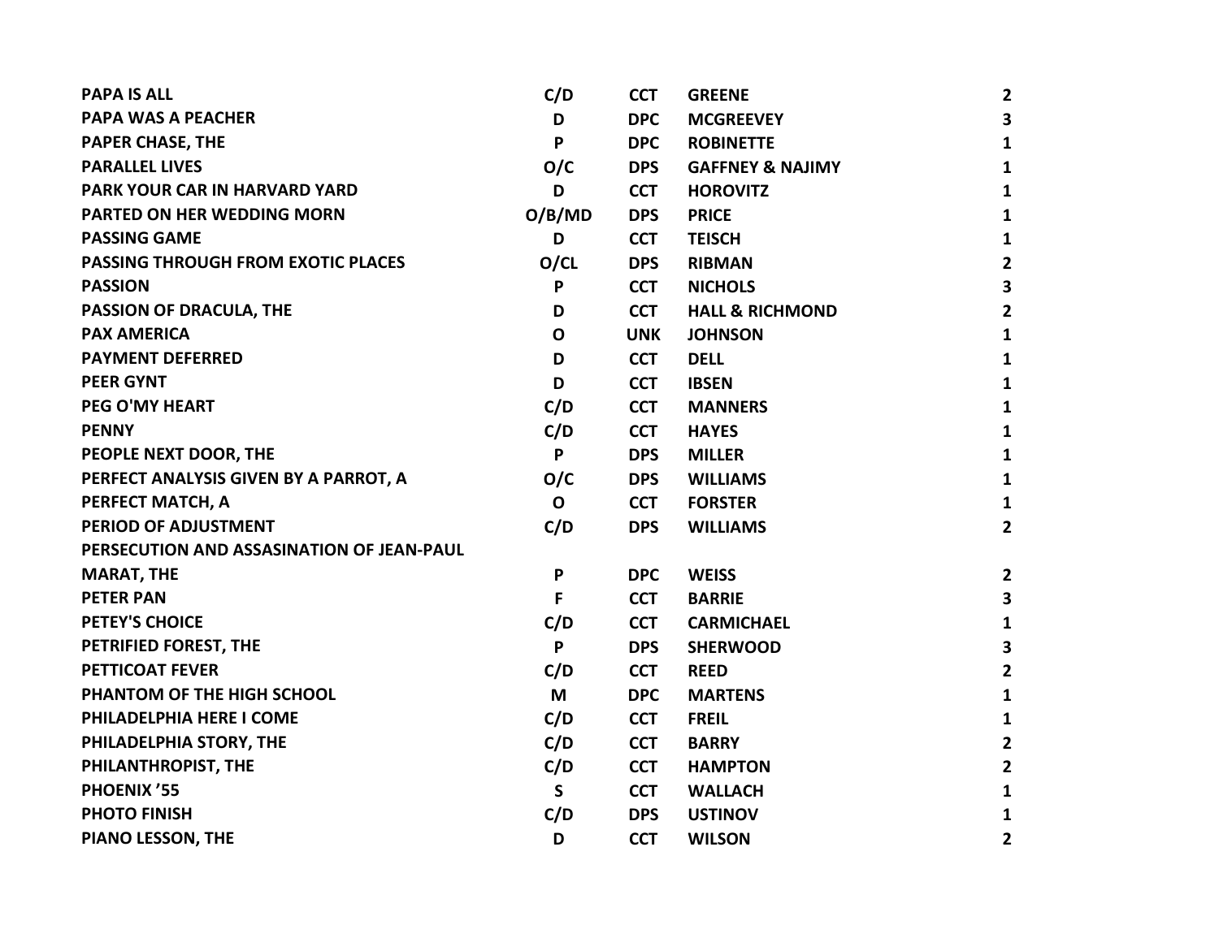| | | | | |
|---|---|---|---|---|
| PAPA IS ALL | C/D | CCT | GREENE | 2 |
| PAPA WAS A PEACHER | D | DPC | MCGREEVEY | 3 |
| PAPER CHASE, THE | P | DPC | ROBINETTE | 1 |
| PARALLEL LIVES | O/C | DPS | GAFFNEY & NAJIMY | 1 |
| PARK YOUR CAR IN HARVARD YARD | D | CCT | HOROVITZ | 1 |
| PARTED ON HER WEDDING MORN | O/B/MD | DPS | PRICE | 1 |
| PASSING GAME | D | CCT | TEISCH | 1 |
| PASSING THROUGH FROM EXOTIC PLACES | O/CL | DPS | RIBMAN | 2 |
| PASSION | P | CCT | NICHOLS | 3 |
| PASSION OF DRACULA, THE | D | CCT | HALL & RICHMOND | 2 |
| PAX AMERICA | O | UNK | JOHNSON | 1 |
| PAYMENT DEFERRED | D | CCT | DELL | 1 |
| PEER GYNT | D | CCT | IBSEN | 1 |
| PEG O'MY HEART | C/D | CCT | MANNERS | 1 |
| PENNY | C/D | CCT | HAYES | 1 |
| PEOPLE NEXT DOOR, THE | P | DPS | MILLER | 1 |
| PERFECT ANALYSIS GIVEN BY A PARROT, A | O/C | DPS | WILLIAMS | 1 |
| PERFECT MATCH, A | O | CCT | FORSTER | 1 |
| PERIOD OF ADJUSTMENT | C/D | DPS | WILLIAMS | 2 |
| PERSECUTION AND ASSASINATION OF JEAN-PAUL MARAT, THE | P | DPC | WEISS | 2 |
| PETER PAN | F | CCT | BARRIE | 3 |
| PETEY'S CHOICE | C/D | CCT | CARMICHAEL | 1 |
| PETRIFIED FOREST, THE | P | DPS | SHERWOOD | 3 |
| PETTICOAT FEVER | C/D | CCT | REED | 2 |
| PHANTOM OF THE HIGH SCHOOL | M | DPC | MARTENS | 1 |
| PHILADELPHIA HERE I COME | C/D | CCT | FREIL | 1 |
| PHILADELPHIA STORY, THE | C/D | CCT | BARRY | 2 |
| PHILANTHROPIST, THE | C/D | CCT | HAMPTON | 2 |
| PHOENIX '55 | S | CCT | WALLACH | 1 |
| PHOTO FINISH | C/D | DPS | USTINOV | 1 |
| PIANO LESSON, THE | D | CCT | WILSON | 2 |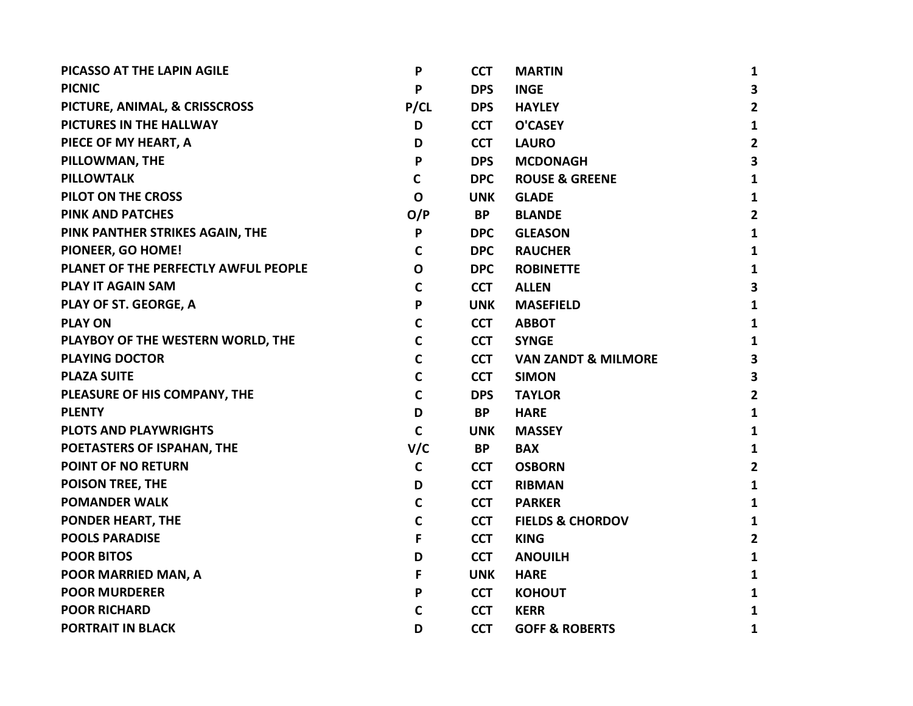| | | | | |
|---|---|---|---|---|
| PICASSO AT THE LAPIN AGILE | P | CCT | MARTIN | 1 |
| PICNIC | P | DPS | INGE | 3 |
| PICTURE, ANIMAL, & CRISSCROSS | P/CL | DPS | HAYLEY | 2 |
| PICTURES IN THE HALLWAY | D | CCT | O'CASEY | 1 |
| PIECE OF MY HEART, A | D | CCT | LAURO | 2 |
| PILLOWMAN, THE | P | DPS | MCDONAGH | 3 |
| PILLOWTALK | C | DPC | ROUSE & GREENE | 1 |
| PILOT ON THE CROSS | O | UNK | GLADE | 1 |
| PINK AND PATCHES | O/P | BP | BLANDE | 2 |
| PINK PANTHER STRIKES AGAIN, THE | P | DPC | GLEASON | 1 |
| PIONEER, GO HOME! | C | DPC | RAUCHER | 1 |
| PLANET OF THE PERFECTLY AWFUL PEOPLE | O | DPC | ROBINETTE | 1 |
| PLAY IT AGAIN SAM | C | CCT | ALLEN | 3 |
| PLAY OF ST. GEORGE, A | P | UNK | MASEFIELD | 1 |
| PLAY ON | C | CCT | ABBOT | 1 |
| PLAYBOY OF THE WESTERN WORLD, THE | C | CCT | SYNGE | 1 |
| PLAYING DOCTOR | C | CCT | VAN ZANDT & MILMORE | 3 |
| PLAZA SUITE | C | CCT | SIMON | 3 |
| PLEASURE OF HIS COMPANY, THE | C | DPS | TAYLOR | 2 |
| PLENTY | D | BP | HARE | 1 |
| PLOTS AND PLAYWRIGHTS | C | UNK | MASSEY | 1 |
| POETASTERS OF ISPAHAN, THE | V/C | BP | BAX | 1 |
| POINT OF NO RETURN | C | CCT | OSBORN | 2 |
| POISON TREE, THE | D | CCT | RIBMAN | 1 |
| POMANDER WALK | C | CCT | PARKER | 1 |
| PONDER HEART, THE | C | CCT | FIELDS & CHORDOV | 1 |
| POOLS PARADISE | F | CCT | KING | 2 |
| POOR BITOS | D | CCT | ANOUILH | 1 |
| POOR MARRIED MAN, A | F | UNK | HARE | 1 |
| POOR MURDERER | P | CCT | KOHOUT | 1 |
| POOR RICHARD | C | CCT | KERR | 1 |
| PORTRAIT IN BLACK | D | CCT | GOFF & ROBERTS | 1 |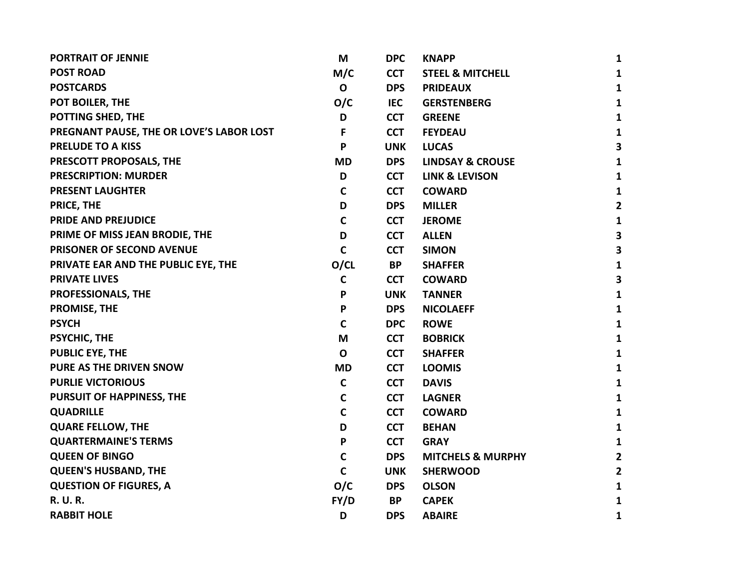| | | | | |
|---|---|---|---|---|
| **PORTRAIT OF JENNIE** | **M** | **DPC** | **KNAPP** | **1** |
| **POST ROAD** | **M/C** | **CCT** | **STEEL & MITCHELL** | **1** |
| **POSTCARDS** | **O** | **DPS** | **PRIDEAUX** | **1** |
| **POT BOILER, THE** | **O/C** | **IEC** | **GERSTENBERG** | **1** |
| **POTTING SHED, THE** | **D** | **CCT** | **GREENE** | **1** |
| **PREGNANT PAUSE, THE OR LOVE'S LABOR LOST** | **F** | **CCT** | **FEYDEAU** | **1** |
| **PRELUDE TO A KISS** | **P** | **UNK** | **LUCAS** | **3** |
| **PRESCOTT PROPOSALS, THE** | **MD** | **DPS** | **LINDSAY & CROUSE** | **1** |
| **PRESCRIPTION: MURDER** | **D** | **CCT** | **LINK & LEVISON** | **1** |
| **PRESENT LAUGHTER** | **C** | **CCT** | **COWARD** | **1** |
| **PRICE, THE** | **D** | **DPS** | **MILLER** | **2** |
| **PRIDE AND PREJUDICE** | **C** | **CCT** | **JEROME** | **1** |
| **PRIME OF MISS JEAN BRODIE, THE** | **D** | **CCT** | **ALLEN** | **3** |
| **PRISONER OF SECOND AVENUE** | **C** | **CCT** | **SIMON** | **3** |
| **PRIVATE EAR AND THE PUBLIC EYE, THE** | **O/CL** | **BP** | **SHAFFER** | **1** |
| **PRIVATE LIVES** | **C** | **CCT** | **COWARD** | **3** |
| **PROFESSIONALS, THE** | **P** | **UNK** | **TANNER** | **1** |
| **PROMISE, THE** | **P** | **DPS** | **NICOLAEFF** | **1** |
| **PSYCH** | **C** | **DPC** | **ROWE** | **1** |
| **PSYCHIC, THE** | **M** | **CCT** | **BOBRICK** | **1** |
| **PUBLIC EYE, THE** | **O** | **CCT** | **SHAFFER** | **1** |
| **PURE AS THE DRIVEN SNOW** | **MD** | **CCT** | **LOOMIS** | **1** |
| **PURLIE VICTORIOUS** | **C** | **CCT** | **DAVIS** | **1** |
| **PURSUIT OF HAPPINESS, THE** | **C** | **CCT** | **LAGNER** | **1** |
| **QUADRILLE** | **C** | **CCT** | **COWARD** | **1** |
| **QUARE FELLOW, THE** | **D** | **CCT** | **BEHAN** | **1** |
| **QUARTERMAINE'S TERMS** | **P** | **CCT** | **GRAY** | **1** |
| **QUEEN OF BINGO** | **C** | **DPS** | **MITCHELS & MURPHY** | **2** |
| **QUEEN'S HUSBAND, THE** | **C** | **UNK** | **SHERWOOD** | **2** |
| **QUESTION OF FIGURES, A** | **O/C** | **DPS** | **OLSON** | **1** |
| **R. U. R.** | **FY/D** | **BP** | **CAPEK** | **1** |
| **RABBIT HOLE** | **D** | **DPS** | **ABAIRE** | **1** |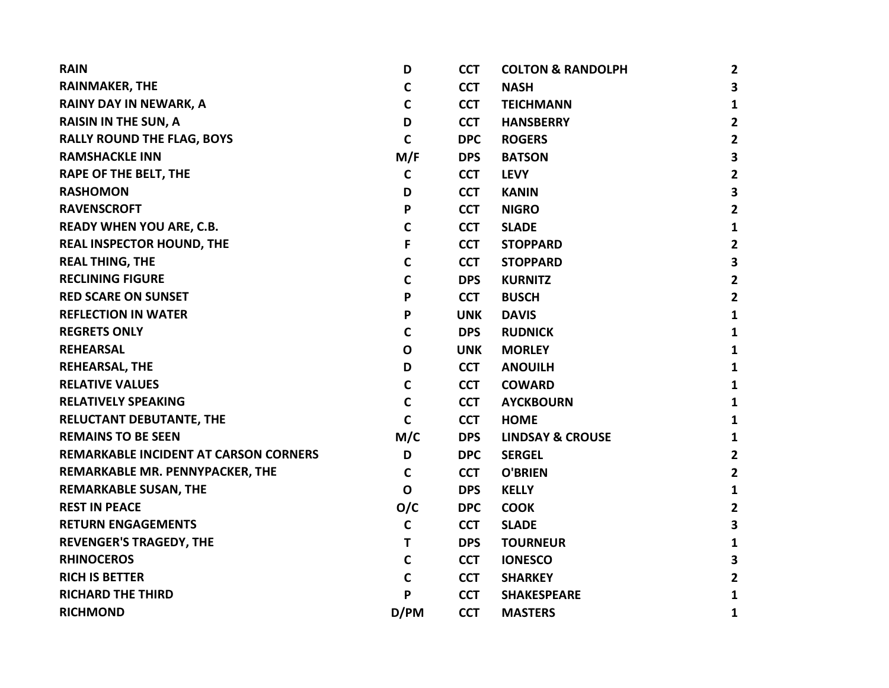| | | | | |
|---|---|---|---|---|
| RAIN | D | CCT | COLTON & RANDOLPH | 2 |
| RAINMAKER, THE | C | CCT | NASH | 3 |
| RAINY DAY IN NEWARK, A | C | CCT | TEICHMANN | 1 |
| RAISIN IN THE SUN, A | D | CCT | HANSBERRY | 2 |
| RALLY ROUND THE FLAG, BOYS | C | DPC | ROGERS | 2 |
| RAMSHACKLE INN | M/F | DPS | BATSON | 3 |
| RAPE OF THE BELT, THE | C | CCT | LEVY | 2 |
| RASHOMON | D | CCT | KANIN | 3 |
| RAVENSCROFT | P | CCT | NIGRO | 2 |
| READY WHEN YOU ARE, C.B. | C | CCT | SLADE | 1 |
| REAL INSPECTOR HOUND, THE | F | CCT | STOPPARD | 2 |
| REAL THING, THE | C | CCT | STOPPARD | 3 |
| RECLINING FIGURE | C | DPS | KURNITZ | 2 |
| RED SCARE ON SUNSET | P | CCT | BUSCH | 2 |
| REFLECTION IN WATER | P | UNK | DAVIS | 1 |
| REGRETS ONLY | C | DPS | RUDNICK | 1 |
| REHEARSAL | O | UNK | MORLEY | 1 |
| REHEARSAL, THE | D | CCT | ANOUILH | 1 |
| RELATIVE VALUES | C | CCT | COWARD | 1 |
| RELATIVELY SPEAKING | C | CCT | AYCKBOURN | 1 |
| RELUCTANT DEBUTANTE, THE | C | CCT | HOME | 1 |
| REMAINS TO BE SEEN | M/C | DPS | LINDSAY & CROUSE | 1 |
| REMARKABLE INCIDENT AT CARSON CORNERS | D | DPC | SERGEL | 2 |
| REMARKABLE MR. PENNYPACKER, THE | C | CCT | O'BRIEN | 2 |
| REMARKABLE SUSAN, THE | O | DPS | KELLY | 1 |
| REST IN PEACE | O/C | DPC | COOK | 2 |
| RETURN ENGAGEMENTS | C | CCT | SLADE | 3 |
| REVENGER'S TRAGEDY, THE | T | DPS | TOURNEUR | 1 |
| RHINOCEROS | C | CCT | IONESCO | 3 |
| RICH IS BETTER | C | CCT | SHARKEY | 2 |
| RICHARD THE THIRD | P | CCT | SHAKESPEARE | 1 |
| RICHMOND | D/PM | CCT | MASTERS | 1 |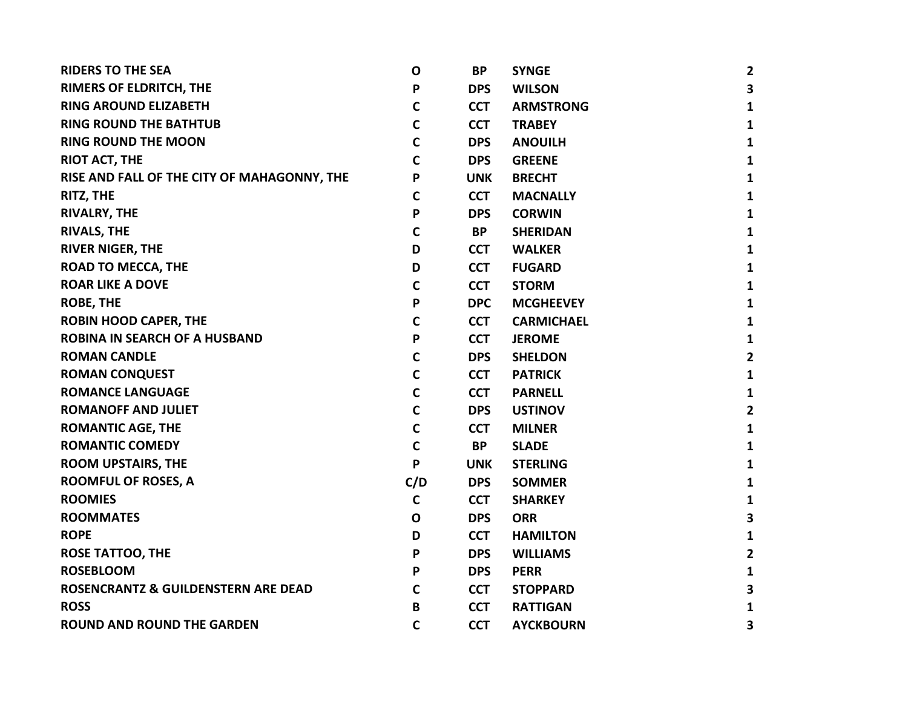| | | | | |
|---|---|---|---|---|
| **RIDERS TO THE SEA** | **O** | **BP** | **SYNGE** | **2** |
| **RIMERS OF ELDRITCH, THE** | **P** | **DPS** | **WILSON** | **3** |
| **RING AROUND ELIZABETH** | **C** | **CCT** | **ARMSTRONG** | **1** |
| **RING ROUND THE BATHTUB** | **C** | **CCT** | **TRABEY** | **1** |
| **RING ROUND THE MOON** | **C** | **DPS** | **ANOUILH** | **1** |
| **RIOT ACT, THE** | **C** | **DPS** | **GREENE** | **1** |
| **RISE AND FALL OF THE CITY OF MAHAGONNY, THE** | **P** | **UNK** | **BRECHT** | **1** |
| **RITZ, THE** | **C** | **CCT** | **MACNALLY** | **1** |
| **RIVALRY, THE** | **P** | **DPS** | **CORWIN** | **1** |
| **RIVALS, THE** | **C** | **BP** | **SHERIDAN** | **1** |
| **RIVER NIGER, THE** | **D** | **CCT** | **WALKER** | **1** |
| **ROAD TO MECCA, THE** | **D** | **CCT** | **FUGARD** | **1** |
| **ROAR LIKE A DOVE** | **C** | **CCT** | **STORM** | **1** |
| **ROBE, THE** | **P** | **DPC** | **MCGHEEVEY** | **1** |
| **ROBIN HOOD CAPER, THE** | **C** | **CCT** | **CARMICHAEL** | **1** |
| **ROBINA IN SEARCH OF A HUSBAND** | **P** | **CCT** | **JEROME** | **1** |
| **ROMAN CANDLE** | **C** | **DPS** | **SHELDON** | **2** |
| **ROMAN CONQUEST** | **C** | **CCT** | **PATRICK** | **1** |
| **ROMANCE LANGUAGE** | **C** | **CCT** | **PARNELL** | **1** |
| **ROMANOFF AND JULIET** | **C** | **DPS** | **USTINOV** | **2** |
| **ROMANTIC AGE, THE** | **C** | **CCT** | **MILNER** | **1** |
| **ROMANTIC COMEDY** | **C** | **BP** | **SLADE** | **1** |
| **ROOM UPSTAIRS, THE** | **P** | **UNK** | **STERLING** | **1** |
| **ROOMFUL OF ROSES, A** | **C/D** | **DPS** | **SOMMER** | **1** |
| **ROOMIES** | **C** | **CCT** | **SHARKEY** | **1** |
| **ROOMMATES** | **O** | **DPS** | **ORR** | **3** |
| **ROPE** | **D** | **CCT** | **HAMILTON** | **1** |
| **ROSE TATTOO, THE** | **P** | **DPS** | **WILLIAMS** | **2** |
| **ROSEBLOOM** | **P** | **DPS** | **PERR** | **1** |
| **ROSENCRANTZ & GUILDENSTERN ARE DEAD** | **C** | **CCT** | **STOPPARD** | **3** |
| **ROSS** | **B** | **CCT** | **RATTIGAN** | **1** |
| **ROUND AND ROUND THE GARDEN** | **C** | **CCT** | **AYCKBOURN** | **3** |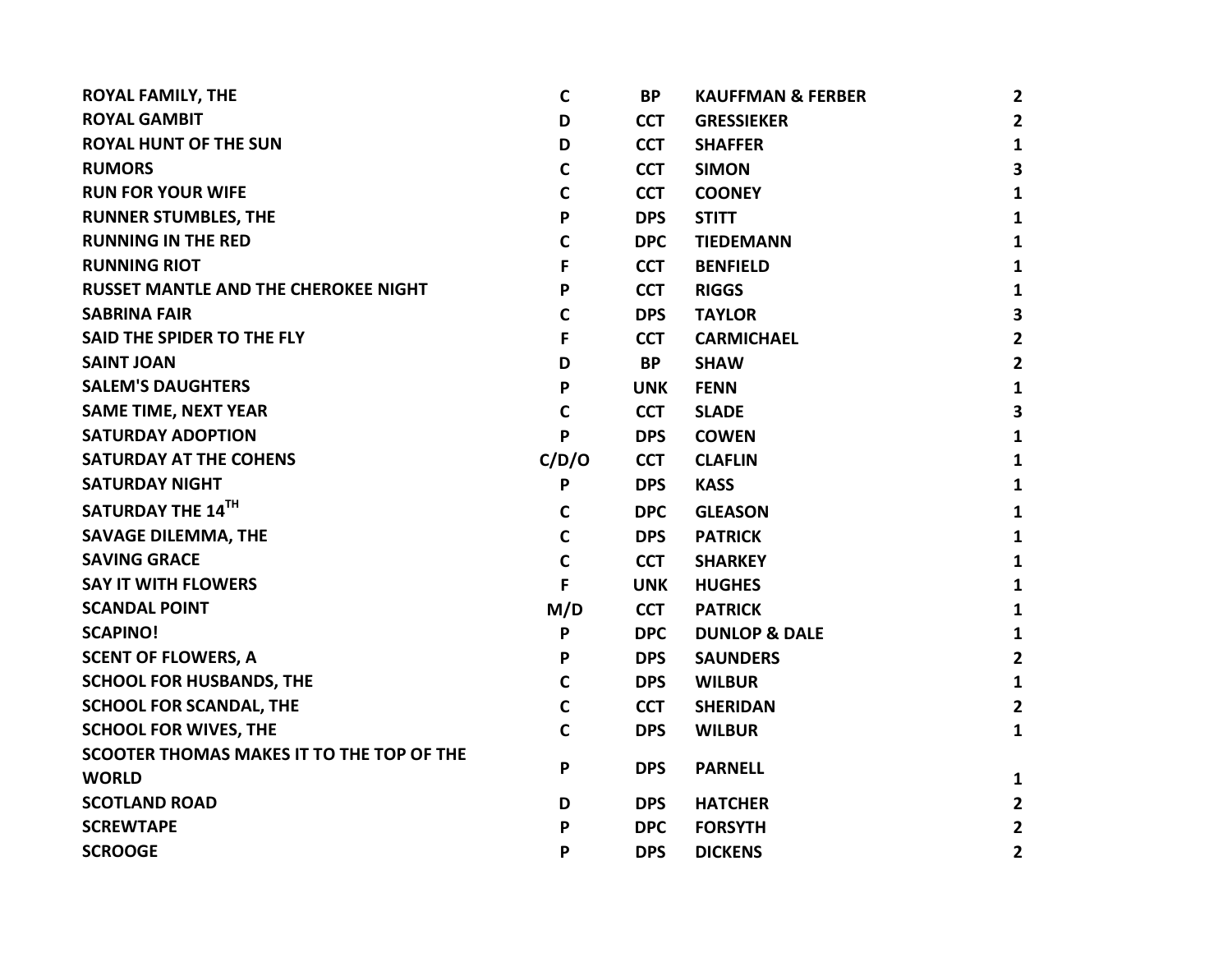| ROYAL FAMILY, THE | C | BP | KAUFFMAN & FERBER | 2 |
|---|---|---|---|---|
| ROYAL GAMBIT | D | CCT | GRESSIEKER | 2 |
| ROYAL HUNT OF THE SUN | D | CCT | SHAFFER | 1 |
| RUMORS | C | CCT | SIMON | 3 |
| RUN FOR YOUR WIFE | C | CCT | COONEY | 1 |
| RUNNER STUMBLES, THE | P | DPS | STITT | 1 |
| RUNNING IN THE RED | C | DPC | TIEDEMANN | 1 |
| RUNNING RIOT | F | CCT | BENFIELD | 1 |
| RUSSET MANTLE AND THE CHEROKEE NIGHT | P | CCT | RIGGS | 1 |
| SABRINA FAIR | C | DPS | TAYLOR | 3 |
| SAID THE SPIDER TO THE FLY | F | CCT | CARMICHAEL | 2 |
| SAINT JOAN | D | BP | SHAW | 2 |
| SALEM'S DAUGHTERS | P | UNK | FENN | 1 |
| SAME TIME, NEXT YEAR | C | CCT | SLADE | 3 |
| SATURDAY ADOPTION | P | DPS | COWEN | 1 |
| SATURDAY AT THE COHENS | C/D/O | CCT | CLAFLIN | 1 |
| SATURDAY NIGHT | P | DPS | KASS | 1 |
| SATURDAY THE 14TH | C | DPC | GLEASON | 1 |
| SAVAGE DILEMMA, THE | C | DPS | PATRICK | 1 |
| SAVING GRACE | C | CCT | SHARKEY | 1 |
| SAY IT WITH FLOWERS | F | UNK | HUGHES | 1 |
| SCANDAL POINT | M/D | CCT | PATRICK | 1 |
| SCAPINO! | P | DPC | DUNLOP & DALE | 1 |
| SCENT OF FLOWERS, A | P | DPS | SAUNDERS | 2 |
| SCHOOL FOR HUSBANDS, THE | C | DPS | WILBUR | 1 |
| SCHOOL FOR SCANDAL, THE | C | CCT | SHERIDAN | 2 |
| SCHOOL FOR WIVES, THE | C | DPS | WILBUR | 1 |
| SCOOTER THOMAS MAKES IT TO THE TOP OF THE WORLD | P | DPS | PARNELL | 1 |
| SCOTLAND ROAD | D | DPS | HATCHER | 2 |
| SCREWTAPE | P | DPC | FORSYTH | 2 |
| SCROOGE | P | DPS | DICKENS | 2 |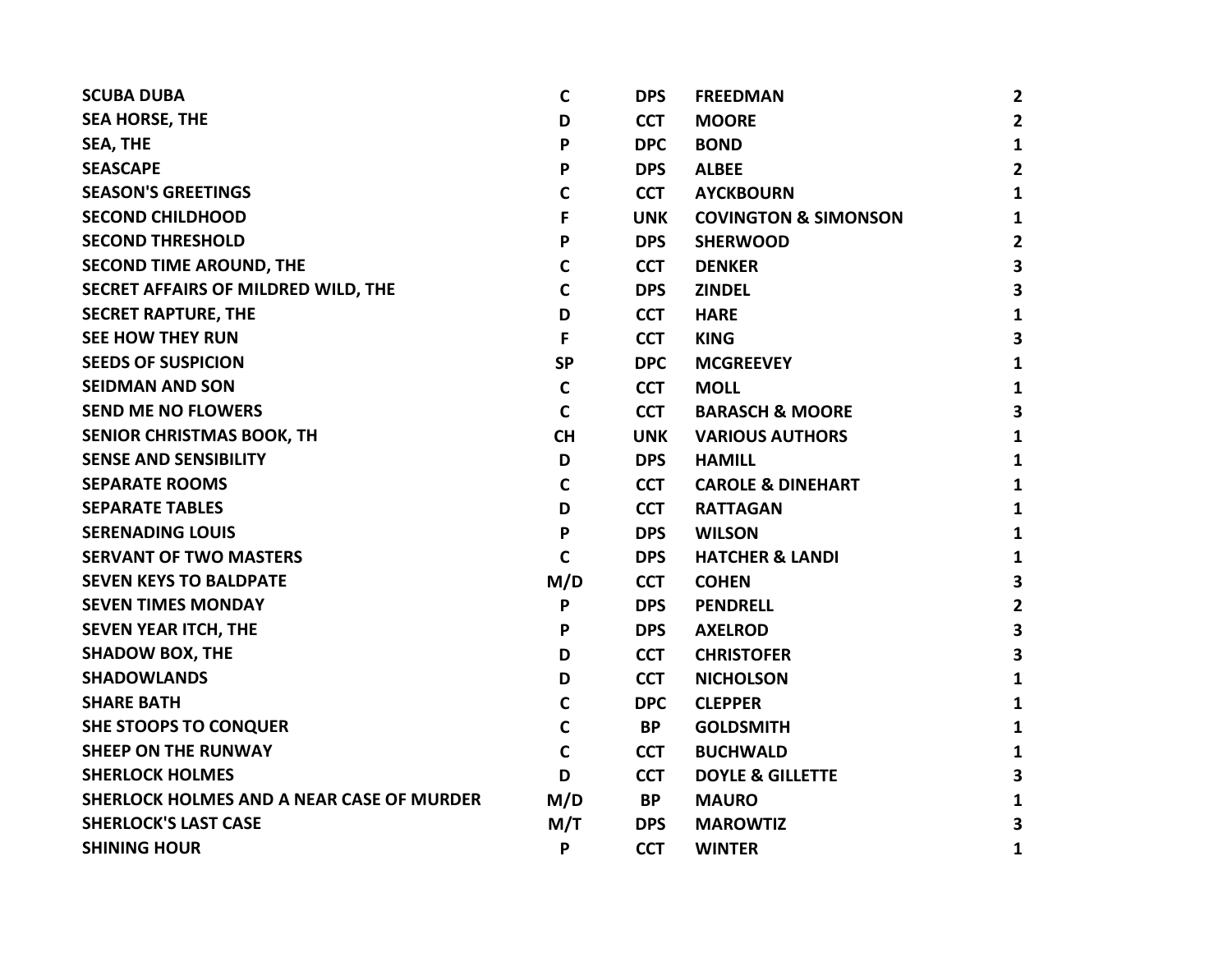| | | | | |
|---|---|---|---|---|
| **SCUBA DUBA** | **C** | **DPS** | **FREEDMAN** | **2** |
| **SEA HORSE, THE** | **D** | **CCT** | **MOORE** | **2** |
| **SEA, THE** | **P** | **DPC** | **BOND** | **1** |
| **SEASCAPE** | **P** | **DPS** | **ALBEE** | **2** |
| **SEASON'S GREETINGS** | **C** | **CCT** | **AYCKBOURN** | **1** |
| **SECOND CHILDHOOD** | **F** | **UNK** | **COVINGTON & SIMONSON** | **1** |
| **SECOND THRESHOLD** | **P** | **DPS** | **SHERWOOD** | **2** |
| **SECOND TIME AROUND, THE** | **C** | **CCT** | **DENKER** | **3** |
| **SECRET AFFAIRS OF MILDRED WILD, THE** | **C** | **DPS** | **ZINDEL** | **3** |
| **SECRET RAPTURE, THE** | **D** | **CCT** | **HARE** | **1** |
| **SEE HOW THEY RUN** | **F** | **CCT** | **KING** | **3** |
| **SEEDS OF SUSPICION** | **SP** | **DPC** | **MCGREEVEY** | **1** |
| **SEIDMAN AND SON** | **C** | **CCT** | **MOLL** | **1** |
| **SEND ME NO FLOWERS** | **C** | **CCT** | **BARASCH & MOORE** | **3** |
| **SENIOR CHRISTMAS BOOK, TH** | **CH** | **UNK** | **VARIOUS AUTHORS** | **1** |
| **SENSE AND SENSIBILITY** | **D** | **DPS** | **HAMILL** | **1** |
| **SEPARATE ROOMS** | **C** | **CCT** | **CAROLE & DINEHART** | **1** |
| **SEPARATE TABLES** | **D** | **CCT** | **RATTAGAN** | **1** |
| **SERENADING LOUIS** | **P** | **DPS** | **WILSON** | **1** |
| **SERVANT OF TWO MASTERS** | **C** | **DPS** | **HATCHER & LANDI** | **1** |
| **SEVEN KEYS TO BALDPATE** | **M/D** | **CCT** | **COHEN** | **3** |
| **SEVEN TIMES MONDAY** | **P** | **DPS** | **PENDRELL** | **2** |
| **SEVEN YEAR ITCH, THE** | **P** | **DPS** | **AXELROD** | **3** |
| **SHADOW BOX, THE** | **D** | **CCT** | **CHRISTOFER** | **3** |
| **SHADOWLANDS** | **D** | **CCT** | **NICHOLSON** | **1** |
| **SHARE BATH** | **C** | **DPC** | **CLEPPER** | **1** |
| **SHE STOOPS TO CONQUER** | **C** | **BP** | **GOLDSMITH** | **1** |
| **SHEEP ON THE RUNWAY** | **C** | **CCT** | **BUCHWALD** | **1** |
| **SHERLOCK HOLMES** | **D** | **CCT** | **DOYLE & GILLETTE** | **3** |
| **SHERLOCK HOLMES AND A NEAR CASE OF MURDER** | **M/D** | **BP** | **MAURO** | **1** |
| **SHERLOCK'S LAST CASE** | **M/T** | **DPS** | **MAROWTIZ** | **3** |
| **SHINING HOUR** | **P** | **CCT** | **WINTER** | **1** |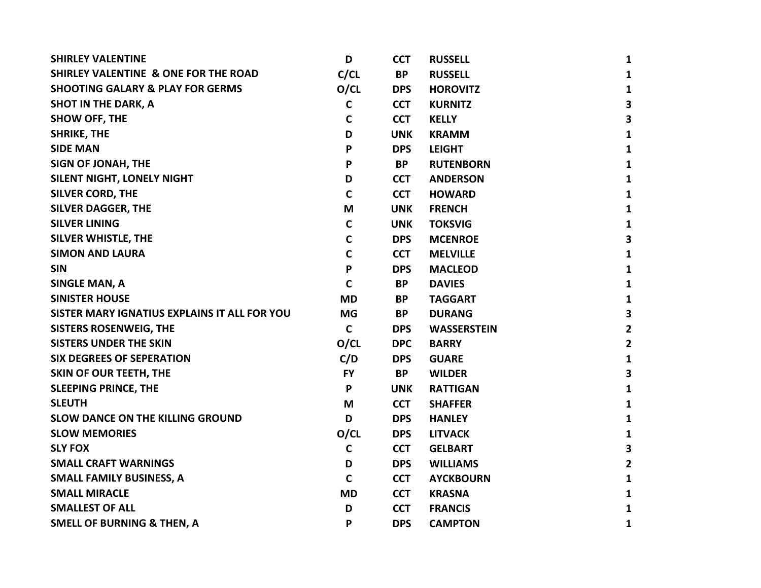| | | | | |
|---|---|---|---|---|
| **SHIRLEY VALENTINE** | **D** | **CCT** | **RUSSELL** | **1** |
| **SHIRLEY VALENTINE & ONE FOR THE ROAD** | **C/CL** | **BP** | **RUSSELL** | **1** |
| **SHOOTING GALARY & PLAY FOR GERMS** | **O/CL** | **DPS** | **HOROVITZ** | **1** |
| **SHOT IN THE DARK, A** | **C** | **CCT** | **KURNITZ** | **3** |
| **SHOW OFF, THE** | **C** | **CCT** | **KELLY** | **3** |
| **SHRIKE, THE** | **D** | **UNK** | **KRAMM** | **1** |
| **SIDE MAN** | **P** | **DPS** | **LEIGHT** | **1** |
| **SIGN OF JONAH, THE** | **P** | **BP** | **RUTENBORN** | **1** |
| **SILENT NIGHT, LONELY NIGHT** | **D** | **CCT** | **ANDERSON** | **1** |
| **SILVER CORD, THE** | **C** | **CCT** | **HOWARD** | **1** |
| **SILVER DAGGER, THE** | **M** | **UNK** | **FRENCH** | **1** |
| **SILVER LINING** | **C** | **UNK** | **TOKSVIG** | **1** |
| **SILVER WHISTLE, THE** | **C** | **DPS** | **MCENROE** | **3** |
| **SIMON AND LAURA** | **C** | **CCT** | **MELVILLE** | **1** |
| **SIN** | **P** | **DPS** | **MACLEOD** | **1** |
| **SINGLE MAN, A** | **C** | **BP** | **DAVIES** | **1** |
| **SINISTER HOUSE** | **MD** | **BP** | **TAGGART** | **1** |
| **SISTER MARY IGNATIUS EXPLAINS IT ALL FOR YOU** | **MG** | **BP** | **DURANG** | **3** |
| **SISTERS ROSENWEIG, THE** | **C** | **DPS** | **WASSERSTEIN** | **2** |
| **SISTERS UNDER THE SKIN** | **O/CL** | **DPC** | **BARRY** | **2** |
| **SIX DEGREES OF SEPERATION** | **C/D** | **DPS** | **GUARE** | **1** |
| **SKIN OF OUR TEETH, THE** | **FY** | **BP** | **WILDER** | **3** |
| **SLEEPING PRINCE, THE** | **P** | **UNK** | **RATTIGAN** | **1** |
| **SLEUTH** | **M** | **CCT** | **SHAFFER** | **1** |
| **SLOW DANCE ON THE KILLING GROUND** | **D** | **DPS** | **HANLEY** | **1** |
| **SLOW MEMORIES** | **O/CL** | **DPS** | **LITVACK** | **1** |
| **SLY FOX** | **C** | **CCT** | **GELBART** | **3** |
| **SMALL CRAFT WARNINGS** | **D** | **DPS** | **WILLIAMS** | **2** |
| **SMALL FAMILY BUSINESS, A** | **C** | **CCT** | **AYCKBOURN** | **1** |
| **SMALL MIRACLE** | **MD** | **CCT** | **KRASNA** | **1** |
| **SMALLEST OF ALL** | **D** | **CCT** | **FRANCIS** | **1** |
| **SMELL OF BURNING & THEN, A** | **P** | **DPS** | **CAMPTON** | **1** |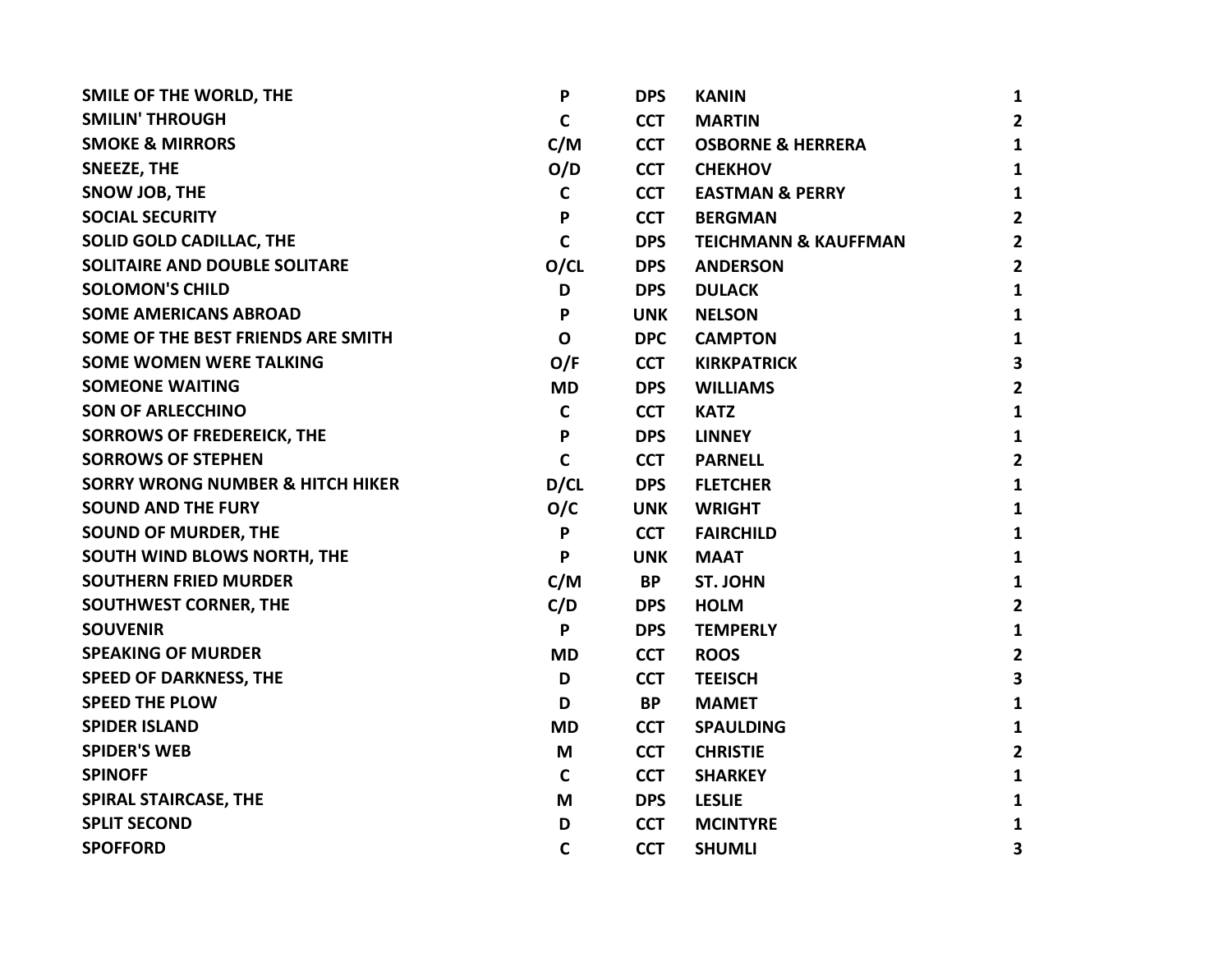| | | | | |
|---|---|---|---|---|
| SMILE OF THE WORLD, THE | P | DPS | KANIN | 1 |
| SMILIN' THROUGH | C | CCT | MARTIN | 2 |
| SMOKE & MIRRORS | C/M | CCT | OSBORNE & HERRERA | 1 |
| SNEEZE, THE | O/D | CCT | CHEKHOV | 1 |
| SNOW JOB, THE | C | CCT | EASTMAN & PERRY | 1 |
| SOCIAL SECURITY | P | CCT | BERGMAN | 2 |
| SOLID GOLD CADILLAC, THE | C | DPS | TEICHMANN & KAUFFMAN | 2 |
| SOLITAIRE AND DOUBLE SOLITARE | O/CL | DPS | ANDERSON | 2 |
| SOLOMON'S CHILD | D | DPS | DULACK | 1 |
| SOME AMERICANS ABROAD | P | UNK | NELSON | 1 |
| SOME OF THE BEST FRIENDS ARE SMITH | O | DPC | CAMPTON | 1 |
| SOME WOMEN WERE TALKING | O/F | CCT | KIRKPATRICK | 3 |
| SOMEONE WAITING | MD | DPS | WILLIAMS | 2 |
| SON OF ARLECCHINO | C | CCT | KATZ | 1 |
| SORROWS OF FREDEREICK, THE | P | DPS | LINNEY | 1 |
| SORROWS OF STEPHEN | C | CCT | PARNELL | 2 |
| SORRY WRONG NUMBER & HITCH HIKER | D/CL | DPS | FLETCHER | 1 |
| SOUND AND THE FURY | O/C | UNK | WRIGHT | 1 |
| SOUND OF MURDER, THE | P | CCT | FAIRCHILD | 1 |
| SOUTH WIND BLOWS NORTH, THE | P | UNK | MAAT | 1 |
| SOUTHERN FRIED MURDER | C/M | BP | ST. JOHN | 1 |
| SOUTHWEST CORNER, THE | C/D | DPS | HOLM | 2 |
| SOUVENIR | P | DPS | TEMPERLY | 1 |
| SPEAKING OF MURDER | MD | CCT | ROOS | 2 |
| SPEED OF DARKNESS, THE | D | CCT | TEEISCH | 3 |
| SPEED THE PLOW | D | BP | MAMET | 1 |
| SPIDER ISLAND | MD | CCT | SPAULDING | 1 |
| SPIDER'S WEB | M | CCT | CHRISTIE | 2 |
| SPINOFF | C | CCT | SHARKEY | 1 |
| SPIRAL STAIRCASE, THE | M | DPS | LESLIE | 1 |
| SPLIT SECOND | D | CCT | MCINTYRE | 1 |
| SPOFFORD | C | CCT | SHUMLI | 3 |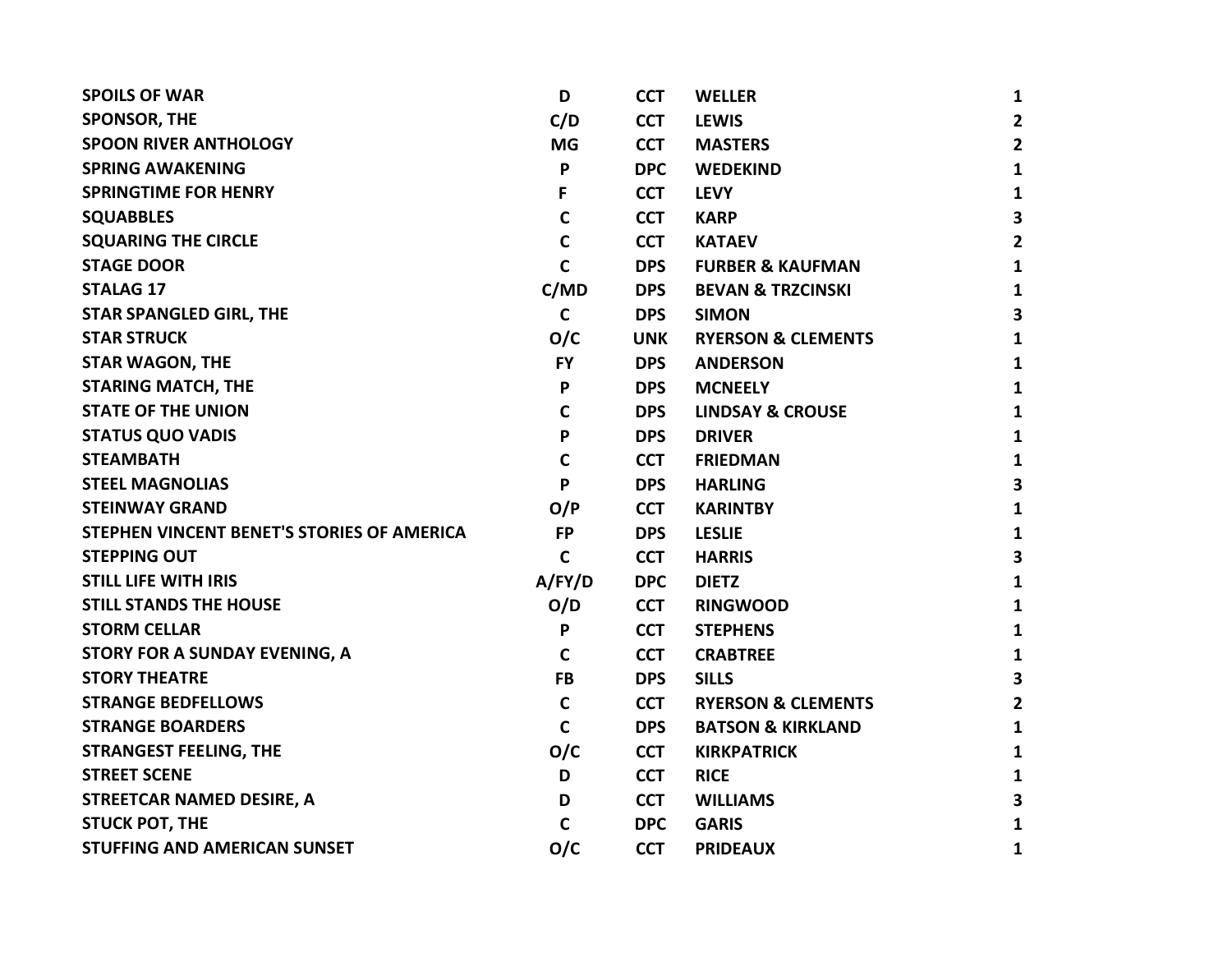| | | | | |
|---|---|---|---|---|
| SPOILS OF WAR | D | CCT | WELLER | 1 |
| SPONSOR, THE | C/D | CCT | LEWIS | 2 |
| SPOON RIVER ANTHOLOGY | MG | CCT | MASTERS | 2 |
| SPRING AWAKENING | P | DPC | WEDEKIND | 1 |
| SPRINGTIME FOR HENRY | F | CCT | LEVY | 1 |
| SQUABBLES | C | CCT | KARP | 3 |
| SQUARING THE CIRCLE | C | CCT | KATAEV | 2 |
| STAGE DOOR | C | DPS | FURBER & KAUFMAN | 1 |
| STALAG 17 | C/MD | DPS | BEVAN & TRZCINSKI | 1 |
| STAR SPANGLED GIRL, THE | C | DPS | SIMON | 3 |
| STAR STRUCK | O/C | UNK | RYERSON & CLEMENTS | 1 |
| STAR WAGON, THE | FY | DPS | ANDERSON | 1 |
| STARING MATCH, THE | P | DPS | MCNEELY | 1 |
| STATE OF THE UNION | C | DPS | LINDSAY & CROUSE | 1 |
| STATUS QUO VADIS | P | DPS | DRIVER | 1 |
| STEAMBATH | C | CCT | FRIEDMAN | 1 |
| STEEL MAGNOLIAS | P | DPS | HARLING | 3 |
| STEINWAY GRAND | O/P | CCT | KARINTBY | 1 |
| STEPHEN VINCENT BENET'S STORIES OF AMERICA | FP | DPS | LESLIE | 1 |
| STEPPING OUT | C | CCT | HARRIS | 3 |
| STILL LIFE WITH IRIS | A/FY/D | DPC | DIETZ | 1 |
| STILL STANDS THE HOUSE | O/D | CCT | RINGWOOD | 1 |
| STORM CELLAR | P | CCT | STEPHENS | 1 |
| STORY FOR A SUNDAY EVENING, A | C | CCT | CRABTREE | 1 |
| STORY THEATRE | FB | DPS | SILLS | 3 |
| STRANGE BEDFELLOWS | C | CCT | RYERSON & CLEMENTS | 2 |
| STRANGE BOARDERS | C | DPS | BATSON & KIRKLAND | 1 |
| STRANGEST FEELING, THE | O/C | CCT | KIRKPATRICK | 1 |
| STREET SCENE | D | CCT | RICE | 1 |
| STREETCAR NAMED DESIRE, A | D | CCT | WILLIAMS | 3 |
| STUCK POT, THE | C | DPC | GARIS | 1 |
| STUFFING AND AMERICAN SUNSET | O/C | CCT | PRIDEAUX | 1 |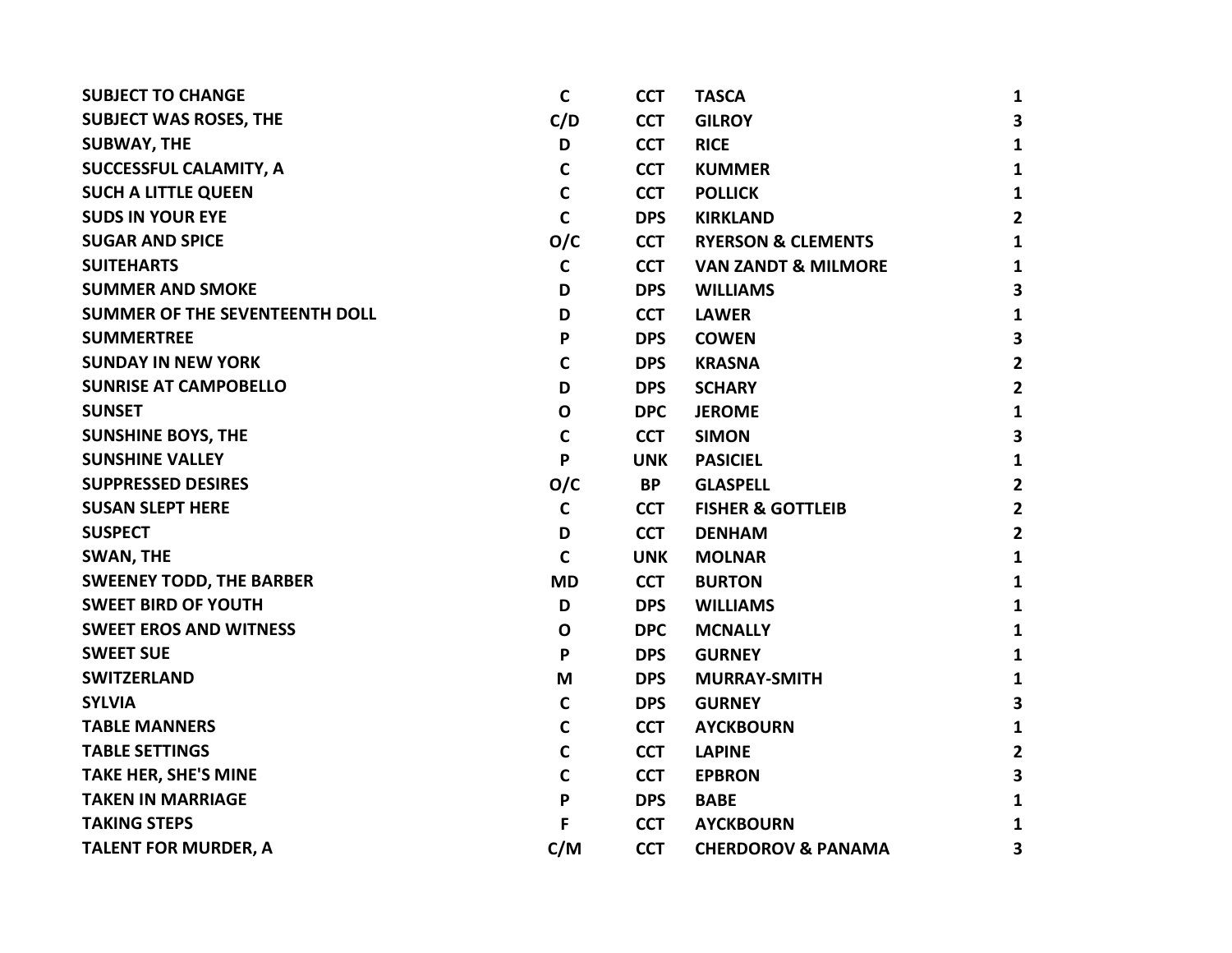| | | | | |
|---|---|---|---|---|
| **SUBJECT TO CHANGE** | **C** | **CCT** | **TASCA** | **1** |
| **SUBJECT WAS ROSES, THE** | **C/D** | **CCT** | **GILROY** | **3** |
| **SUBWAY, THE** | **D** | **CCT** | **RICE** | **1** |
| **SUCCESSFUL CALAMITY, A** | **C** | **CCT** | **KUMMER** | **1** |
| **SUCH A LITTLE QUEEN** | **C** | **CCT** | **POLLICK** | **1** |
| **SUDS IN YOUR EYE** | **C** | **DPS** | **KIRKLAND** | **2** |
| **SUGAR AND SPICE** | **O/C** | **CCT** | **RYERSON & CLEMENTS** | **1** |
| **SUITEHARTS** | **C** | **CCT** | **VAN ZANDT & MILMORE** | **1** |
| **SUMMER AND SMOKE** | **D** | **DPS** | **WILLIAMS** | **3** |
| **SUMMER OF THE SEVENTEENTH DOLL** | **D** | **CCT** | **LAWER** | **1** |
| **SUMMERTREE** | **P** | **DPS** | **COWEN** | **3** |
| **SUNDAY IN NEW YORK** | **C** | **DPS** | **KRASNA** | **2** |
| **SUNRISE AT CAMPOBELLO** | **D** | **DPS** | **SCHARY** | **2** |
| **SUNSET** | **O** | **DPC** | **JEROME** | **1** |
| **SUNSHINE BOYS, THE** | **C** | **CCT** | **SIMON** | **3** |
| **SUNSHINE VALLEY** | **P** | **UNK** | **PASICIEL** | **1** |
| **SUPPRESSED DESIRES** | **O/C** | **BP** | **GLASPELL** | **2** |
| **SUSAN SLEPT HERE** | **C** | **CCT** | **FISHER & GOTTLEIB** | **2** |
| **SUSPECT** | **D** | **CCT** | **DENHAM** | **2** |
| **SWAN, THE** | **C** | **UNK** | **MOLNAR** | **1** |
| **SWEENEY TODD, THE BARBER** | **MD** | **CCT** | **BURTON** | **1** |
| **SWEET BIRD OF YOUTH** | **D** | **DPS** | **WILLIAMS** | **1** |
| **SWEET EROS AND WITNESS** | **O** | **DPC** | **MCNALLY** | **1** |
| **SWEET SUE** | **P** | **DPS** | **GURNEY** | **1** |
| **SWITZERLAND** | **M** | **DPS** | **MURRAY-SMITH** | **1** |
| **SYLVIA** | **C** | **DPS** | **GURNEY** | **3** |
| **TABLE MANNERS** | **C** | **CCT** | **AYCKBOURN** | **1** |
| **TABLE SETTINGS** | **C** | **CCT** | **LAPINE** | **2** |
| **TAKE HER, SHE'S MINE** | **C** | **CCT** | **EPBRON** | **3** |
| **TAKEN IN MARRIAGE** | **P** | **DPS** | **BABE** | **1** |
| **TAKING STEPS** | **F** | **CCT** | **AYCKBOURN** | **1** |
| **TALENT FOR MURDER, A** | **C/M** | **CCT** | **CHERDOROV & PANAMA** | **3** |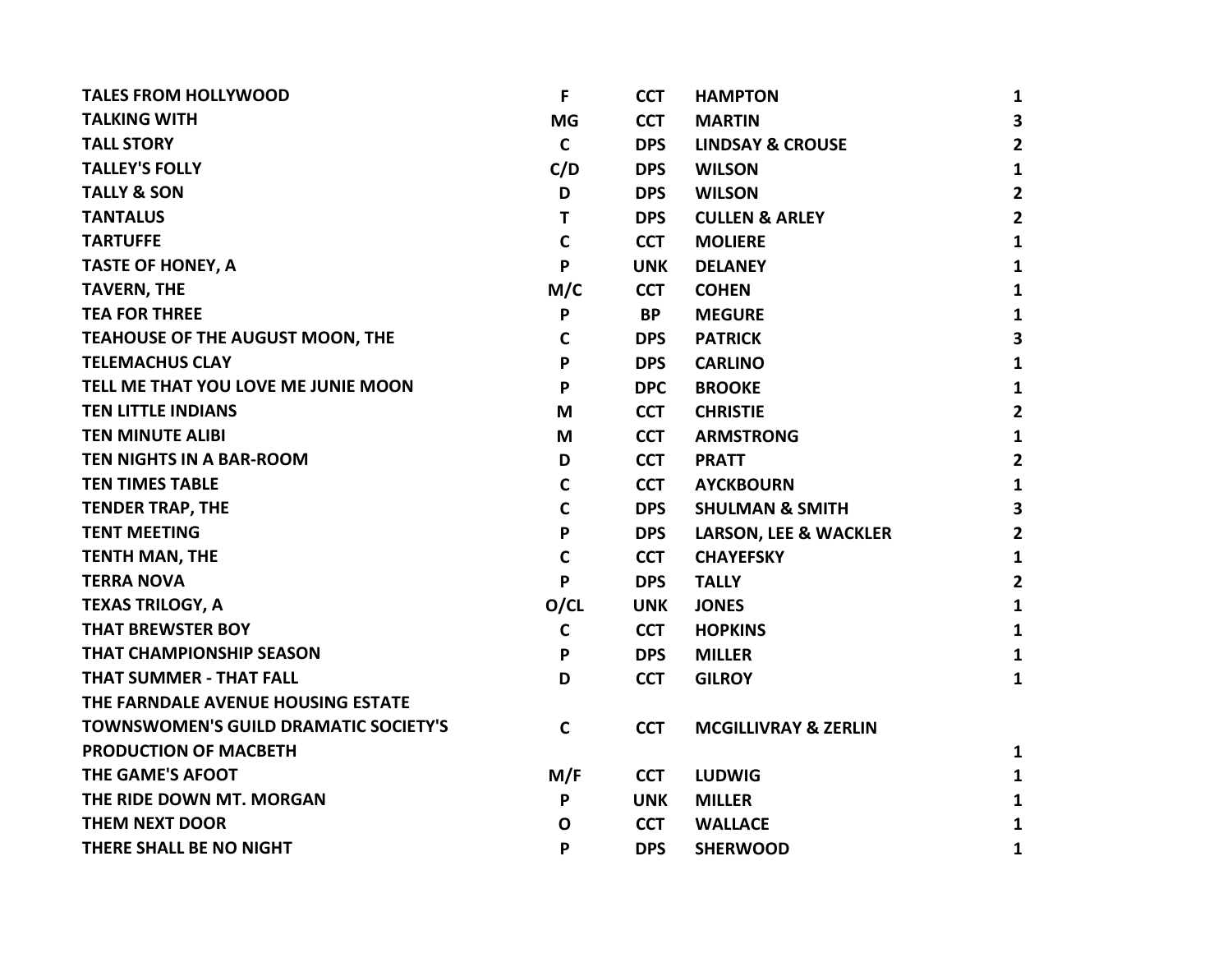| | | | | |
|---|---|---|---|---|
| TALES FROM HOLLYWOOD | F | CCT | HAMPTON | 1 |
| TALKING WITH | MG | CCT | MARTIN | 3 |
| TALL STORY | C | DPS | LINDSAY & CROUSE | 2 |
| TALLEY'S FOLLY | C/D | DPS | WILSON | 1 |
| TALLY & SON | D | DPS | WILSON | 2 |
| TANTALUS | T | DPS | CULLEN & ARLEY | 2 |
| TARTUFFE | C | CCT | MOLIERE | 1 |
| TASTE OF HONEY, A | P | UNK | DELANEY | 1 |
| TAVERN, THE | M/C | CCT | COHEN | 1 |
| TEA FOR THREE | P | BP | MEGURE | 1 |
| TEAHOUSE OF THE AUGUST MOON, THE | C | DPS | PATRICK | 3 |
| TELEMACHUS CLAY | P | DPS | CARLINO | 1 |
| TELL ME THAT YOU LOVE ME JUNIE MOON | P | DPC | BROOKE | 1 |
| TEN LITTLE INDIANS | M | CCT | CHRISTIE | 2 |
| TEN MINUTE ALIBI | M | CCT | ARMSTRONG | 1 |
| TEN NIGHTS IN A BAR-ROOM | D | CCT | PRATT | 2 |
| TEN TIMES TABLE | C | CCT | AYCKBOURN | 1 |
| TENDER TRAP, THE | C | DPS | SHULMAN & SMITH | 3 |
| TENT MEETING | P | DPS | LARSON, LEE & WACKLER | 2 |
| TENTH MAN, THE | C | CCT | CHAYEFSKY | 1 |
| TERRA NOVA | P | DPS | TALLY | 2 |
| TEXAS TRILOGY, A | O/CL | UNK | JONES | 1 |
| THAT BREWSTER BOY | C | CCT | HOPKINS | 1 |
| THAT CHAMPIONSHIP SEASON | P | DPS | MILLER | 1 |
| THAT SUMMER - THAT FALL | D | CCT | GILROY | 1 |
| THE FARNDALE AVENUE HOUSING ESTATE TOWNSWOMEN'S GUILD DRAMATIC SOCIETY'S PRODUCTION OF MACBETH | C | CCT | MCGILLIVRAY & ZERLIN | 1 |
| THE GAME'S AFOOT | M/F | CCT | LUDWIG | 1 |
| THE RIDE DOWN MT. MORGAN | P | UNK | MILLER | 1 |
| THEM NEXT DOOR | O | CCT | WALLACE | 1 |
| THERE SHALL BE NO NIGHT | P | DPS | SHERWOOD | 1 |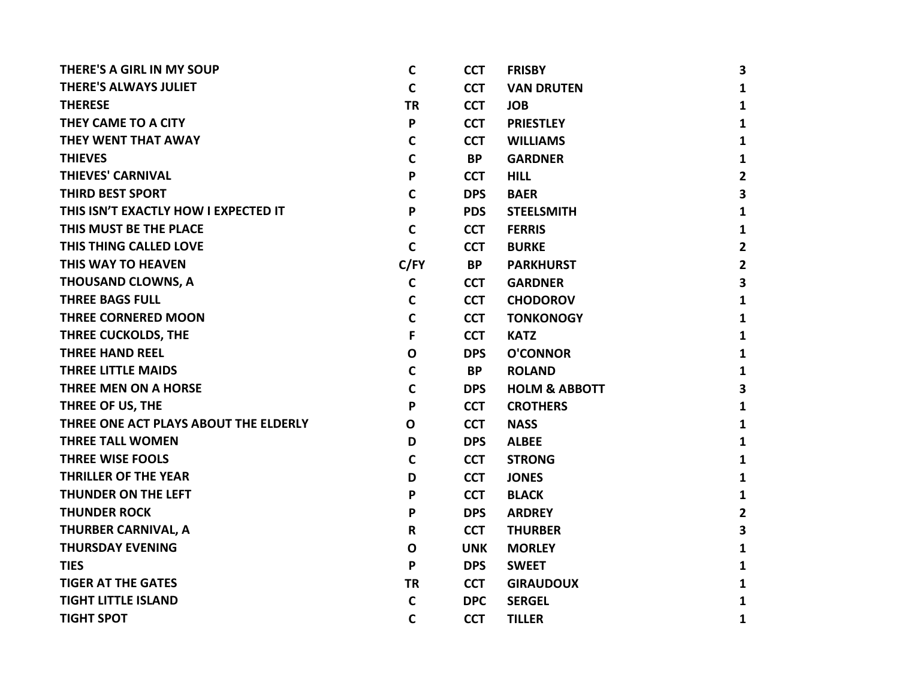| | | | | |
|---|---|---|---|---|
| **THERE'S A GIRL IN MY SOUP** | **C** | **CCT** | **FRISBY** | **3** |
| **THERE'S ALWAYS JULIET** | **C** | **CCT** | **VAN DRUTEN** | **1** |
| **THERESE** | **TR** | **CCT** | **JOB** | **1** |
| **THEY CAME TO A CITY** | **P** | **CCT** | **PRIESTLEY** | **1** |
| **THEY WENT THAT AWAY** | **C** | **CCT** | **WILLIAMS** | **1** |
| **THIEVES** | **C** | **BP** | **GARDNER** | **1** |
| **THIEVES' CARNIVAL** | **P** | **CCT** | **HILL** | **2** |
| **THIRD BEST SPORT** | **C** | **DPS** | **BAER** | **3** |
| **THIS ISN'T EXACTLY HOW I EXPECTED IT** | **P** | **PDS** | **STEELSMITH** | **1** |
| **THIS MUST BE THE PLACE** | **C** | **CCT** | **FERRIS** | **1** |
| **THIS THING CALLED LOVE** | **C** | **CCT** | **BURKE** | **2** |
| **THIS WAY TO HEAVEN** | **C/FY** | **BP** | **PARKHURST** | **2** |
| **THOUSAND CLOWNS, A** | **C** | **CCT** | **GARDNER** | **3** |
| **THREE BAGS FULL** | **C** | **CCT** | **CHODOROV** | **1** |
| **THREE CORNERED MOON** | **C** | **CCT** | **TONKONOGY** | **1** |
| **THREE CUCKOLDS, THE** | **F** | **CCT** | **KATZ** | **1** |
| **THREE HAND REEL** | **O** | **DPS** | **O'CONNOR** | **1** |
| **THREE LITTLE MAIDS** | **C** | **BP** | **ROLAND** | **1** |
| **THREE MEN ON A HORSE** | **C** | **DPS** | **HOLM & ABBOTT** | **3** |
| **THREE OF US, THE** | **P** | **CCT** | **CROTHERS** | **1** |
| **THREE ONE ACT PLAYS ABOUT THE ELDERLY** | **O** | **CCT** | **NASS** | **1** |
| **THREE TALL WOMEN** | **D** | **DPS** | **ALBEE** | **1** |
| **THREE WISE FOOLS** | **C** | **CCT** | **STRONG** | **1** |
| **THRILLER OF THE YEAR** | **D** | **CCT** | **JONES** | **1** |
| **THUNDER ON THE LEFT** | **P** | **CCT** | **BLACK** | **1** |
| **THUNDER ROCK** | **P** | **DPS** | **ARDREY** | **2** |
| **THURBER CARNIVAL, A** | **R** | **CCT** | **THURBER** | **3** |
| **THURSDAY EVENING** | **O** | **UNK** | **MORLEY** | **1** |
| **TIES** | **P** | **DPS** | **SWEET** | **1** |
| **TIGER AT THE GATES** | **TR** | **CCT** | **GIRAUDOUX** | **1** |
| **TIGHT LITTLE ISLAND** | **C** | **DPC** | **SERGEL** | **1** |
| **TIGHT SPOT** | **C** | **CCT** | **TILLER** | **1** |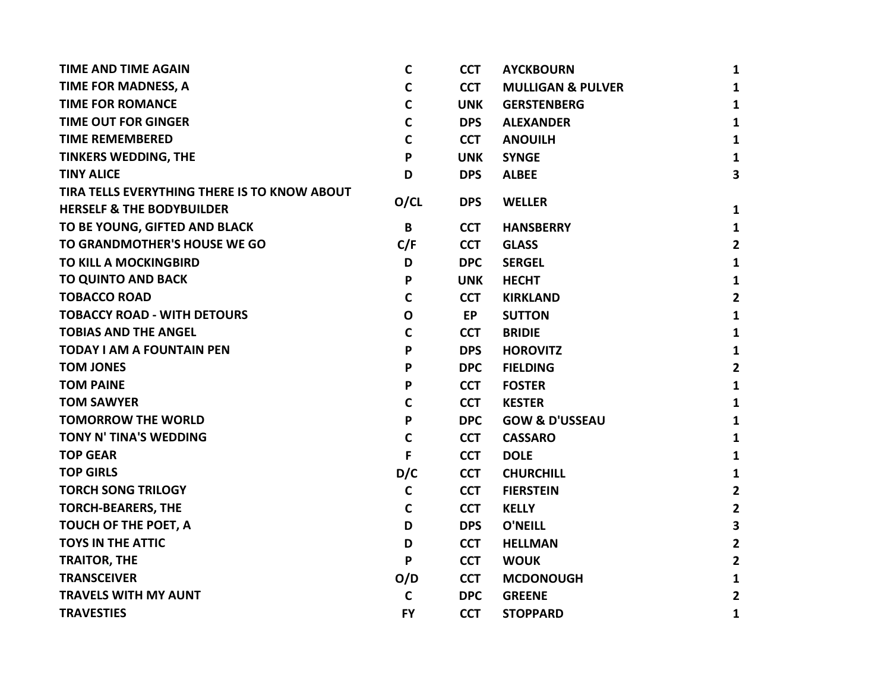| | | | | |
|---|---|---|---|---|
| TIME AND TIME AGAIN | C | CCT | AYCKBOURN | 1 |
| TIME FOR MADNESS, A | C | CCT | MULLIGAN & PULVER | 1 |
| TIME FOR ROMANCE | C | UNK | GERSTENBERG | 1 |
| TIME OUT FOR GINGER | C | DPS | ALEXANDER | 1 |
| TIME REMEMBERED | C | CCT | ANOUILH | 1 |
| TINKERS WEDDING, THE | P | UNK | SYNGE | 1 |
| TINY ALICE | D | DPS | ALBEE | 3 |
| TIRA TELLS EVERYTHING THERE IS TO KNOW ABOUT HERSELF & THE BODYBUILDER | O/CL | DPS | WELLER | 1 |
| TO BE YOUNG, GIFTED AND BLACK | B | CCT | HANSBERRY | 1 |
| TO GRANDMOTHER'S HOUSE WE GO | C/F | CCT | GLASS | 2 |
| TO KILL A MOCKINGBIRD | D | DPC | SERGEL | 1 |
| TO QUINTO AND BACK | P | UNK | HECHT | 1 |
| TOBACCO ROAD | C | CCT | KIRKLAND | 2 |
| TOBACCY ROAD - WITH DETOURS | O | EP | SUTTON | 1 |
| TOBIAS AND THE ANGEL | C | CCT | BRIDIE | 1 |
| TODAY I AM A FOUNTAIN PEN | P | DPS | HOROVITZ | 1 |
| TOM JONES | P | DPC | FIELDING | 2 |
| TOM PAINE | P | CCT | FOSTER | 1 |
| TOM SAWYER | C | CCT | KESTER | 1 |
| TOMORROW THE WORLD | P | DPC | GOW & D'USSEAU | 1 |
| TONY N' TINA'S WEDDING | C | CCT | CASSARO | 1 |
| TOP GEAR | F | CCT | DOLE | 1 |
| TOP GIRLS | D/C | CCT | CHURCHILL | 1 |
| TORCH SONG TRILOGY | C | CCT | FIERSTEIN | 2 |
| TORCH-BEARERS, THE | C | CCT | KELLY | 2 |
| TOUCH OF THE POET, A | D | DPS | O'NEILL | 3 |
| TOYS IN THE ATTIC | D | CCT | HELLMAN | 2 |
| TRAITOR, THE | P | CCT | WOUK | 2 |
| TRANSCEIVER | O/D | CCT | MCDONOUGH | 1 |
| TRAVELS WITH MY AUNT | C | DPC | GREENE | 2 |
| TRAVESTIES | FY | CCT | STOPPARD | 1 |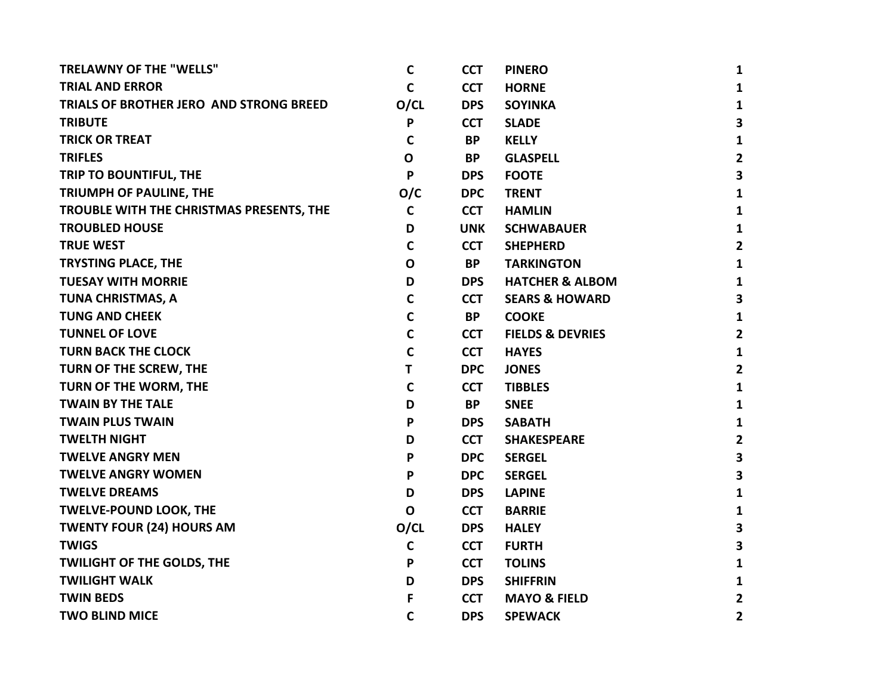| | | | | |
|---|---|---|---|---|
| **TRELAWNY OF THE "WELLS"** | **C** | **CCT** | **PINERO** | **1** |
| **TRIAL AND ERROR** | **C** | **CCT** | **HORNE** | **1** |
| **TRIALS OF BROTHER JERO  AND STRONG BREED** | **O/CL** | **DPS** | **SOYINKA** | **1** |
| **TRIBUTE** | **P** | **CCT** | **SLADE** | **3** |
| **TRICK OR TREAT** | **C** | **BP** | **KELLY** | **1** |
| **TRIFLES** | **O** | **BP** | **GLASPELL** | **2** |
| **TRIP TO BOUNTIFUL, THE** | **P** | **DPS** | **FOOTE** | **3** |
| **TRIUMPH OF PAULINE, THE** | **O/C** | **DPC** | **TRENT** | **1** |
| **TROUBLE WITH THE CHRISTMAS PRESENTS, THE** | **C** | **CCT** | **HAMLIN** | **1** |
| **TROUBLED HOUSE** | **D** | **UNK** | **SCHWABAUER** | **1** |
| **TRUE WEST** | **C** | **CCT** | **SHEPHERD** | **2** |
| **TRYSTING PLACE, THE** | **O** | **BP** | **TARKINGTON** | **1** |
| **TUESAY WITH MORRIE** | **D** | **DPS** | **HATCHER & ALBOM** | **1** |
| **TUNA CHRISTMAS, A** | **C** | **CCT** | **SEARS & HOWARD** | **3** |
| **TUNG AND CHEEK** | **C** | **BP** | **COOKE** | **1** |
| **TUNNEL OF LOVE** | **C** | **CCT** | **FIELDS & DEVRIES** | **2** |
| **TURN BACK THE CLOCK** | **C** | **CCT** | **HAYES** | **1** |
| **TURN OF THE SCREW, THE** | **T** | **DPC** | **JONES** | **2** |
| **TURN OF THE WORM, THE** | **C** | **CCT** | **TIBBLES** | **1** |
| **TWAIN BY THE TALE** | **D** | **BP** | **SNEE** | **1** |
| **TWAIN PLUS TWAIN** | **P** | **DPS** | **SABATH** | **1** |
| **TWELTH NIGHT** | **D** | **CCT** | **SHAKESPEARE** | **2** |
| **TWELVE ANGRY MEN** | **P** | **DPC** | **SERGEL** | **3** |
| **TWELVE ANGRY WOMEN** | **P** | **DPC** | **SERGEL** | **3** |
| **TWELVE DREAMS** | **D** | **DPS** | **LAPINE** | **1** |
| **TWELVE-POUND LOOK, THE** | **O** | **CCT** | **BARRIE** | **1** |
| **TWENTY FOUR (24) HOURS AM** | **O/CL** | **DPS** | **HALEY** | **3** |
| **TWIGS** | **C** | **CCT** | **FURTH** | **3** |
| **TWILIGHT OF THE GOLDS, THE** | **P** | **CCT** | **TOLINS** | **1** |
| **TWILIGHT WALK** | **D** | **DPS** | **SHIFFRIN** | **1** |
| **TWIN BEDS** | **F** | **CCT** | **MAYO & FIELD** | **2** |
| **TWO BLIND MICE** | **C** | **DPS** | **SPEWACK** | **2** |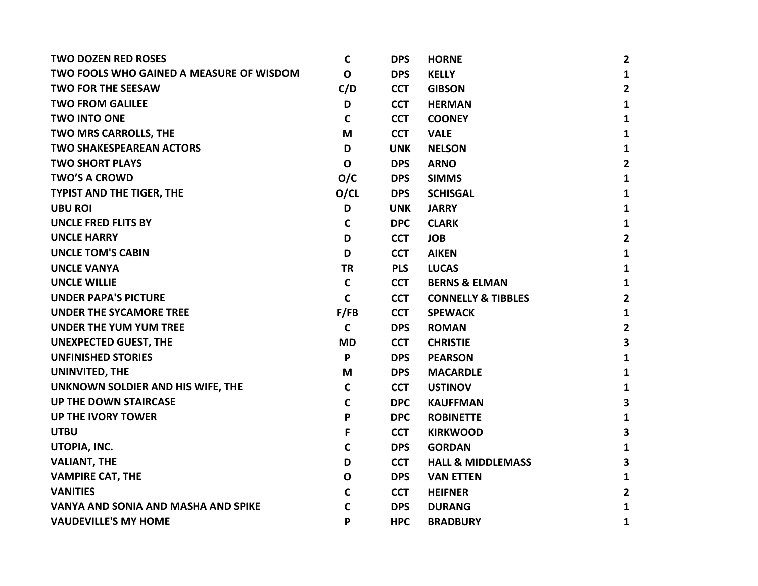| | | | | |
|---|---|---|---|---|
| **TWO DOZEN RED ROSES** | **C** | **DPS** | **HORNE** | **2** |
| **TWO FOOLS WHO GAINED A MEASURE OF WISDOM** | **O** | **DPS** | **KELLY** | **1** |
| **TWO FOR THE SEESAW** | **C/D** | **CCT** | **GIBSON** | **2** |
| **TWO FROM GALILEE** | **D** | **CCT** | **HERMAN** | **1** |
| **TWO INTO ONE** | **C** | **CCT** | **COONEY** | **1** |
| **TWO MRS CARROLLS, THE** | **M** | **CCT** | **VALE** | **1** |
| **TWO SHAKESPEAREAN ACTORS** | **D** | **UNK** | **NELSON** | **1** |
| **TWO SHORT PLAYS** | **O** | **DPS** | **ARNO** | **2** |
| **TWO'S A CROWD** | **O/C** | **DPS** | **SIMMS** | **1** |
| **TYPIST AND THE TIGER, THE** | **O/CL** | **DPS** | **SCHISGAL** | **1** |
| **UBU ROI** | **D** | **UNK** | **JARRY** | **1** |
| **UNCLE FRED FLITS BY** | **C** | **DPC** | **CLARK** | **1** |
| **UNCLE HARRY** | **D** | **CCT** | **JOB** | **2** |
| **UNCLE TOM'S CABIN** | **D** | **CCT** | **AIKEN** | **1** |
| **UNCLE VANYA** | **TR** | **PLS** | **LUCAS** | **1** |
| **UNCLE WILLIE** | **C** | **CCT** | **BERNS & ELMAN** | **1** |
| **UNDER PAPA'S PICTURE** | **C** | **CCT** | **CONNELLY & TIBBLES** | **2** |
| **UNDER THE SYCAMORE TREE** | **F/FB** | **CCT** | **SPEWACK** | **1** |
| **UNDER THE YUM YUM TREE** | **C** | **DPS** | **ROMAN** | **2** |
| **UNEXPECTED GUEST, THE** | **MD** | **CCT** | **CHRISTIE** | **3** |
| **UNFINISHED STORIES** | **P** | **DPS** | **PEARSON** | **1** |
| **UNINVITED, THE** | **M** | **DPS** | **MACARDLE** | **1** |
| **UNKNOWN SOLDIER AND HIS WIFE, THE** | **C** | **CCT** | **USTINOV** | **1** |
| **UP THE DOWN STAIRCASE** | **C** | **DPC** | **KAUFFMAN** | **3** |
| **UP THE IVORY TOWER** | **P** | **DPC** | **ROBINETTE** | **1** |
| **UTBU** | **F** | **CCT** | **KIRKWOOD** | **3** |
| **UTOPIA, INC.** | **C** | **DPS** | **GORDAN** | **1** |
| **VALIANT, THE** | **D** | **CCT** | **HALL & MIDDLEMASS** | **3** |
| **VAMPIRE CAT, THE** | **O** | **DPS** | **VAN ETTEN** | **1** |
| **VANITIES** | **C** | **CCT** | **HEIFNER** | **2** |
| **VANYA AND SONIA AND MASHA AND SPIKE** | **C** | **DPS** | **DURANG** | **1** |
| **VAUDEVILLE'S MY HOME** | **P** | **HPC** | **BRADBURY** | **1** |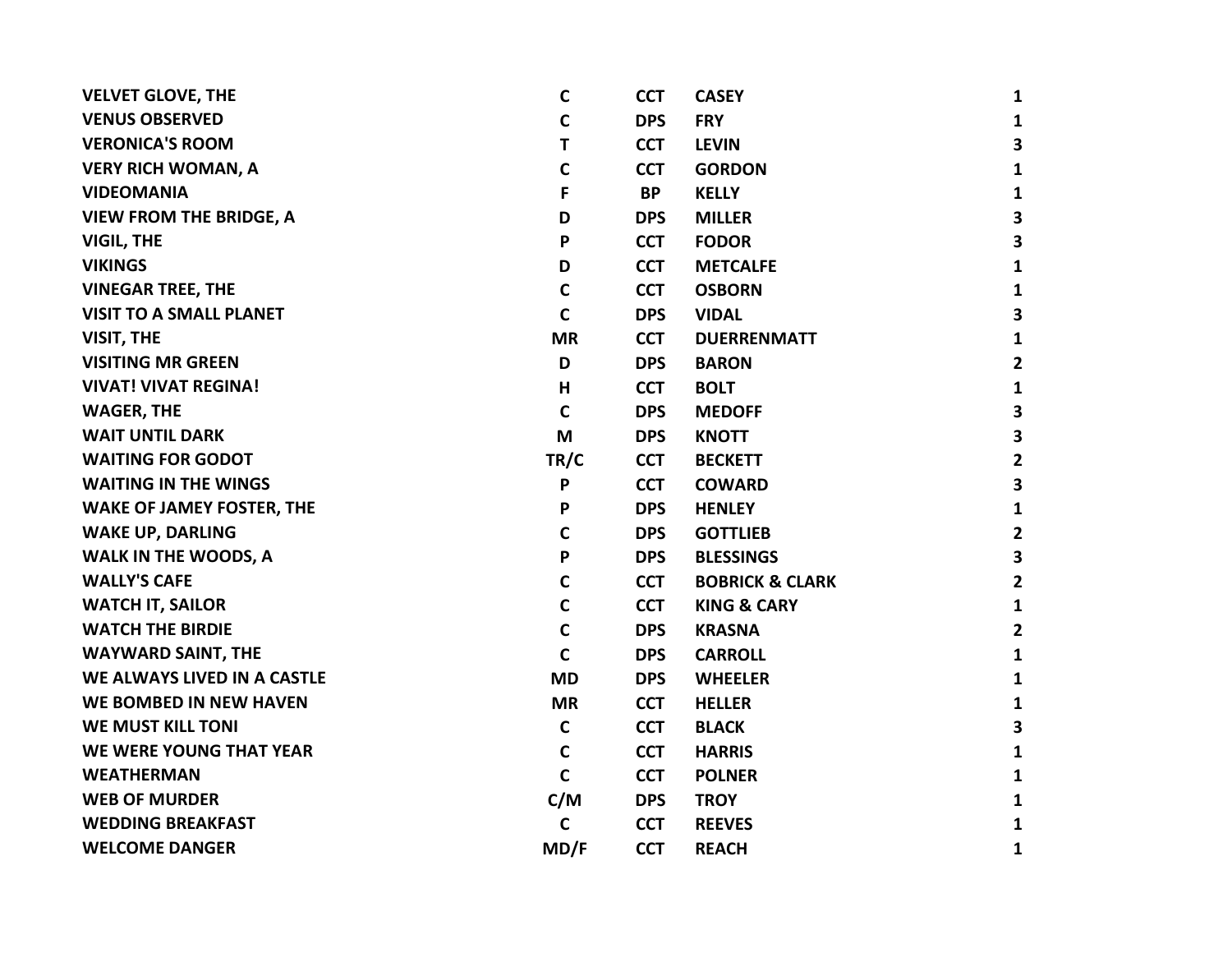| | | | | |
|---|---|---|---|---|
| **VELVET GLOVE, THE** | **C** | **CCT** | **CASEY** | **1** |
| **VENUS OBSERVED** | **C** | **DPS** | **FRY** | **1** |
| **VERONICA'S ROOM** | **T** | **CCT** | **LEVIN** | **3** |
| **VERY RICH WOMAN, A** | **C** | **CCT** | **GORDON** | **1** |
| **VIDEOMANIA** | **F** | **BP** | **KELLY** | **1** |
| **VIEW FROM THE BRIDGE, A** | **D** | **DPS** | **MILLER** | **3** |
| **VIGIL, THE** | **P** | **CCT** | **FODOR** | **3** |
| **VIKINGS** | **D** | **CCT** | **METCALFE** | **1** |
| **VINEGAR TREE, THE** | **C** | **CCT** | **OSBORN** | **1** |
| **VISIT TO A SMALL PLANET** | **C** | **DPS** | **VIDAL** | **3** |
| **VISIT, THE** | **MR** | **CCT** | **DUERRENMATT** | **1** |
| **VISITING MR GREEN** | **D** | **DPS** | **BARON** | **2** |
| **VIVAT! VIVAT REGINA!** | **H** | **CCT** | **BOLT** | **1** |
| **WAGER, THE** | **C** | **DPS** | **MEDOFF** | **3** |
| **WAIT UNTIL DARK** | **M** | **DPS** | **KNOTT** | **3** |
| **WAITING FOR GODOT** | **TR/C** | **CCT** | **BECKETT** | **2** |
| **WAITING IN THE WINGS** | **P** | **CCT** | **COWARD** | **3** |
| **WAKE OF JAMEY FOSTER, THE** | **P** | **DPS** | **HENLEY** | **1** |
| **WAKE UP, DARLING** | **C** | **DPS** | **GOTTLIEB** | **2** |
| **WALK IN THE WOODS, A** | **P** | **DPS** | **BLESSINGS** | **3** |
| **WALLY'S CAFE** | **C** | **CCT** | **BOBRICK & CLARK** | **2** |
| **WATCH IT, SAILOR** | **C** | **CCT** | **KING & CARY** | **1** |
| **WATCH THE BIRDIE** | **C** | **DPS** | **KRASNA** | **2** |
| **WAYWARD SAINT, THE** | **C** | **DPS** | **CARROLL** | **1** |
| **WE ALWAYS LIVED IN A CASTLE** | **MD** | **DPS** | **WHEELER** | **1** |
| **WE BOMBED IN NEW HAVEN** | **MR** | **CCT** | **HELLER** | **1** |
| **WE MUST KILL TONI** | **C** | **CCT** | **BLACK** | **3** |
| **WE WERE YOUNG THAT YEAR** | **C** | **CCT** | **HARRIS** | **1** |
| **WEATHERMAN** | **C** | **CCT** | **POLNER** | **1** |
| **WEB OF MURDER** | **C/M** | **DPS** | **TROY** | **1** |
| **WEDDING BREAKFAST** | **C** | **CCT** | **REEVES** | **1** |
| **WELCOME DANGER** | **MD/F** | **CCT** | **REACH** | **1** |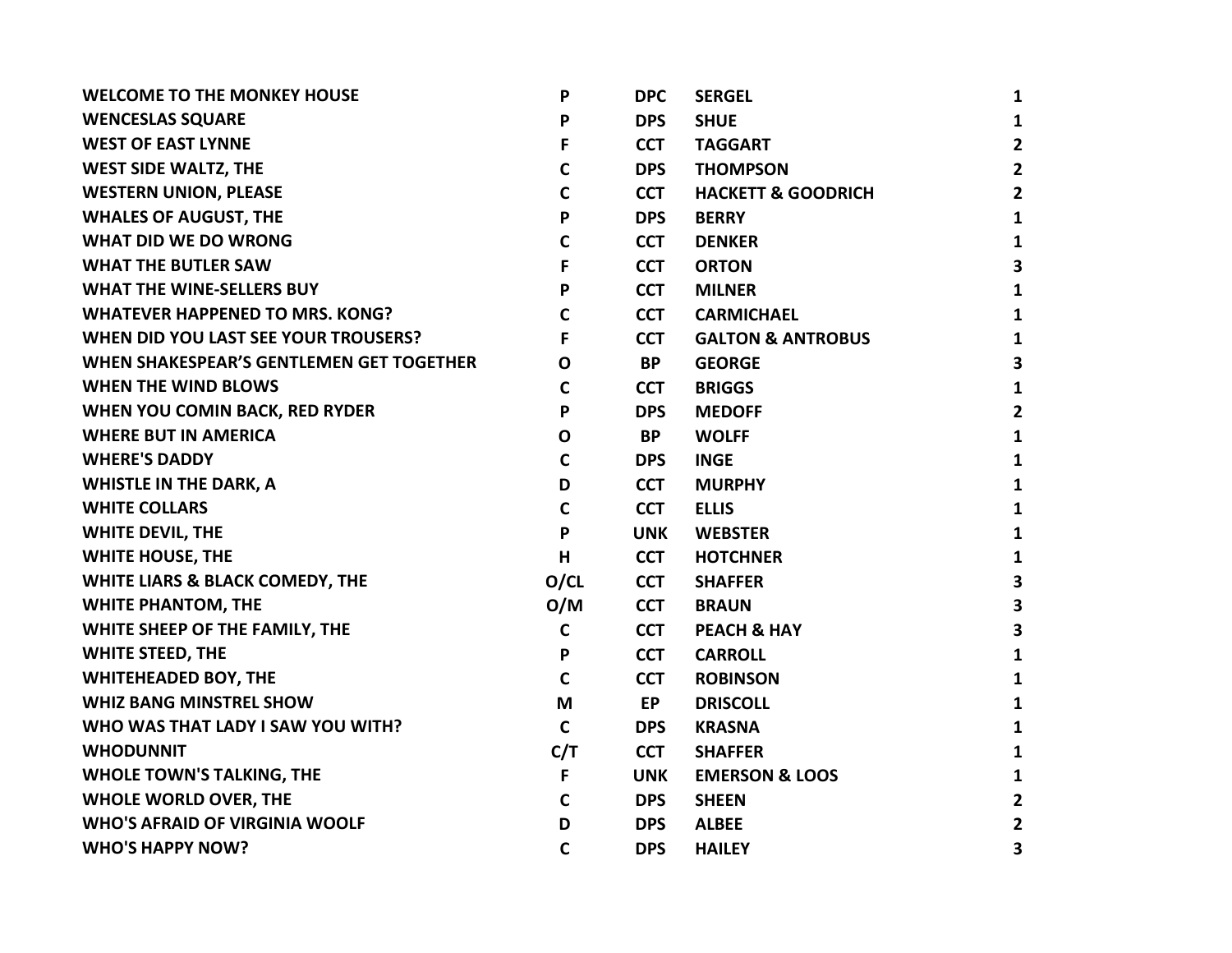| | | | | |
|---|---|---|---|---|
| WELCOME TO THE MONKEY HOUSE | P | DPC | SERGEL | 1 |
| WENCESLAS SQUARE | P | DPS | SHUE | 1 |
| WEST OF EAST LYNNE | F | CCT | TAGGART | 2 |
| WEST SIDE WALTZ, THE | C | DPS | THOMPSON | 2 |
| WESTERN UNION, PLEASE | C | CCT | HACKETT & GOODRICH | 2 |
| WHALES OF AUGUST, THE | P | DPS | BERRY | 1 |
| WHAT DID WE DO WRONG | C | CCT | DENKER | 1 |
| WHAT THE BUTLER SAW | F | CCT | ORTON | 3 |
| WHAT THE WINE-SELLERS BUY | P | CCT | MILNER | 1 |
| WHATEVER HAPPENED TO MRS. KONG? | C | CCT | CARMICHAEL | 1 |
| WHEN DID YOU LAST SEE YOUR TROUSERS? | F | CCT | GALTON & ANTROBUS | 1 |
| WHEN SHAKESPEAR'S GENTLEMEN GET TOGETHER | O | BP | GEORGE | 3 |
| WHEN THE WIND BLOWS | C | CCT | BRIGGS | 1 |
| WHEN YOU COMIN BACK, RED RYDER | P | DPS | MEDOFF | 2 |
| WHERE BUT IN AMERICA | O | BP | WOLFF | 1 |
| WHERE'S DADDY | C | DPS | INGE | 1 |
| WHISTLE IN THE DARK, A | D | CCT | MURPHY | 1 |
| WHITE COLLARS | C | CCT | ELLIS | 1 |
| WHITE DEVIL, THE | P | UNK | WEBSTER | 1 |
| WHITE HOUSE, THE | H | CCT | HOTCHNER | 1 |
| WHITE LIARS & BLACK COMEDY, THE | O/CL | CCT | SHAFFER | 3 |
| WHITE PHANTOM, THE | O/M | CCT | BRAUN | 3 |
| WHITE SHEEP OF THE FAMILY, THE | C | CCT | PEACH & HAY | 3 |
| WHITE STEED, THE | P | CCT | CARROLL | 1 |
| WHITEHEADED BOY, THE | C | CCT | ROBINSON | 1 |
| WHIZ BANG MINSTREL SHOW | M | EP | DRISCOLL | 1 |
| WHO WAS THAT LADY I SAW YOU WITH? | C | DPS | KRASNA | 1 |
| WHODUNNIT | C/T | CCT | SHAFFER | 1 |
| WHOLE TOWN'S TALKING, THE | F | UNK | EMERSON & LOOS | 1 |
| WHOLE WORLD OVER, THE | C | DPS | SHEEN | 2 |
| WHO'S AFRAID OF VIRGINIA WOOLF | D | DPS | ALBEE | 2 |
| WHO'S HAPPY NOW? | C | DPS | HAILEY | 3 |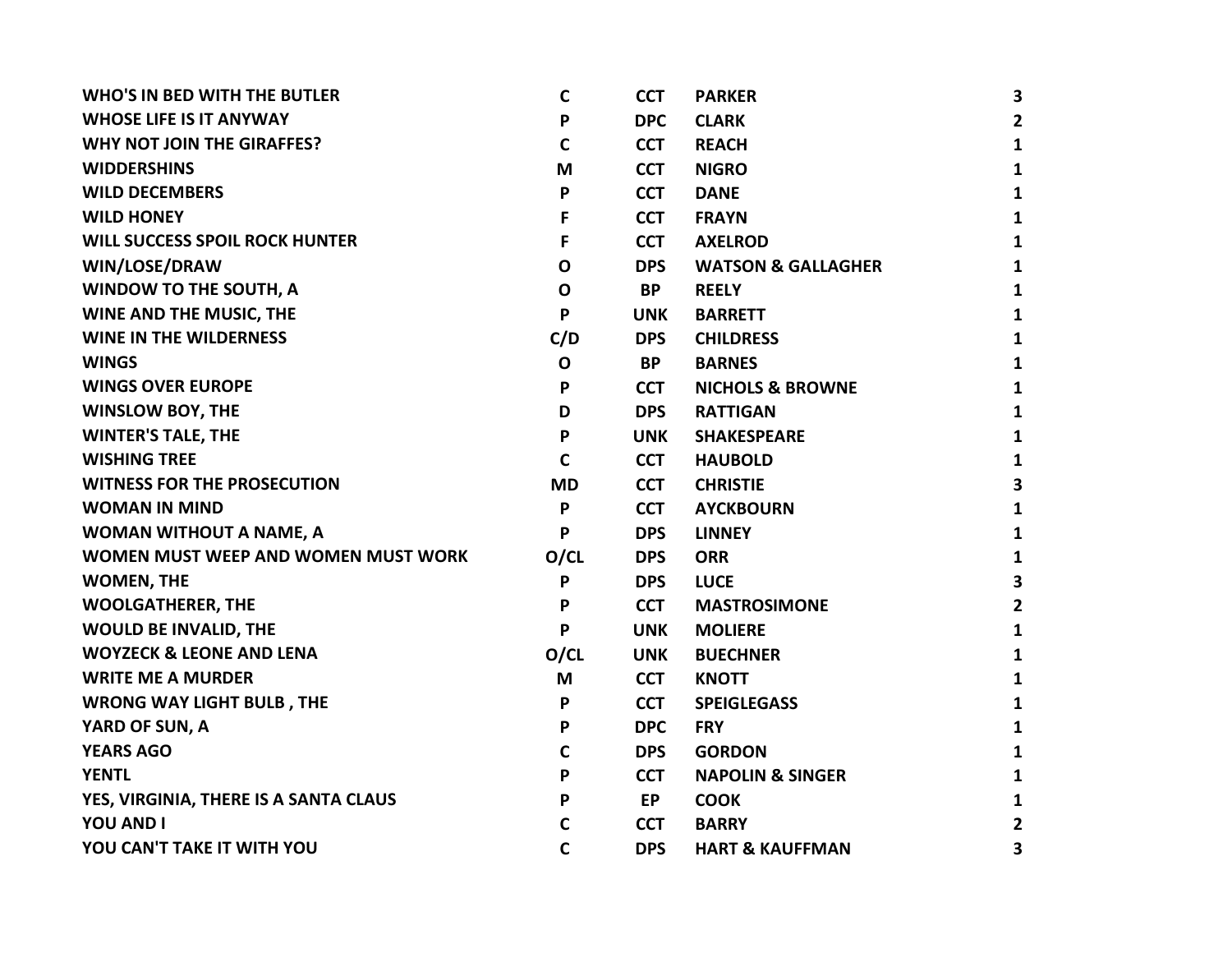| | | | | |
|---|---|---|---|---|
| WHO'S IN BED WITH THE BUTLER | C | CCT | PARKER | 3 |
| WHOSE LIFE IS IT ANYWAY | P | DPC | CLARK | 2 |
| WHY NOT JOIN THE GIRAFFES? | C | CCT | REACH | 1 |
| WIDDERSHINS | M | CCT | NIGRO | 1 |
| WILD DECEMBERS | P | CCT | DANE | 1 |
| WILD HONEY | F | CCT | FRAYN | 1 |
| WILL SUCCESS SPOIL ROCK HUNTER | F | CCT | AXELROD | 1 |
| WIN/LOSE/DRAW | O | DPS | WATSON & GALLAGHER | 1 |
| WINDOW TO THE SOUTH, A | O | BP | REELY | 1 |
| WINE AND THE MUSIC, THE | P | UNK | BARRETT | 1 |
| WINE IN THE WILDERNESS | C/D | DPS | CHILDRESS | 1 |
| WINGS | O | BP | BARNES | 1 |
| WINGS OVER EUROPE | P | CCT | NICHOLS & BROWNE | 1 |
| WINSLOW BOY, THE | D | DPS | RATTIGAN | 1 |
| WINTER'S TALE, THE | P | UNK | SHAKESPEARE | 1 |
| WISHING TREE | C | CCT | HAUBOLD | 1 |
| WITNESS FOR THE PROSECUTION | MD | CCT | CHRISTIE | 3 |
| WOMAN IN MIND | P | CCT | AYCKBOURN | 1 |
| WOMAN WITHOUT A NAME, A | P | DPS | LINNEY | 1 |
| WOMEN MUST WEEP AND WOMEN MUST WORK | O/CL | DPS | ORR | 1 |
| WOMEN, THE | P | DPS | LUCE | 3 |
| WOOLGATHERER, THE | P | CCT | MASTROSIMONE | 2 |
| WOULD BE INVALID, THE | P | UNK | MOLIERE | 1 |
| WOYZECK & LEONE AND LENA | O/CL | UNK | BUECHNER | 1 |
| WRITE ME A MURDER | M | CCT | KNOTT | 1 |
| WRONG WAY LIGHT BULB , THE | P | CCT | SPEIGLEGASS | 1 |
| YARD OF SUN, A | P | DPC | FRY | 1 |
| YEARS AGO | C | DPS | GORDON | 1 |
| YENTL | P | CCT | NAPOLIN & SINGER | 1 |
| YES, VIRGINIA, THERE IS A SANTA CLAUS | P | EP | COOK | 1 |
| YOU AND I | C | CCT | BARRY | 2 |
| YOU CAN'T TAKE IT WITH YOU | C | DPS | HART & KAUFFMAN | 3 |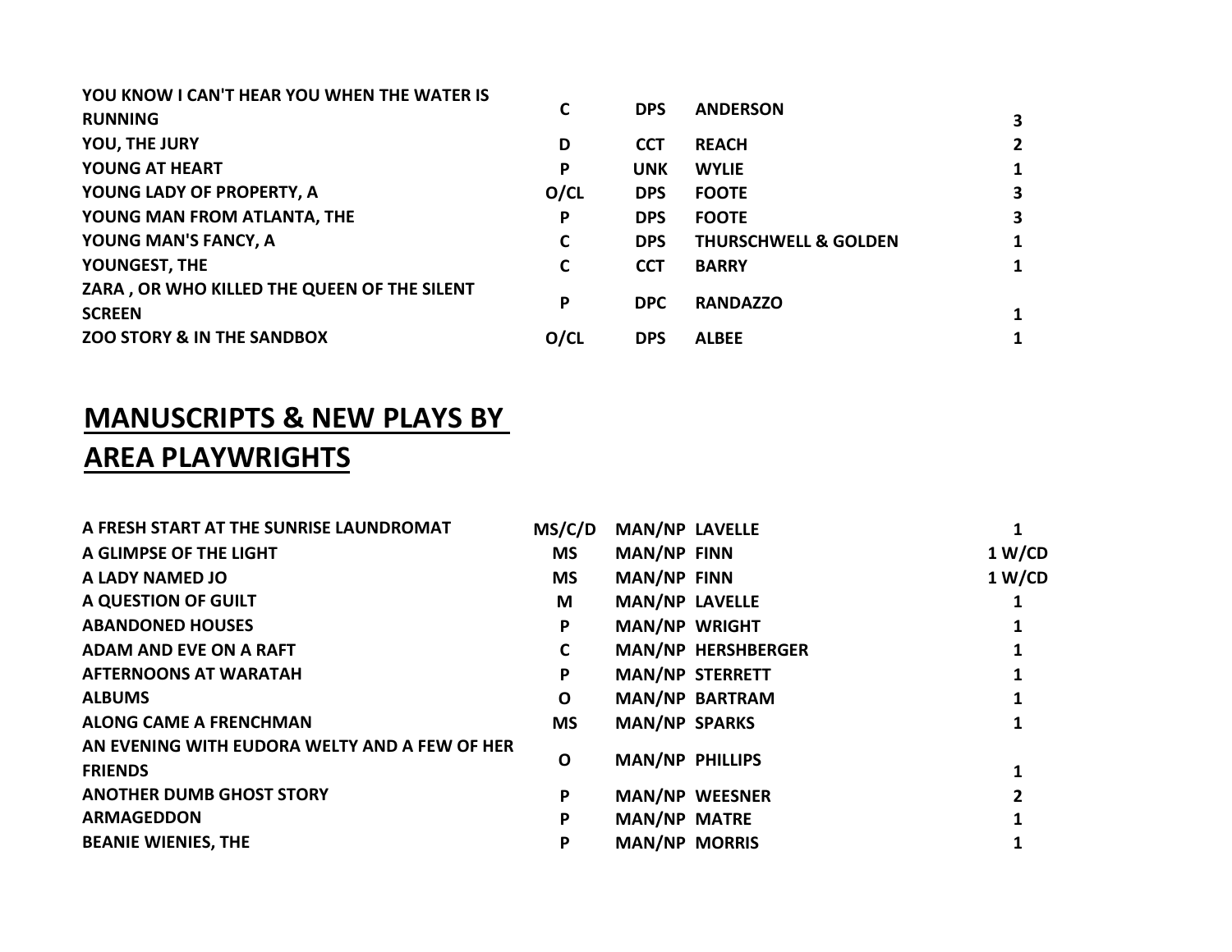| | | | | |
|---|---|---|---|---|
| **YOU KNOW I CAN'T HEAR YOU WHEN THE WATER IS RUNNING** | **C** | **DPS** | **ANDERSON** | **3** |
| **YOU, THE JURY** | **D** | **CCT** | **REACH** | **2** |
| **YOUNG AT HEART** | **P** | **UNK** | **WYLIE** | **1** |
| **YOUNG LADY OF PROPERTY, A** | **O/CL** | **DPS** | **FOOTE** | **3** |
| **YOUNG MAN FROM ATLANTA, THE** | **P** | **DPS** | **FOOTE** | **3** |
| **YOUNG MAN'S FANCY, A** | **C** | **DPS** | **THURSCHWELL & GOLDEN** | **1** |
| **YOUNGEST, THE** | **C** | **CCT** | **BARRY** | **1** |
| **ZARA , OR WHO KILLED THE QUEEN OF THE SILENT SCREEN** | **P** | **DPC** | **RANDAZZO** | **1** |
| **ZOO STORY & IN THE SANDBOX** | **O/CL** | **DPS** | **ALBEE** | **1** |

## MANUSCRIPTS & NEW PLAYS BY AREA PLAYWRIGHTS

| | | | | |
|---|---|---|---|---|
| **A FRESH START AT THE SUNRISE LAUNDROMAT** | **MS/C/D** | **MAN/NP** | **LAVELLE** | **1** |
| **A GLIMPSE OF THE LIGHT** | **MS** | **MAN/NP** | **FINN** | **1 W/CD** |
| **A LADY NAMED JO** | **MS** | **MAN/NP** | **FINN** | **1 W/CD** |
| **A QUESTION OF GUILT** | **M** | **MAN/NP** | **LAVELLE** | **1** |
| **ABANDONED HOUSES** | **P** | **MAN/NP** | **WRIGHT** | **1** |
| **ADAM AND EVE ON A RAFT** | **C** | **MAN/NP** | **HERSHBERGER** | **1** |
| **AFTERNOONS AT WARATAH** | **P** | **MAN/NP** | **STERRETT** | **1** |
| **ALBUMS** | **O** | **MAN/NP** | **BARTRAM** | **1** |
| **ALONG CAME A FRENCHMAN** | **MS** | **MAN/NP** | **SPARKS** | **1** |
| **AN EVENING WITH EUDORA WELTY AND A FEW OF HER FRIENDS** | **O** | **MAN/NP** | **PHILLIPS** | **1** |
| **ANOTHER DUMB GHOST STORY** | **P** | **MAN/NP** | **WEESNER** | **2** |
| **ARMAGEDDON** | **P** | **MAN/NP** | **MATRE** | **1** |
| **BEANIE WIENIES, THE** | **P** | **MAN/NP** | **MORRIS** | **1** |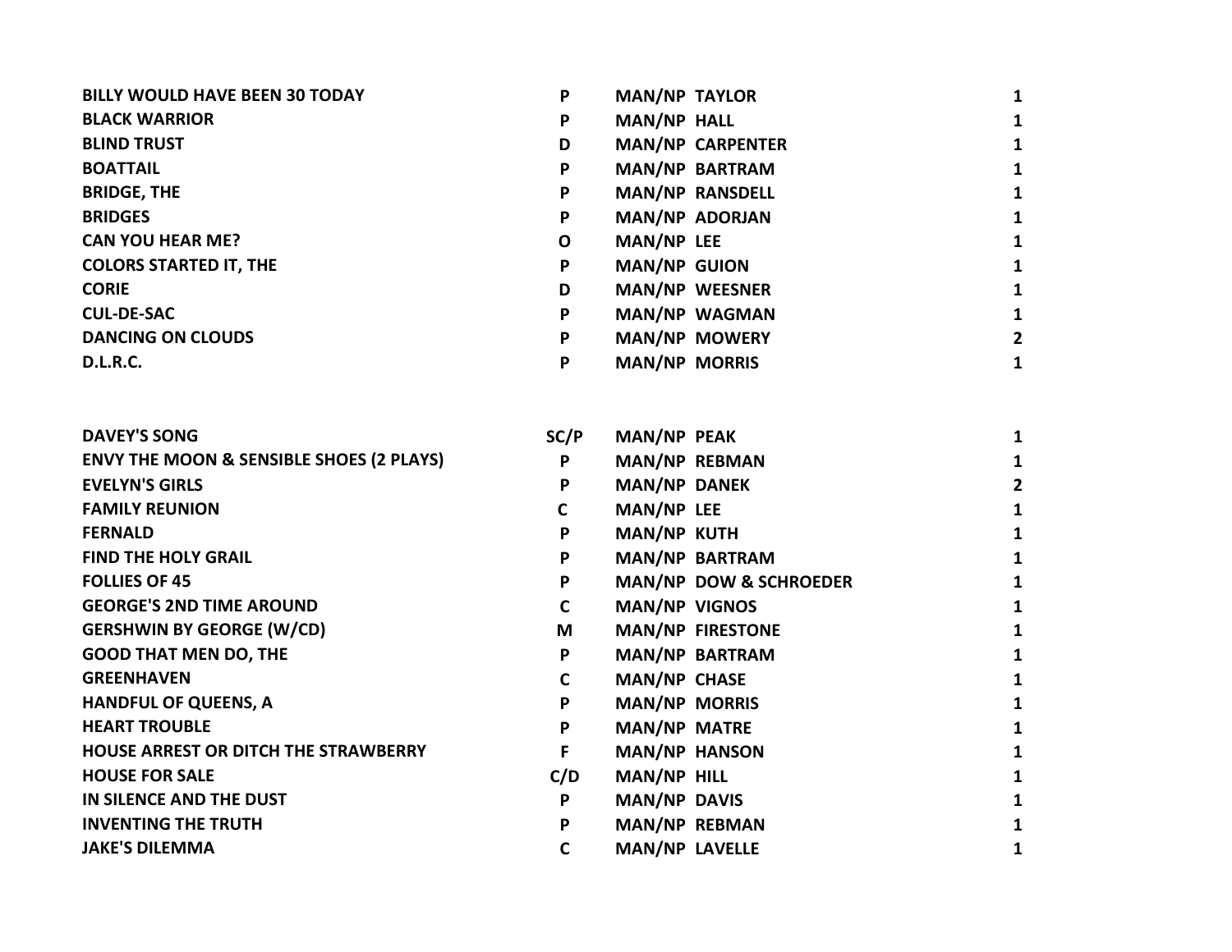| | | | | |
|---|---|---|---|---|
| BILLY WOULD HAVE BEEN 30 TODAY | P | MAN/NP | TAYLOR | 1 |
| BLACK WARRIOR | P | MAN/NP | HALL | 1 |
| BLIND TRUST | D | MAN/NP | CARPENTER | 1 |
| BOATTAIL | P | MAN/NP | BARTRAM | 1 |
| BRIDGE, THE | P | MAN/NP | RANSDELL | 1 |
| BRIDGES | P | MAN/NP | ADORJAN | 1 |
| CAN YOU HEAR ME? | O | MAN/NP | LEE | 1 |
| COLORS STARTED IT, THE | P | MAN/NP | GUION | 1 |
| CORIE | D | MAN/NP | WEESNER | 1 |
| CUL-DE-SAC | P | MAN/NP | WAGMAN | 1 |
| DANCING ON CLOUDS | P | MAN/NP | MOWERY | 2 |
| D.L.R.C. | P | MAN/NP | MORRIS | 1 |
| DAVEY'S SONG | SC/P | MAN/NP | PEAK | 1 |
| ENVY THE MOON & SENSIBLE SHOES (2 PLAYS) | P | MAN/NP | REBMAN | 1 |
| EVELYN'S GIRLS | P | MAN/NP | DANEK | 2 |
| FAMILY REUNION | C | MAN/NP | LEE | 1 |
| FERNALD | P | MAN/NP | KUTH | 1 |
| FIND THE HOLY GRAIL | P | MAN/NP | BARTRAM | 1 |
| FOLLIES OF 45 | P | MAN/NP | DOW & SCHROEDER | 1 |
| GEORGE'S 2ND TIME AROUND | C | MAN/NP | VIGNOS | 1 |
| GERSHWIN BY GEORGE (W/CD) | M | MAN/NP | FIRESTONE | 1 |
| GOOD THAT MEN DO, THE | P | MAN/NP | BARTRAM | 1 |
| GREENHAVEN | C | MAN/NP | CHASE | 1 |
| HANDFUL OF QUEENS, A | P | MAN/NP | MORRIS | 1 |
| HEART TROUBLE | P | MAN/NP | MATRE | 1 |
| HOUSE ARREST OR DITCH THE STRAWBERRY | F | MAN/NP | HANSON | 1 |
| HOUSE FOR SALE | C/D | MAN/NP | HILL | 1 |
| IN SILENCE AND THE DUST | P | MAN/NP | DAVIS | 1 |
| INVENTING THE TRUTH | P | MAN/NP | REBMAN | 1 |
| JAKE'S DILEMMA | C | MAN/NP | LAVELLE | 1 |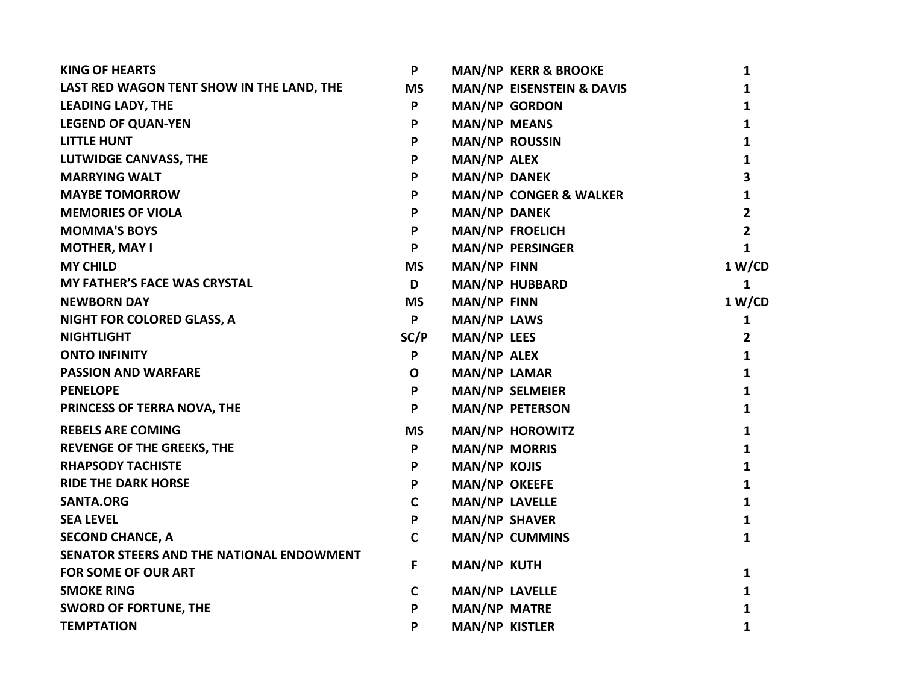| | | | | |
|---|---|---|---|---|
| KING OF HEARTS | P | MAN/NP | KERR & BROOKE | 1 |
| LAST RED WAGON TENT SHOW IN THE LAND, THE | MS | MAN/NP | EISENSTEIN & DAVIS | 1 |
| LEADING LADY, THE | P | MAN/NP | GORDON | 1 |
| LEGEND OF QUAN-YEN | P | MAN/NP | MEANS | 1 |
| LITTLE HUNT | P | MAN/NP | ROUSSIN | 1 |
| LUTWIDGE CANVASS, THE | P | MAN/NP | ALEX | 1 |
| MARRYING WALT | P | MAN/NP | DANEK | 3 |
| MAYBE TOMORROW | P | MAN/NP | CONGER & WALKER | 1 |
| MEMORIES OF VIOLA | P | MAN/NP | DANEK | 2 |
| MOMMA'S BOYS | P | MAN/NP | FROELICH | 2 |
| MOTHER, MAY I | P | MAN/NP | PERSINGER | 1 |
| MY CHILD | MS | MAN/NP | FINN | 1 W/CD |
| MY FATHER'S FACE WAS CRYSTAL | D | MAN/NP | HUBBARD | 1 |
| NEWBORN DAY | MS | MAN/NP | FINN | 1 W/CD |
| NIGHT FOR COLORED GLASS, A | P | MAN/NP | LAWS | 1 |
| NIGHTLIGHT | SC/P | MAN/NP | LEES | 2 |
| ONTO INFINITY | P | MAN/NP | ALEX | 1 |
| PASSION AND WARFARE | O | MAN/NP | LAMAR | 1 |
| PENELOPE | P | MAN/NP | SELMEIER | 1 |
| PRINCESS OF TERRA NOVA, THE | P | MAN/NP | PETERSON | 1 |
| REBELS ARE COMING | MS | MAN/NP | HOROWITZ | 1 |
| REVENGE OF THE GREEKS, THE | P | MAN/NP | MORRIS | 1 |
| RHAPSODY TACHISTE | P | MAN/NP | KOJIS | 1 |
| RIDE THE DARK HORSE | P | MAN/NP | OKEEFE | 1 |
| SANTA.ORG | C | MAN/NP | LAVELLE | 1 |
| SEA LEVEL | P | MAN/NP | SHAVER | 1 |
| SECOND CHANCE, A | C | MAN/NP | CUMMINS | 1 |
| SENATOR STEERS AND THE NATIONAL ENDOWMENT FOR SOME OF OUR ART | F | MAN/NP | KUTH | 1 |
| SMOKE RING | C | MAN/NP | LAVELLE | 1 |
| SWORD OF FORTUNE, THE | P | MAN/NP | MATRE | 1 |
| TEMPTATION | P | MAN/NP | KISTLER | 1 |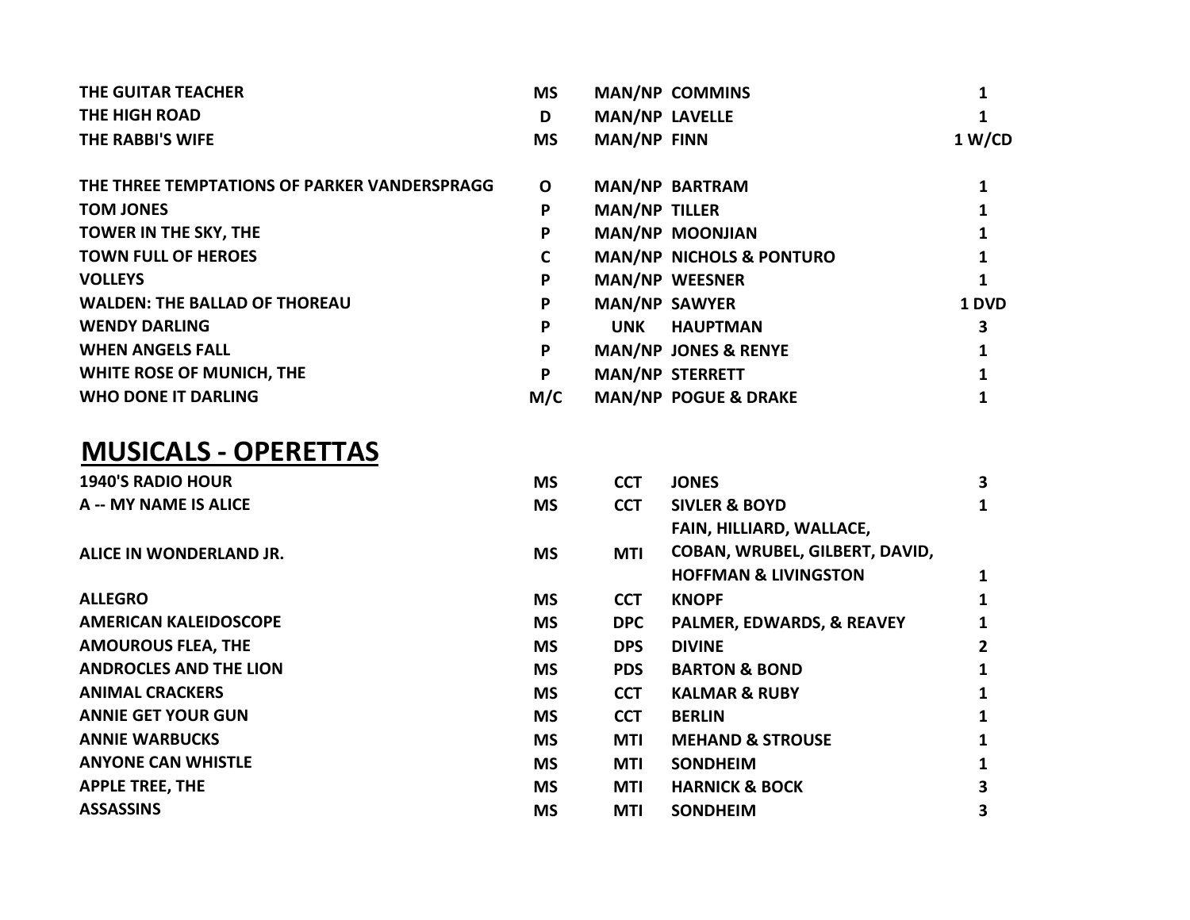| | | | | |
|---|---|---|---|---|
| THE GUITAR TEACHER | MS | MAN/NP | COMMINS | 1 |
| THE HIGH ROAD | D | MAN/NP | LAVELLE | 1 |
| THE RABBI'S WIFE | MS | MAN/NP | FINN | 1 W/CD |
| THE THREE TEMPTATIONS OF PARKER VANDERSPRAGG | O | MAN/NP | BARTRAM | 1 |
| TOM JONES | P | MAN/NP | TILLER | 1 |
| TOWER IN THE SKY, THE | P | MAN/NP | MOONJIAN | 1 |
| TOWN FULL OF HEROES | C | MAN/NP | NICHOLS & PONTURO | 1 |
| VOLLEYS | P | MAN/NP | WEESNER | 1 |
| WALDEN: THE BALLAD OF THOREAU | P | MAN/NP | SAWYER | 1 DVD |
| WENDY DARLING | P | UNK | HAUPTMAN | 3 |
| WHEN ANGELS FALL | P | MAN/NP | JONES & RENYE | 1 |
| WHITE ROSE OF MUNICH, THE | P | MAN/NP | STERRETT | 1 |
| WHO DONE IT DARLING | M/C | MAN/NP | POGUE & DRAKE | 1 |

## MUSICALS - OPERETTAS

| | | | | |
|---|---|---|---|---|
| 1940'S RADIO HOUR | MS | CCT | JONES | 3 |
| A -- MY NAME IS ALICE | MS | CCT | SIVLER & BOYD | 1 |
| ALICE IN WONDERLAND JR. | MS | MTI | FAIN, HILLIARD, WALLACE, COBAN, WRUBEL, GILBERT, DAVID, HOFFMAN & LIVINGSTON | 1 |
| ALLEGRO | MS | CCT | KNOPF | 1 |
| AMERICAN KALEIDOSCOPE | MS | DPC | PALMER, EDWARDS, & REAVEY | 1 |
| AMOUROUS FLEA, THE | MS | DPS | DIVINE | 2 |
| ANDROCLES AND THE LION | MS | PDS | BARTON & BOND | 1 |
| ANIMAL CRACKERS | MS | CCT | KALMAR & RUBY | 1 |
| ANNIE GET YOUR GUN | MS | CCT | BERLIN | 1 |
| ANNIE WARBUCKS | MS | MTI | MEHAND & STROUSE | 1 |
| ANYONE CAN WHISTLE | MS | MTI | SONDHEIM | 1 |
| APPLE TREE, THE | MS | MTI | HARNICK & BOCK | 3 |
| ASSASSINS | MS | MTI | SONDHEIM | 3 |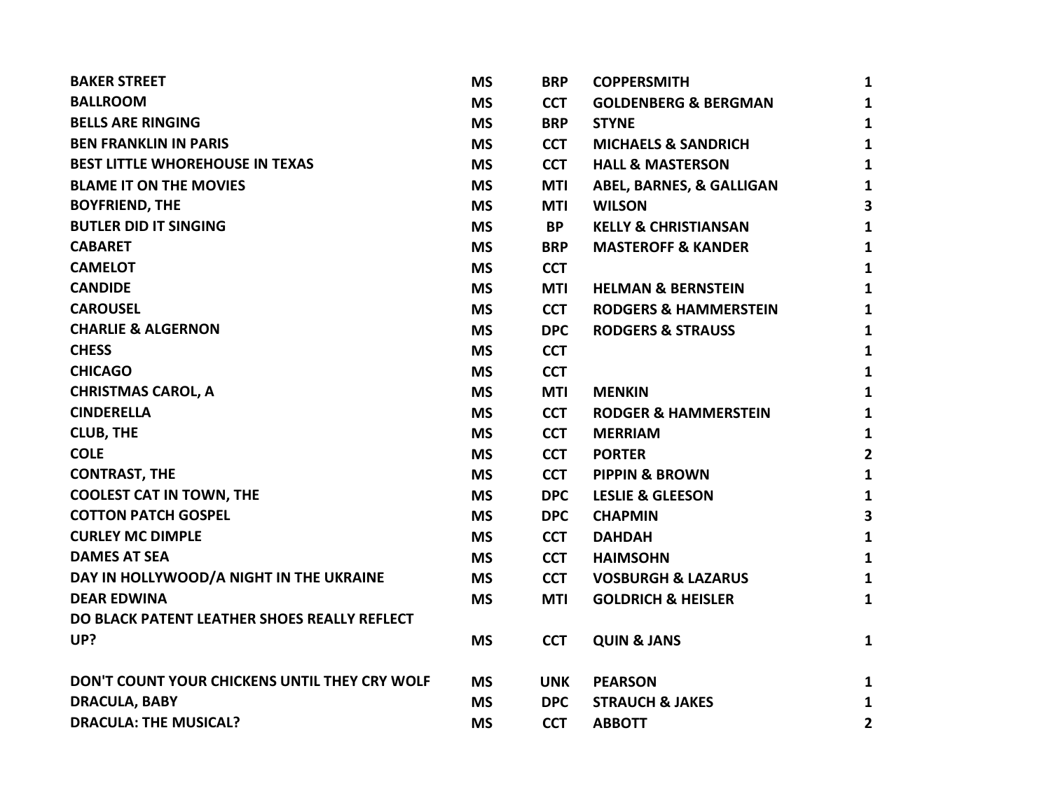| | | | | |
|---|---|---|---|---|
| BAKER STREET | MS | BRP | COPPERSMITH | 1 |
| BALLROOM | MS | CCT | GOLDENBERG & BERGMAN | 1 |
| BELLS ARE RINGING | MS | BRP | STYNE | 1 |
| BEN FRANKLIN IN PARIS | MS | CCT | MICHAELS & SANDRICH | 1 |
| BEST LITTLE WHOREHOUSE IN TEXAS | MS | CCT | HALL & MASTERSON | 1 |
| BLAME IT ON THE MOVIES | MS | MTI | ABEL, BARNES, & GALLIGAN | 1 |
| BOYFRIEND, THE | MS | MTI | WILSON | 3 |
| BUTLER DID IT SINGING | MS | BP | KELLY & CHRISTIANSAN | 1 |
| CABARET | MS | BRP | MASTEROFF & KANDER | 1 |
| CAMELOT | MS | CCT | | 1 |
| CANDIDE | MS | MTI | HELMAN & BERNSTEIN | 1 |
| CAROUSEL | MS | CCT | RODGERS & HAMMERSTEIN | 1 |
| CHARLIE & ALGERNON | MS | DPC | RODGERS & STRAUSS | 1 |
| CHESS | MS | CCT | | 1 |
| CHICAGO | MS | CCT | | 1 |
| CHRISTMAS CAROL, A | MS | MTI | MENKIN | 1 |
| CINDERELLA | MS | CCT | RODGER & HAMMERSTEIN | 1 |
| CLUB, THE | MS | CCT | MERRIAM | 1 |
| COLE | MS | CCT | PORTER | 2 |
| CONTRAST, THE | MS | CCT | PIPPIN & BROWN | 1 |
| COOLEST CAT IN TOWN, THE | MS | DPC | LESLIE & GLEESON | 1 |
| COTTON PATCH GOSPEL | MS | DPC | CHAPMIN | 3 |
| CURLEY MC DIMPLE | MS | CCT | DAHDAH | 1 |
| DAMES AT SEA | MS | CCT | HAIMSOHN | 1 |
| DAY IN HOLLYWOOD/A NIGHT IN THE UKRAINE | MS | CCT | VOSBURGH & LAZARUS | 1 |
| DEAR EDWINA | MS | MTI | GOLDRICH & HEISLER | 1 |
| DO BLACK PATENT LEATHER SHOES REALLY REFLECT UP? | MS | CCT | QUIN & JANS | 1 |
| DON'T COUNT YOUR CHICKENS UNTIL THEY CRY WOLF | MS | UNK | PEARSON | 1 |
| DRACULA, BABY | MS | DPC | STRAUCH & JAKES | 1 |
| DRACULA: THE MUSICAL? | MS | CCT | ABBOTT | 2 |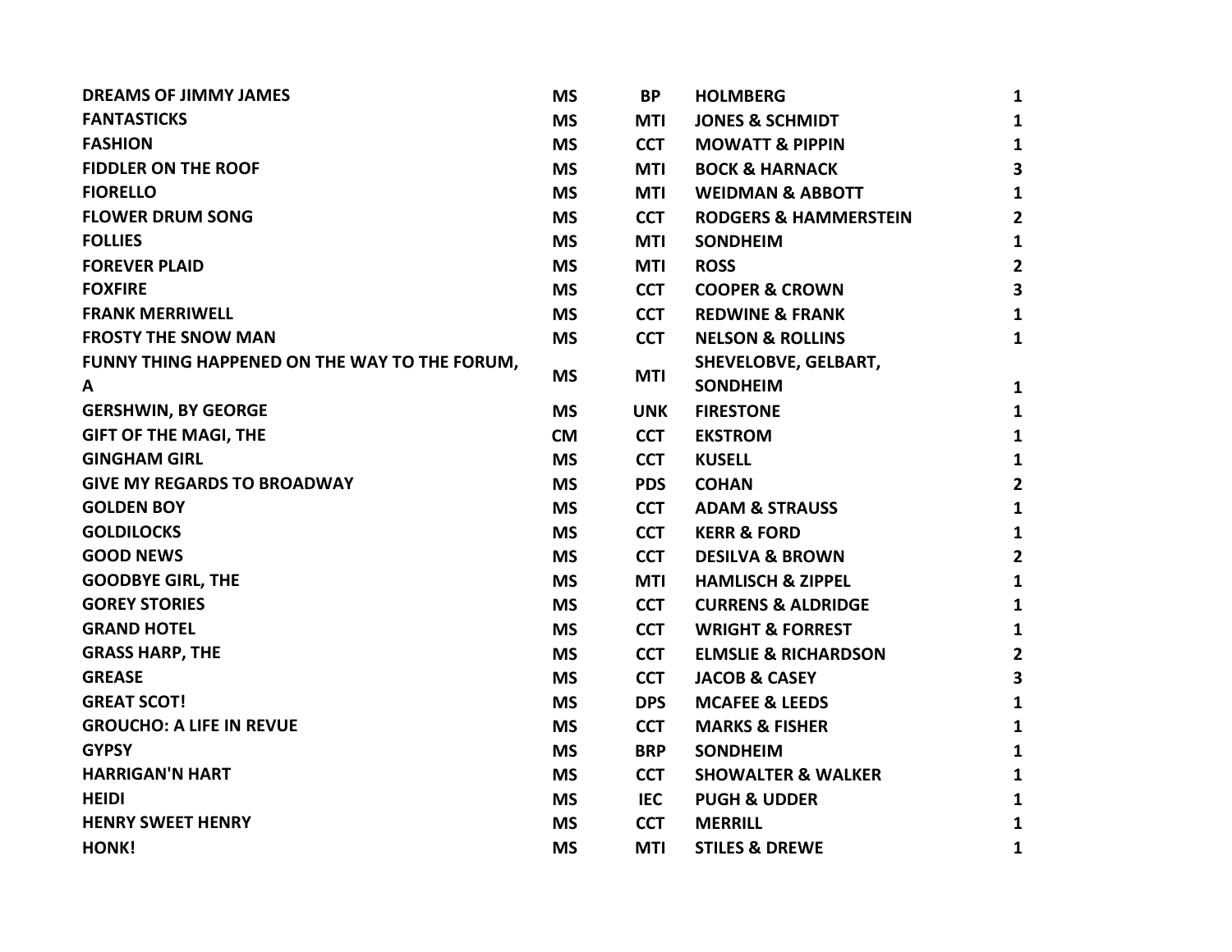| DREAMS OF JIMMY JAMES | MS | BP | HOLMBERG | 1 |
|---|---|---|---|---|
| FANTASTICKS | MS | MTI | JONES & SCHMIDT | 1 |
| FASHION | MS | CCT | MOWATT & PIPPIN | 1 |
| FIDDLER ON THE ROOF | MS | MTI | BOCK & HARNACK | 3 |
| FIORELLO | MS | MTI | WEIDMAN & ABBOTT | 1 |
| FLOWER DRUM SONG | MS | CCT | RODGERS & HAMMERSTEIN | 2 |
| FOLLIES | MS | MTI | SONDHEIM | 1 |
| FOREVER PLAID | MS | MTI | ROSS | 2 |
| FOXFIRE | MS | CCT | COOPER & CROWN | 3 |
| FRANK MERRIWELL | MS | CCT | REDWINE & FRANK | 1 |
| FROSTY THE SNOW MAN | MS | CCT | NELSON & ROLLINS | 1 |
| FUNNY THING HAPPENED ON THE WAY TO THE FORUM, A | MS | MTI | SHEVELOBVE, GELBART, SONDHEIM | 1 |
| GERSHWIN, BY GEORGE | MS | UNK | FIRESTONE | 1 |
| GIFT OF THE MAGI, THE | CM | CCT | EKSTROM | 1 |
| GINGHAM GIRL | MS | CCT | KUSELL | 1 |
| GIVE MY REGARDS TO BROADWAY | MS | PDS | COHAN | 2 |
| GOLDEN BOY | MS | CCT | ADAM & STRAUSS | 1 |
| GOLDILOCKS | MS | CCT | KERR & FORD | 1 |
| GOOD NEWS | MS | CCT | DESILVA & BROWN | 2 |
| GOODBYE GIRL, THE | MS | MTI | HAMLISCH & ZIPPEL | 1 |
| GOREY STORIES | MS | CCT | CURRENS & ALDRIDGE | 1 |
| GRAND HOTEL | MS | CCT | WRIGHT & FORREST | 1 |
| GRASS HARP, THE | MS | CCT | ELMSLIE & RICHARDSON | 2 |
| GREASE | MS | CCT | JACOB & CASEY | 3 |
| GREAT SCOT! | MS | DPS | MCAFEE & LEEDS | 1 |
| GROUCHO: A LIFE IN REVUE | MS | CCT | MARKS & FISHER | 1 |
| GYPSY | MS | BRP | SONDHEIM | 1 |
| HARRIGAN'N HART | MS | CCT | SHOWALTER & WALKER | 1 |
| HEIDI | MS | IEC | PUGH & UDDER | 1 |
| HENRY SWEET HENRY | MS | CCT | MERRILL | 1 |
| HONK! | MS | MTI | STILES & DREWE | 1 |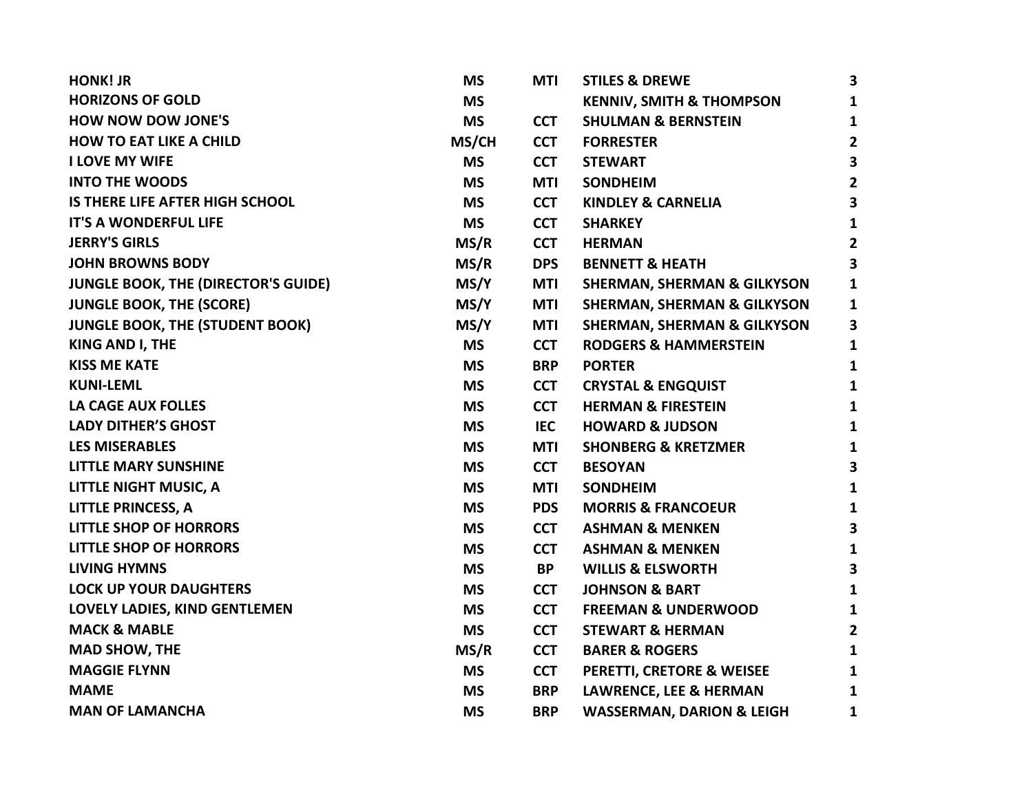| | | | | |
|---|---|---|---|---|
| **HONK! JR** | **MS** | **MTI** | **STILES & DREWE** | **3** |
| **HORIZONS OF GOLD** | **MS** | | **KENNIV, SMITH & THOMPSON** | **1** |
| **HOW NOW DOW JONE'S** | **MS** | **CCT** | **SHULMAN & BERNSTEIN** | **1** |
| **HOW TO EAT LIKE A CHILD** | **MS/CH** | **CCT** | **FORRESTER** | **2** |
| **I LOVE MY WIFE** | **MS** | **CCT** | **STEWART** | **3** |
| **INTO THE WOODS** | **MS** | **MTI** | **SONDHEIM** | **2** |
| **IS THERE LIFE AFTER HIGH SCHOOL** | **MS** | **CCT** | **KINDLEY & CARNELIA** | **3** |
| **IT'S A WONDERFUL LIFE** | **MS** | **CCT** | **SHARKEY** | **1** |
| **JERRY'S GIRLS** | **MS/R** | **CCT** | **HERMAN** | **2** |
| **JOHN BROWNS BODY** | **MS/R** | **DPS** | **BENNETT & HEATH** | **3** |
| **JUNGLE BOOK, THE (DIRECTOR'S GUIDE)** | **MS/Y** | **MTI** | **SHERMAN, SHERMAN & GILKYSON** | **1** |
| **JUNGLE BOOK, THE (SCORE)** | **MS/Y** | **MTI** | **SHERMAN, SHERMAN & GILKYSON** | **1** |
| **JUNGLE BOOK, THE (STUDENT BOOK)** | **MS/Y** | **MTI** | **SHERMAN, SHERMAN & GILKYSON** | **3** |
| **KING AND I, THE** | **MS** | **CCT** | **RODGERS & HAMMERSTEIN** | **1** |
| **KISS ME KATE** | **MS** | **BRP** | **PORTER** | **1** |
| **KUNI-LEML** | **MS** | **CCT** | **CRYSTAL & ENGQUIST** | **1** |
| **LA CAGE AUX FOLLES** | **MS** | **CCT** | **HERMAN & FIRESTEIN** | **1** |
| **LADY DITHER'S GHOST** | **MS** | **IEC** | **HOWARD & JUDSON** | **1** |
| **LES MISERABLES** | **MS** | **MTI** | **SHONBERG & KRETZMER** | **1** |
| **LITTLE MARY SUNSHINE** | **MS** | **CCT** | **BESOYAN** | **3** |
| **LITTLE NIGHT MUSIC, A** | **MS** | **MTI** | **SONDHEIM** | **1** |
| **LITTLE PRINCESS, A** | **MS** | **PDS** | **MORRIS & FRANCOEUR** | **1** |
| **LITTLE SHOP OF HORRORS** | **MS** | **CCT** | **ASHMAN & MENKEN** | **3** |
| **LITTLE SHOP OF HORRORS** | **MS** | **CCT** | **ASHMAN & MENKEN** | **1** |
| **LIVING HYMNS** | **MS** | **BP** | **WILLIS & ELSWORTH** | **3** |
| **LOCK UP YOUR DAUGHTERS** | **MS** | **CCT** | **JOHNSON & BART** | **1** |
| **LOVELY LADIES, KIND GENTLEMEN** | **MS** | **CCT** | **FREEMAN & UNDERWOOD** | **1** |
| **MACK & MABLE** | **MS** | **CCT** | **STEWART & HERMAN** | **2** |
| **MAD SHOW, THE** | **MS/R** | **CCT** | **BARER & ROGERS** | **1** |
| **MAGGIE FLYNN** | **MS** | **CCT** | **PERETTI, CRETORE & WEISEE** | **1** |
| **MAME** | **MS** | **BRP** | **LAWRENCE, LEE & HERMAN** | **1** |
| **MAN OF LAMANCHA** | **MS** | **BRP** | **WASSERMAN, DARION & LEIGH** | **1** |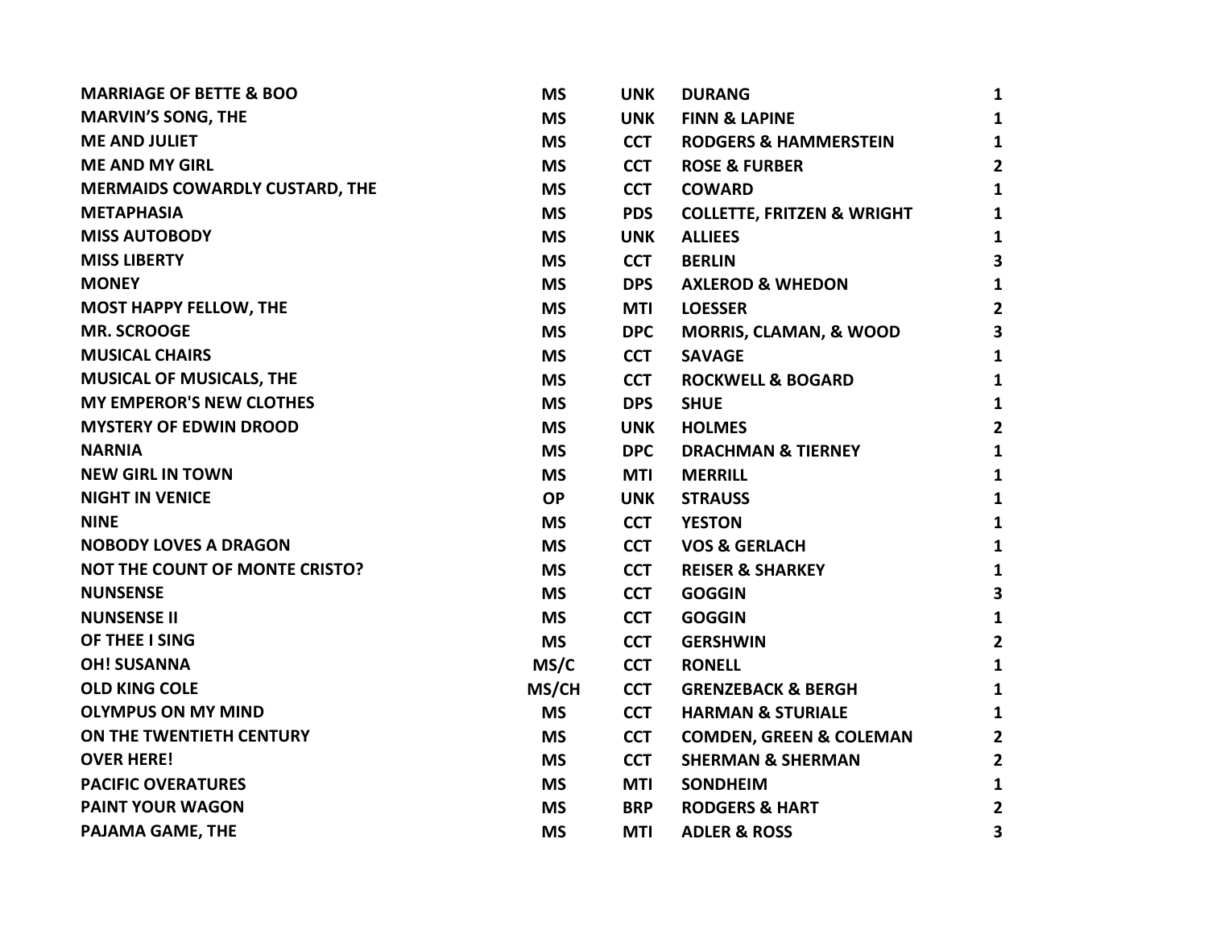| | | | | |
|---|---|---|---|---|
| **MARRIAGE OF BETTE & BOO** | **MS** | **UNK** | **DURANG** | **1** |
| **MARVIN'S SONG, THE** | **MS** | **UNK** | **FINN & LAPINE** | **1** |
| **ME AND JULIET** | **MS** | **CCT** | **RODGERS & HAMMERSTEIN** | **1** |
| **ME AND MY GIRL** | **MS** | **CCT** | **ROSE & FURBER** | **2** |
| **MERMAIDS COWARDLY CUSTARD, THE** | **MS** | **CCT** | **COWARD** | **1** |
| **METAPHASIA** | **MS** | **PDS** | **COLLETTE, FRITZEN & WRIGHT** | **1** |
| **MISS AUTOBODY** | **MS** | **UNK** | **ALLIEES** | **1** |
| **MISS LIBERTY** | **MS** | **CCT** | **BERLIN** | **3** |
| **MONEY** | **MS** | **DPS** | **AXLEROD & WHEDON** | **1** |
| **MOST HAPPY FELLOW, THE** | **MS** | **MTI** | **LOESSER** | **2** |
| **MR. SCROOGE** | **MS** | **DPC** | **MORRIS, CLAMAN, & WOOD** | **3** |
| **MUSICAL CHAIRS** | **MS** | **CCT** | **SAVAGE** | **1** |
| **MUSICAL OF MUSICALS, THE** | **MS** | **CCT** | **ROCKWELL & BOGARD** | **1** |
| **MY EMPEROR'S NEW CLOTHES** | **MS** | **DPS** | **SHUE** | **1** |
| **MYSTERY OF EDWIN DROOD** | **MS** | **UNK** | **HOLMES** | **2** |
| **NARNIA** | **MS** | **DPC** | **DRACHMAN & TIERNEY** | **1** |
| **NEW GIRL IN TOWN** | **MS** | **MTI** | **MERRILL** | **1** |
| **NIGHT IN VENICE** | **OP** | **UNK** | **STRAUSS** | **1** |
| **NINE** | **MS** | **CCT** | **YESTON** | **1** |
| **NOBODY LOVES A DRAGON** | **MS** | **CCT** | **VOS & GERLACH** | **1** |
| **NOT THE COUNT OF MONTE CRISTO?** | **MS** | **CCT** | **REISER & SHARKEY** | **1** |
| **NUNSENSE** | **MS** | **CCT** | **GOGGIN** | **3** |
| **NUNSENSE II** | **MS** | **CCT** | **GOGGIN** | **1** |
| **OF THEE I SING** | **MS** | **CCT** | **GERSHWIN** | **2** |
| **OH! SUSANNA** | **MS/C** | **CCT** | **RONELL** | **1** |
| **OLD KING COLE** | **MS/CH** | **CCT** | **GRENZEBACK & BERGH** | **1** |
| **OLYMPUS ON MY MIND** | **MS** | **CCT** | **HARMAN & STURIALE** | **1** |
| **ON THE TWENTIETH CENTURY** | **MS** | **CCT** | **COMDEN, GREEN & COLEMAN** | **2** |
| **OVER HERE!** | **MS** | **CCT** | **SHERMAN & SHERMAN** | **2** |
| **PACIFIC OVERATURES** | **MS** | **MTI** | **SONDHEIM** | **1** |
| **PAINT YOUR WAGON** | **MS** | **BRP** | **RODGERS & HART** | **2** |
| **PAJAMA GAME, THE** | **MS** | **MTI** | **ADLER & ROSS** | **3** |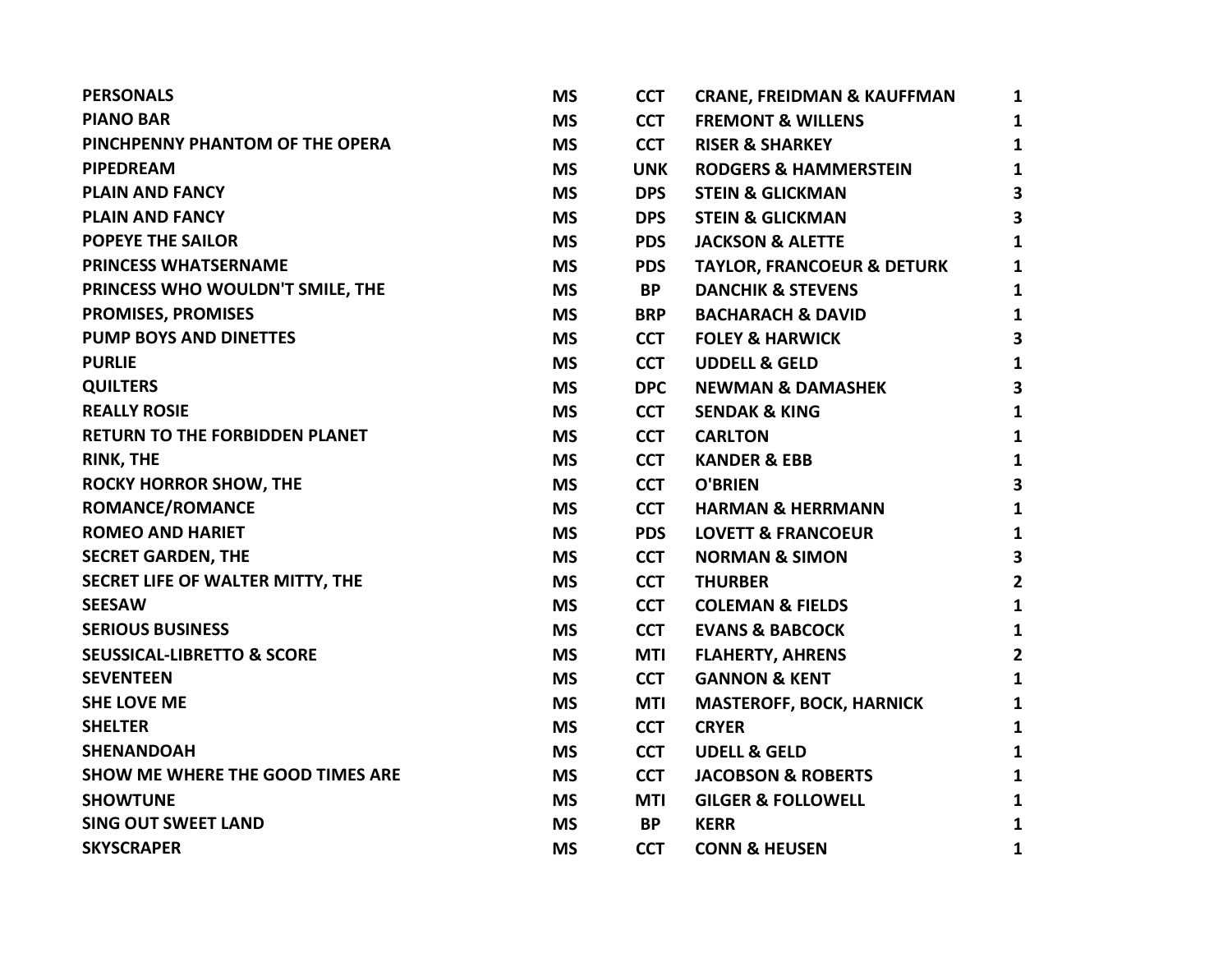| | | | | |
|---|---|---|---|---|
| **PERSONALS** | **MS** | **CCT** | **CRANE, FREIDMAN & KAUFFMAN** | **1** |
| **PIANO BAR** | **MS** | **CCT** | **FREMONT & WILLENS** | **1** |
| **PINCHPENNY PHANTOM OF THE OPERA** | **MS** | **CCT** | **RISER & SHARKEY** | **1** |
| **PIPEDREAM** | **MS** | **UNK** | **RODGERS & HAMMERSTEIN** | **1** |
| **PLAIN AND FANCY** | **MS** | **DPS** | **STEIN & GLICKMAN** | **3** |
| **PLAIN AND FANCY** | **MS** | **DPS** | **STEIN & GLICKMAN** | **3** |
| **POPEYE THE SAILOR** | **MS** | **PDS** | **JACKSON & ALETTE** | **1** |
| **PRINCESS WHATSERNAME** | **MS** | **PDS** | **TAYLOR, FRANCOEUR & DETURK** | **1** |
| **PRINCESS WHO WOULDN'T SMILE, THE** | **MS** | **BP** | **DANCHIK & STEVENS** | **1** |
| **PROMISES, PROMISES** | **MS** | **BRP** | **BACHARACH & DAVID** | **1** |
| **PUMP BOYS AND DINETTES** | **MS** | **CCT** | **FOLEY & HARWICK** | **3** |
| **PURLIE** | **MS** | **CCT** | **UDDELL & GELD** | **1** |
| **QUILTERS** | **MS** | **DPC** | **NEWMAN & DAMASHEK** | **3** |
| **REALLY ROSIE** | **MS** | **CCT** | **SENDAK & KING** | **1** |
| **RETURN TO THE FORBIDDEN PLANET** | **MS** | **CCT** | **CARLTON** | **1** |
| **RINK, THE** | **MS** | **CCT** | **KANDER & EBB** | **1** |
| **ROCKY HORROR SHOW, THE** | **MS** | **CCT** | **O'BRIEN** | **3** |
| **ROMANCE/ROMANCE** | **MS** | **CCT** | **HARMAN & HERRMANN** | **1** |
| **ROMEO AND HARIET** | **MS** | **PDS** | **LOVETT & FRANCOEUR** | **1** |
| **SECRET GARDEN, THE** | **MS** | **CCT** | **NORMAN & SIMON** | **3** |
| **SECRET LIFE OF WALTER MITTY, THE** | **MS** | **CCT** | **THURBER** | **2** |
| **SEESAW** | **MS** | **CCT** | **COLEMAN & FIELDS** | **1** |
| **SERIOUS BUSINESS** | **MS** | **CCT** | **EVANS & BABCOCK** | **1** |
| **SEUSSICAL-LIBRETTO & SCORE** | **MS** | **MTI** | **FLAHERTY, AHRENS** | **2** |
| **SEVENTEEN** | **MS** | **CCT** | **GANNON & KENT** | **1** |
| **SHE LOVE ME** | **MS** | **MTI** | **MASTEROFF, BOCK, HARNICK** | **1** |
| **SHELTER** | **MS** | **CCT** | **CRYER** | **1** |
| **SHENANDOAH** | **MS** | **CCT** | **UDELL & GELD** | **1** |
| **SHOW ME WHERE THE GOOD TIMES ARE** | **MS** | **CCT** | **JACOBSON & ROBERTS** | **1** |
| **SHOWTUNE** | **MS** | **MTI** | **GILGER & FOLLOWELL** | **1** |
| **SING OUT SWEET LAND** | **MS** | **BP** | **KERR** | **1** |
| **SKYSCRAPER** | **MS** | **CCT** | **CONN & HEUSEN** | **1** |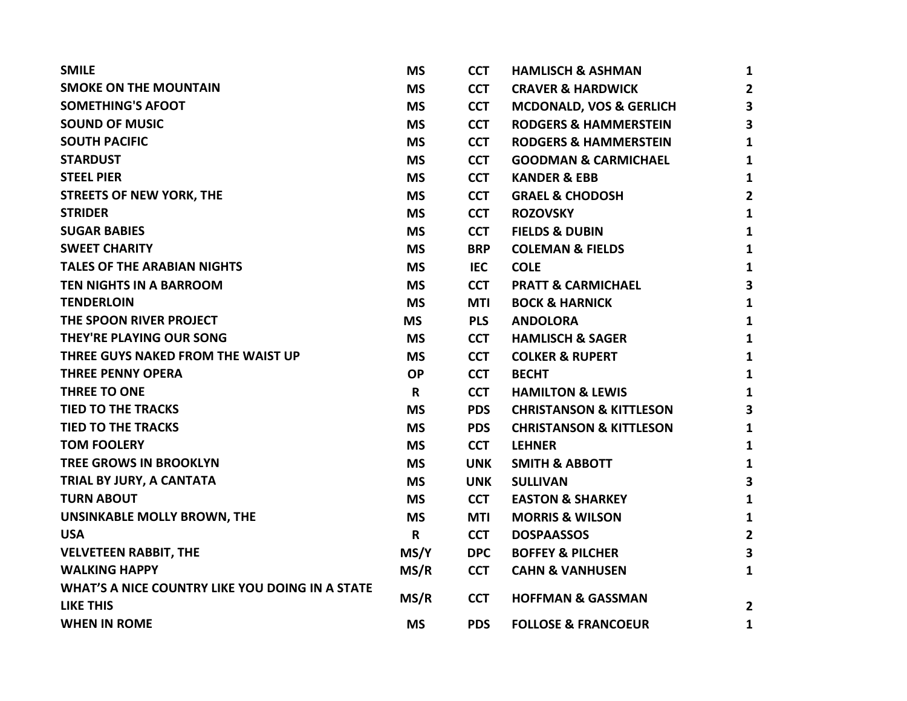| | | | | |
|---|---|---|---|---|
| **SMILE** | **MS** | **CCT** | **HAMLISCH & ASHMAN** | **1** |
| **SMOKE ON THE MOUNTAIN** | **MS** | **CCT** | **CRAVER & HARDWICK** | **2** |
| **SOMETHING'S AFOOT** | **MS** | **CCT** | **MCDONALD, VOS & GERLICH** | **3** |
| **SOUND OF MUSIC** | **MS** | **CCT** | **RODGERS & HAMMERSTEIN** | **3** |
| **SOUTH PACIFIC** | **MS** | **CCT** | **RODGERS & HAMMERSTEIN** | **1** |
| **STARDUST** | **MS** | **CCT** | **GOODMAN & CARMICHAEL** | **1** |
| **STEEL PIER** | **MS** | **CCT** | **KANDER & EBB** | **1** |
| **STREETS OF NEW YORK, THE** | **MS** | **CCT** | **GRAEL & CHODOSH** | **2** |
| **STRIDER** | **MS** | **CCT** | **ROZOVSKY** | **1** |
| **SUGAR BABIES** | **MS** | **CCT** | **FIELDS & DUBIN** | **1** |
| **SWEET CHARITY** | **MS** | **BRP** | **COLEMAN & FIELDS** | **1** |
| **TALES OF THE ARABIAN NIGHTS** | **MS** | **IEC** | **COLE** | **1** |
| **TEN NIGHTS IN A BARROOM** | **MS** | **CCT** | **PRATT & CARMICHAEL** | **3** |
| **TENDERLOIN** | **MS** | **MTI** | **BOCK & HARNICK** | **1** |
| **THE SPOON RIVER PROJECT** | **MS** | **PLS** | **ANDOLORA** | **1** |
| **THEY'RE PLAYING OUR SONG** | **MS** | **CCT** | **HAMLISCH & SAGER** | **1** |
| **THREE GUYS NAKED FROM THE WAIST UP** | **MS** | **CCT** | **COLKER & RUPERT** | **1** |
| **THREE PENNY OPERA** | **OP** | **CCT** | **BECHT** | **1** |
| **THREE TO ONE** | **R** | **CCT** | **HAMILTON & LEWIS** | **1** |
| **TIED TO THE TRACKS** | **MS** | **PDS** | **CHRISTANSON & KITTLESON** | **3** |
| **TIED TO THE TRACKS** | **MS** | **PDS** | **CHRISTANSON & KITTLESON** | **1** |
| **TOM FOOLERY** | **MS** | **CCT** | **LEHNER** | **1** |
| **TREE GROWS IN BROOKLYN** | **MS** | **UNK** | **SMITH & ABBOTT** | **1** |
| **TRIAL BY JURY, A CANTATA** | **MS** | **UNK** | **SULLIVAN** | **3** |
| **TURN ABOUT** | **MS** | **CCT** | **EASTON & SHARKEY** | **1** |
| **UNSINKABLE MOLLY BROWN, THE** | **MS** | **MTI** | **MORRIS & WILSON** | **1** |
| **USA** | **R** | **CCT** | **DOSPAASSOS** | **2** |
| **VELVETEEN RABBIT, THE** | **MS/Y** | **DPC** | **BOFFEY & PILCHER** | **3** |
| **WALKING HAPPY** | **MS/R** | **CCT** | **CAHN & VANHUSEN** | **1** |
| **WHAT'S A NICE COUNTRY LIKE YOU DOING IN A STATE LIKE THIS** | **MS/R** | **CCT** | **HOFFMAN & GASSMAN** | **2** |
| **WHEN IN ROME** | **MS** | **PDS** | **FOLLOSE & FRANCOEUR** | **1** |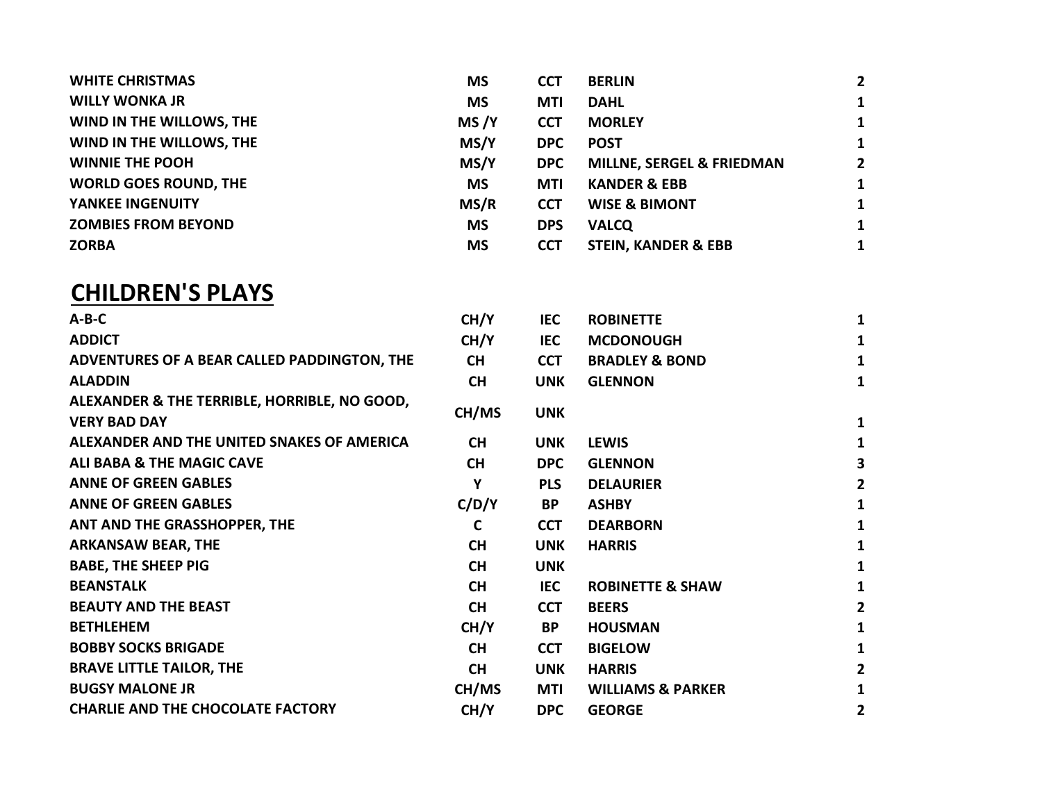| | | | | |
|---|---|---|---|---|
| **WHITE CHRISTMAS** | **MS** | **CCT** | **BERLIN** | **2** |
| **WILLY WONKA JR** | **MS** | **MTI** | **DAHL** | **1** |
| **WIND IN THE WILLOWS, THE** | **MS /Y** | **CCT** | **MORLEY** | **1** |
| **WIND IN THE WILLOWS, THE** | **MS/Y** | **DPC** | **POST** | **1** |
| **WINNIE THE POOH** | **MS/Y** | **DPC** | **MILLNE, SERGEL & FRIEDMAN** | **2** |
| **WORLD GOES ROUND, THE** | **MS** | **MTI** | **KANDER & EBB** | **1** |
| **YANKEE INGENUITY** | **MS/R** | **CCT** | **WISE & BIMONT** | **1** |
| **ZOMBIES FROM BEYOND** | **MS** | **DPS** | **VALCQ** | **1** |
| **ZORBA** | **MS** | **CCT** | **STEIN, KANDER & EBB** | **1** |

## CHILDREN'S PLAYS

| | | | | |
|---|---|---|---|---|
| **A-B-C** | **CH/Y** | **IEC** | **ROBINETTE** | **1** |
| **ADDICT** | **CH/Y** | **IEC** | **MCDONOUGH** | **1** |
| **ADVENTURES OF A BEAR CALLED PADDINGTON, THE** | **CH** | **CCT** | **BRADLEY & BOND** | **1** |
| **ALADDIN** | **CH** | **UNK** | **GLENNON** | **1** |
| **ALEXANDER & THE TERRIBLE, HORRIBLE, NO GOOD, VERY BAD DAY** | **CH/MS** | **UNK** | | **1** |
| **ALEXANDER AND THE UNITED SNAKES OF AMERICA** | **CH** | **UNK** | **LEWIS** | **1** |
| **ALI BABA & THE MAGIC CAVE** | **CH** | **DPC** | **GLENNON** | **3** |
| **ANNE OF GREEN GABLES** | **Y** | **PLS** | **DELAURIER** | **2** |
| **ANNE OF GREEN GABLES** | **C/D/Y** | **BP** | **ASHBY** | **1** |
| **ANT AND THE GRASSHOPPER, THE** | **C** | **CCT** | **DEARBORN** | **1** |
| **ARKANSAW BEAR, THE** | **CH** | **UNK** | **HARRIS** | **1** |
| **BABE, THE SHEEP PIG** | **CH** | **UNK** | | **1** |
| **BEANSTALK** | **CH** | **IEC** | **ROBINETTE & SHAW** | **1** |
| **BEAUTY AND THE BEAST** | **CH** | **CCT** | **BEERS** | **2** |
| **BETHLEHEM** | **CH/Y** | **BP** | **HOUSMAN** | **1** |
| **BOBBY SOCKS BRIGADE** | **CH** | **CCT** | **BIGELOW** | **1** |
| **BRAVE LITTLE TAILOR, THE** | **CH** | **UNK** | **HARRIS** | **2** |
| **BUGSY MALONE JR** | **CH/MS** | **MTI** | **WILLIAMS & PARKER** | **1** |
| **CHARLIE AND THE CHOCOLATE FACTORY** | **CH/Y** | **DPC** | **GEORGE** | **2** |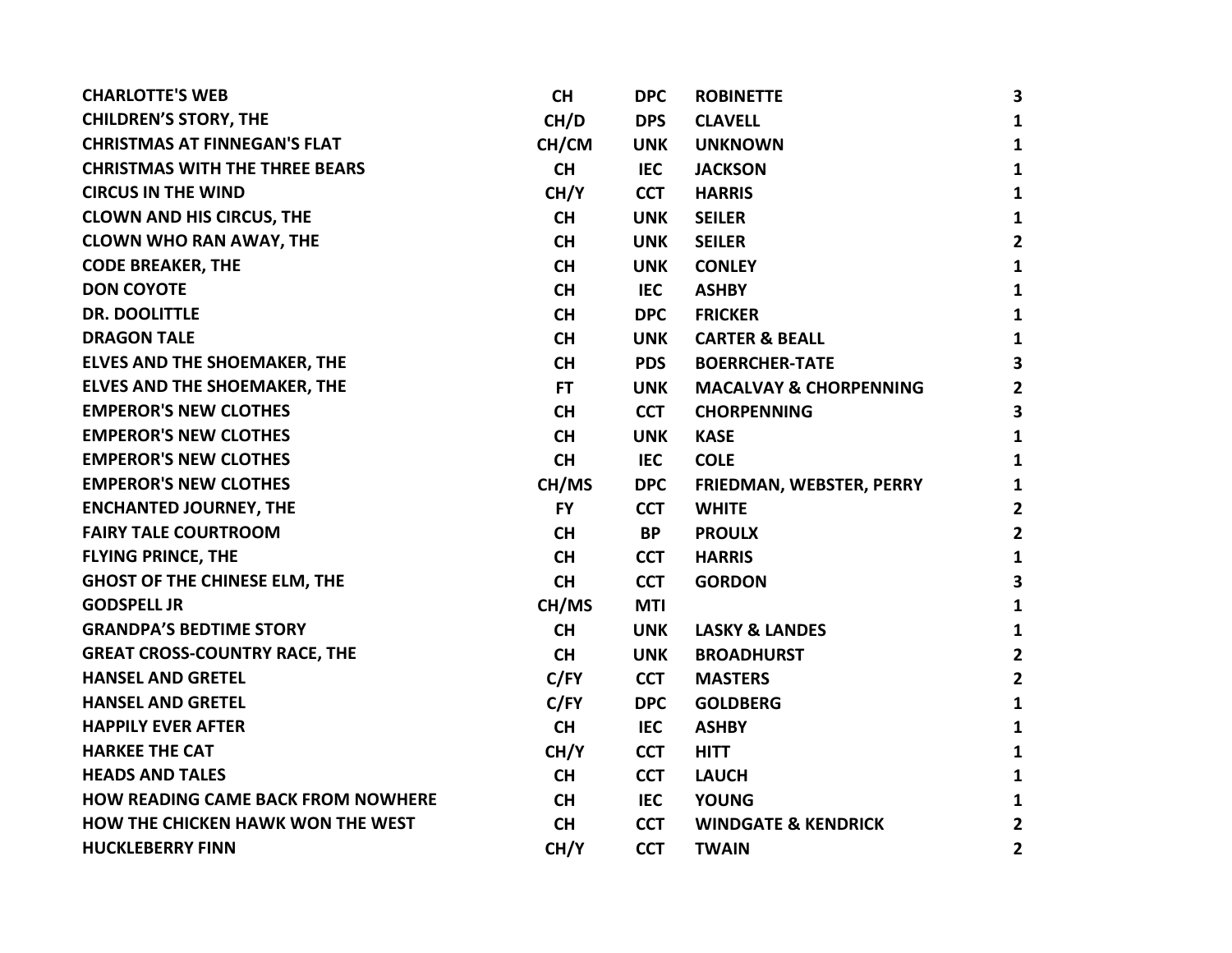| | | | | |
|---|---|---|---|---|
| **CHARLOTTE'S WEB** | **CH** | **DPC** | **ROBINETTE** | **3** |
| **CHILDREN'S STORY, THE** | **CH/D** | **DPS** | **CLAVELL** | **1** |
| **CHRISTMAS AT FINNEGAN'S FLAT** | **CH/CM** | **UNK** | **UNKNOWN** | **1** |
| **CHRISTMAS WITH THE THREE BEARS** | **CH** | **IEC** | **JACKSON** | **1** |
| **CIRCUS IN THE WIND** | **CH/Y** | **CCT** | **HARRIS** | **1** |
| **CLOWN AND HIS CIRCUS, THE** | **CH** | **UNK** | **SEILER** | **1** |
| **CLOWN WHO RAN AWAY, THE** | **CH** | **UNK** | **SEILER** | **2** |
| **CODE BREAKER, THE** | **CH** | **UNK** | **CONLEY** | **1** |
| **DON COYOTE** | **CH** | **IEC** | **ASHBY** | **1** |
| **DR. DOOLITTLE** | **CH** | **DPC** | **FRICKER** | **1** |
| **DRAGON TALE** | **CH** | **UNK** | **CARTER & BEALL** | **1** |
| **ELVES AND THE SHOEMAKER, THE** | **CH** | **PDS** | **BOERRCHER-TATE** | **3** |
| **ELVES AND THE SHOEMAKER, THE** | **FT** | **UNK** | **MACALVAY & CHORPENNING** | **2** |
| **EMPEROR'S NEW CLOTHES** | **CH** | **CCT** | **CHORPENNING** | **3** |
| **EMPEROR'S NEW CLOTHES** | **CH** | **UNK** | **KASE** | **1** |
| **EMPEROR'S NEW CLOTHES** | **CH** | **IEC** | **COLE** | **1** |
| **EMPEROR'S NEW CLOTHES** | **CH/MS** | **DPC** | **FRIEDMAN, WEBSTER, PERRY** | **1** |
| **ENCHANTED JOURNEY, THE** | **FY** | **CCT** | **WHITE** | **2** |
| **FAIRY TALE COURTROOM** | **CH** | **BP** | **PROULX** | **2** |
| **FLYING PRINCE, THE** | **CH** | **CCT** | **HARRIS** | **1** |
| **GHOST OF THE CHINESE ELM, THE** | **CH** | **CCT** | **GORDON** | **3** |
| **GODSPELL JR** | **CH/MS** | **MTI** | | **1** |
| **GRANDPA'S BEDTIME STORY** | **CH** | **UNK** | **LASKY & LANDES** | **1** |
| **GREAT CROSS-COUNTRY RACE, THE** | **CH** | **UNK** | **BROADHURST** | **2** |
| **HANSEL AND GRETEL** | **C/FY** | **CCT** | **MASTERS** | **2** |
| **HANSEL AND GRETEL** | **C/FY** | **DPC** | **GOLDBERG** | **1** |
| **HAPPILY EVER AFTER** | **CH** | **IEC** | **ASHBY** | **1** |
| **HARKEE THE CAT** | **CH/Y** | **CCT** | **HITT** | **1** |
| **HEADS AND TALES** | **CH** | **CCT** | **LAUCH** | **1** |
| **HOW READING CAME BACK FROM NOWHERE** | **CH** | **IEC** | **YOUNG** | **1** |
| **HOW THE CHICKEN HAWK WON THE WEST** | **CH** | **CCT** | **WINDGATE & KENDRICK** | **2** |
| **HUCKLEBERRY FINN** | **CH/Y** | **CCT** | **TWAIN** | **2** |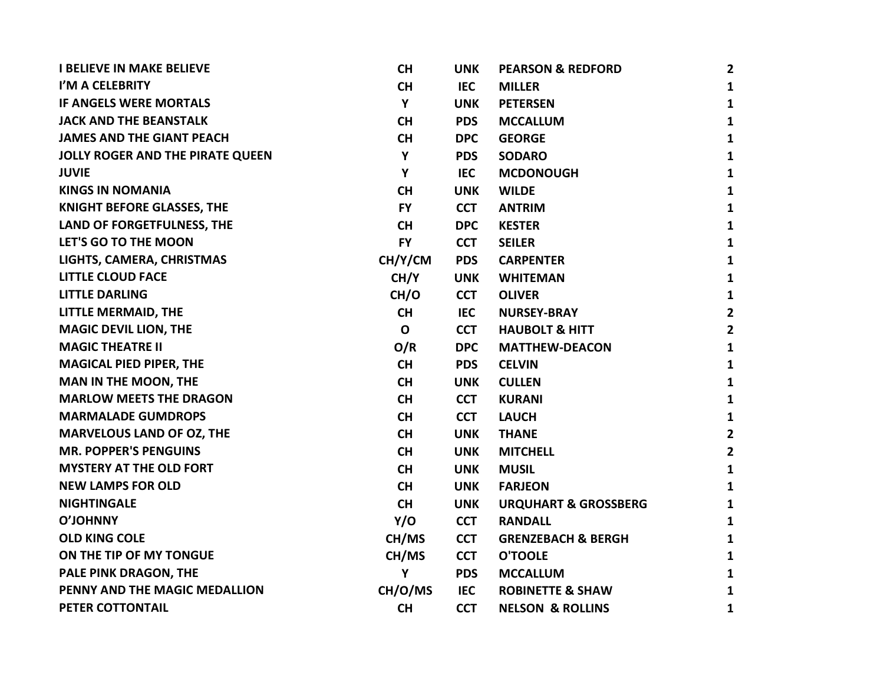| I BELIEVE IN MAKE BELIEVE | CH | UNK | PEARSON & REDFORD | 2 |
|---|---|---|---|---|
| I'M A CELEBRITY | CH | IEC | MILLER | 1 |
| IF ANGELS WERE MORTALS | Y | UNK | PETERSEN | 1 |
| JACK AND THE BEANSTALK | CH | PDS | MCCALLUM | 1 |
| JAMES AND THE GIANT PEACH | CH | DPC | GEORGE | 1 |
| JOLLY ROGER AND THE PIRATE QUEEN | Y | PDS | SODARO | 1 |
| JUVIE | Y | IEC | MCDONOUGH | 1 |
| KINGS IN NOMANIA | CH | UNK | WILDE | 1 |
| KNIGHT BEFORE GLASSES, THE | FY | CCT | ANTRIM | 1 |
| LAND OF FORGETFULNESS, THE | CH | DPC | KESTER | 1 |
| LET'S GO TO THE MOON | FY | CCT | SEILER | 1 |
| LIGHTS, CAMERA, CHRISTMAS | CH/Y/CM | PDS | CARPENTER | 1 |
| LITTLE CLOUD FACE | CH/Y | UNK | WHITEMAN | 1 |
| LITTLE DARLING | CH/O | CCT | OLIVER | 1 |
| LITTLE MERMAID, THE | CH | IEC | NURSEY-BRAY | 2 |
| MAGIC DEVIL LION, THE | O | CCT | HAUBOLT & HITT | 2 |
| MAGIC THEATRE II | O/R | DPC | MATTHEW-DEACON | 1 |
| MAGICAL PIED PIPER, THE | CH | PDS | CELVIN | 1 |
| MAN IN THE MOON, THE | CH | UNK | CULLEN | 1 |
| MARLOW MEETS THE DRAGON | CH | CCT | KURANI | 1 |
| MARMALADE GUMDROPS | CH | CCT | LAUCH | 1 |
| MARVELOUS LAND OF OZ, THE | CH | UNK | THANE | 2 |
| MR. POPPER'S PENGUINS | CH | UNK | MITCHELL | 2 |
| MYSTERY AT THE OLD FORT | CH | UNK | MUSIL | 1 |
| NEW LAMPS FOR OLD | CH | UNK | FARJEON | 1 |
| NIGHTINGALE | CH | UNK | URQUHART & GROSSBERG | 1 |
| O'JOHNNY | Y/O | CCT | RANDALL | 1 |
| OLD KING COLE | CH/MS | CCT | GRENZEBACH & BERGH | 1 |
| ON THE TIP OF MY TONGUE | CH/MS | CCT | O'TOOLE | 1 |
| PALE PINK DRAGON, THE | Y | PDS | MCCALLUM | 1 |
| PENNY AND THE MAGIC MEDALLION | CH/O/MS | IEC | ROBINETTE & SHAW | 1 |
| PETER COTTONTAIL | CH | CCT | NELSON & ROLLINS | 1 |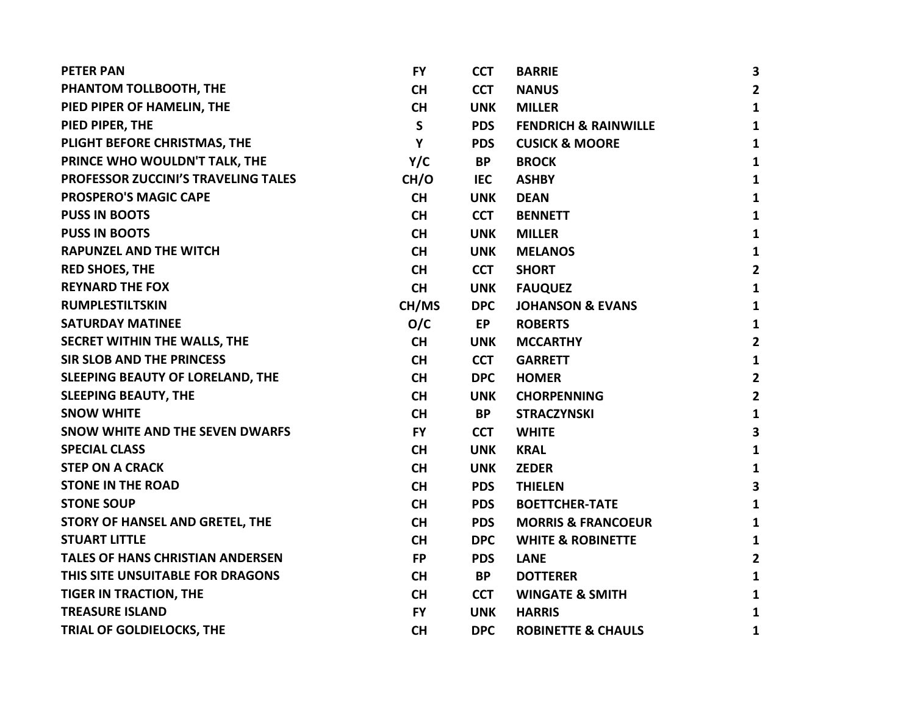| | | | | |
|---|---|---|---|---|
| **PETER PAN** | **FY** | **CCT** | **BARRIE** | **3** |
| **PHANTOM TOLLBOOTH, THE** | **CH** | **CCT** | **NANUS** | **2** |
| **PIED PIPER OF HAMELIN, THE** | **CH** | **UNK** | **MILLER** | **1** |
| **PIED PIPER, THE** | **S** | **PDS** | **FENDRICH & RAINWILLE** | **1** |
| **PLIGHT BEFORE CHRISTMAS, THE** | **Y** | **PDS** | **CUSICK & MOORE** | **1** |
| **PRINCE WHO WOULDN'T TALK, THE** | **Y/C** | **BP** | **BROCK** | **1** |
| **PROFESSOR ZUCCINI'S TRAVELING TALES** | **CH/O** | **IEC** | **ASHBY** | **1** |
| **PROSPERO'S MAGIC CAPE** | **CH** | **UNK** | **DEAN** | **1** |
| **PUSS IN BOOTS** | **CH** | **CCT** | **BENNETT** | **1** |
| **PUSS IN BOOTS** | **CH** | **UNK** | **MILLER** | **1** |
| **RAPUNZEL AND THE WITCH** | **CH** | **UNK** | **MELANOS** | **1** |
| **RED SHOES, THE** | **CH** | **CCT** | **SHORT** | **2** |
| **REYNARD THE FOX** | **CH** | **UNK** | **FAUQUEZ** | **1** |
| **RUMPLESTILTSKIN** | **CH/MS** | **DPC** | **JOHANSON & EVANS** | **1** |
| **SATURDAY MATINEE** | **O/C** | **EP** | **ROBERTS** | **1** |
| **SECRET WITHIN THE WALLS, THE** | **CH** | **UNK** | **MCCARTHY** | **2** |
| **SIR SLOB AND THE PRINCESS** | **CH** | **CCT** | **GARRETT** | **1** |
| **SLEEPING BEAUTY OF LORELAND, THE** | **CH** | **DPC** | **HOMER** | **2** |
| **SLEEPING BEAUTY, THE** | **CH** | **UNK** | **CHORPENNING** | **2** |
| **SNOW WHITE** | **CH** | **BP** | **STRACZYNSKI** | **1** |
| **SNOW WHITE AND THE SEVEN DWARFS** | **FY** | **CCT** | **WHITE** | **3** |
| **SPECIAL CLASS** | **CH** | **UNK** | **KRAL** | **1** |
| **STEP ON A CRACK** | **CH** | **UNK** | **ZEDER** | **1** |
| **STONE IN THE ROAD** | **CH** | **PDS** | **THIELEN** | **3** |
| **STONE SOUP** | **CH** | **PDS** | **BOETTCHER-TATE** | **1** |
| **STORY OF HANSEL AND GRETEL, THE** | **CH** | **PDS** | **MORRIS & FRANCOEUR** | **1** |
| **STUART LITTLE** | **CH** | **DPC** | **WHITE & ROBINETTE** | **1** |
| **TALES OF HANS CHRISTIAN ANDERSEN** | **FP** | **PDS** | **LANE** | **2** |
| **THIS SITE UNSUITABLE FOR DRAGONS** | **CH** | **BP** | **DOTTERER** | **1** |
| **TIGER IN TRACTION, THE** | **CH** | **CCT** | **WINGATE & SMITH** | **1** |
| **TREASURE ISLAND** | **FY** | **UNK** | **HARRIS** | **1** |
| **TRIAL OF GOLDIELOCKS, THE** | **CH** | **DPC** | **ROBINETTE & CHAULS** | **1** |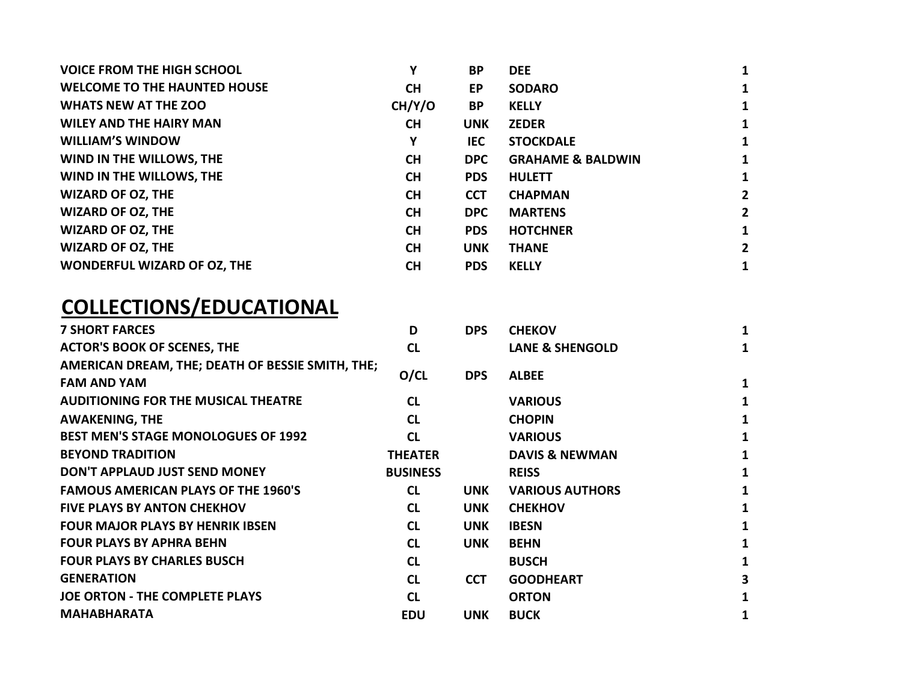| | | | | |
|---|---|---|---|---|
| VOICE FROM THE HIGH SCHOOL | Y | BP | DEE | 1 |
| WELCOME TO THE HAUNTED HOUSE | CH | EP | SODARO | 1 |
| WHATS NEW AT THE ZOO | CH/Y/O | BP | KELLY | 1 |
| WILEY AND THE HAIRY MAN | CH | UNK | ZEDER | 1 |
| WILLIAM'S WINDOW | Y | IEC | STOCKDALE | 1 |
| WIND IN THE WILLOWS, THE | CH | DPC | GRAHAME & BALDWIN | 1 |
| WIND IN THE WILLOWS, THE | CH | PDS | HULETT | 1 |
| WIZARD OF OZ, THE | CH | CCT | CHAPMAN | 2 |
| WIZARD OF OZ, THE | CH | DPC | MARTENS | 2 |
| WIZARD OF OZ, THE | CH | PDS | HOTCHNER | 1 |
| WIZARD OF OZ, THE | CH | UNK | THANE | 2 |
| WONDERFUL WIZARD OF OZ, THE | CH | PDS | KELLY | 1 |

## COLLECTIONS/EDUCATIONAL

| | | | | |
|---|---|---|---|---|
| 7 SHORT FARCES | D | DPS | CHEKOV | 1 |
| ACTOR'S BOOK OF SCENES, THE | CL | | LANE & SHENGOLD | 1 |
| AMERICAN DREAM, THE; DEATH OF BESSIE SMITH, THE; FAM AND YAM | O/CL | DPS | ALBEE | 1 |
| AUDITIONING FOR THE MUSICAL THEATRE | CL | | VARIOUS | 1 |
| AWAKENING, THE | CL | | CHOPIN | 1 |
| BEST MEN'S STAGE MONOLOGUES OF 1992 | CL | | VARIOUS | 1 |
| BEYOND TRADITION | THEATER | | DAVIS & NEWMAN | 1 |
| DON'T APPLAUD JUST SEND MONEY | BUSINESS | | REISS | 1 |
| FAMOUS AMERICAN PLAYS OF THE 1960'S | CL | UNK | VARIOUS AUTHORS | 1 |
| FIVE PLAYS BY ANTON CHEKHOV | CL | UNK | CHEKHOV | 1 |
| FOUR MAJOR PLAYS BY HENRIK IBSEN | CL | UNK | IBESN | 1 |
| FOUR PLAYS BY APHRA BEHN | CL | UNK | BEHN | 1 |
| FOUR PLAYS BY CHARLES BUSCH | CL | | BUSCH | 1 |
| GENERATION | CL | CCT | GOODHEART | 3 |
| JOE ORTON - THE COMPLETE PLAYS | CL | | ORTON | 1 |
| MAHABHARATA | EDU | UNK | BUCK | 1 |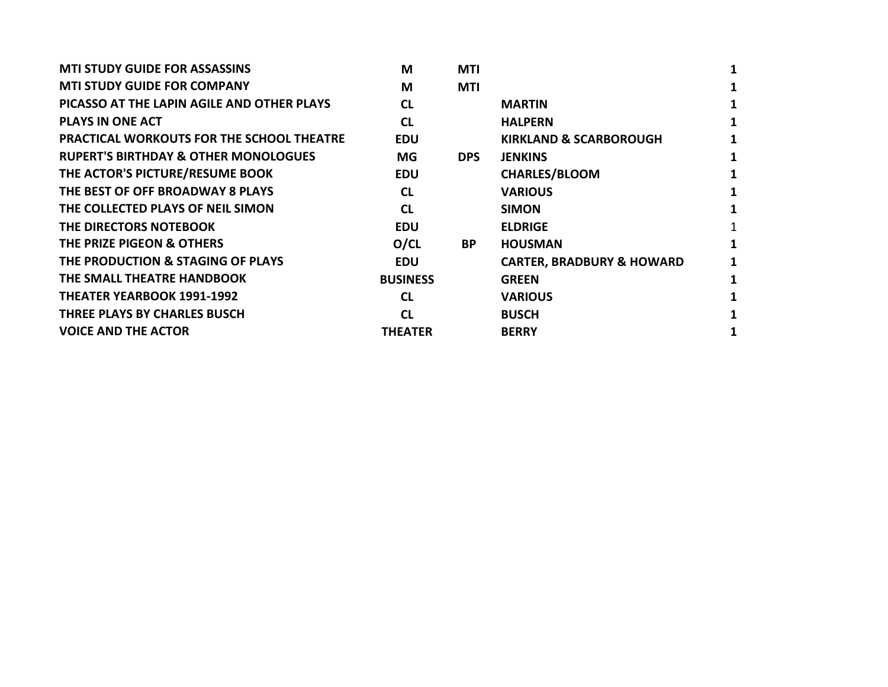| | | | | |
|---|---|---|---|---|
| MTI STUDY GUIDE FOR ASSASSINS | M | MTI | | 1 |
| MTI STUDY GUIDE FOR COMPANY | M | MTI | | 1 |
| PICASSO AT THE LAPIN AGILE AND OTHER PLAYS | CL | | MARTIN | 1 |
| PLAYS IN ONE ACT | CL | | HALPERN | 1 |
| PRACTICAL WORKOUTS FOR THE SCHOOL THEATRE | EDU | | KIRKLAND & SCARBOROUGH | 1 |
| RUPERT'S BIRTHDAY & OTHER MONOLOGUES | MG | DPS | JENKINS | 1 |
| THE ACTOR'S PICTURE/RESUME BOOK | EDU | | CHARLES/BLOOM | 1 |
| THE BEST OF OFF BROADWAY 8 PLAYS | CL | | VARIOUS | 1 |
| THE COLLECTED PLAYS OF NEIL SIMON | CL | | SIMON | 1 |
| THE DIRECTORS NOTEBOOK | EDU | | ELDRIGE | 1 |
| THE PRIZE PIGEON & OTHERS | O/CL | BP | HOUSMAN | 1 |
| THE PRODUCTION & STAGING OF PLAYS | EDU | | CARTER, BRADBURY & HOWARD | 1 |
| THE SMALL THEATRE HANDBOOK | BUSINESS | | GREEN | 1 |
| THEATER YEARBOOK 1991-1992 | CL | | VARIOUS | 1 |
| THREE PLAYS BY CHARLES BUSCH | CL | | BUSCH | 1 |
| VOICE AND THE ACTOR | THEATER | | BERRY | 1 |